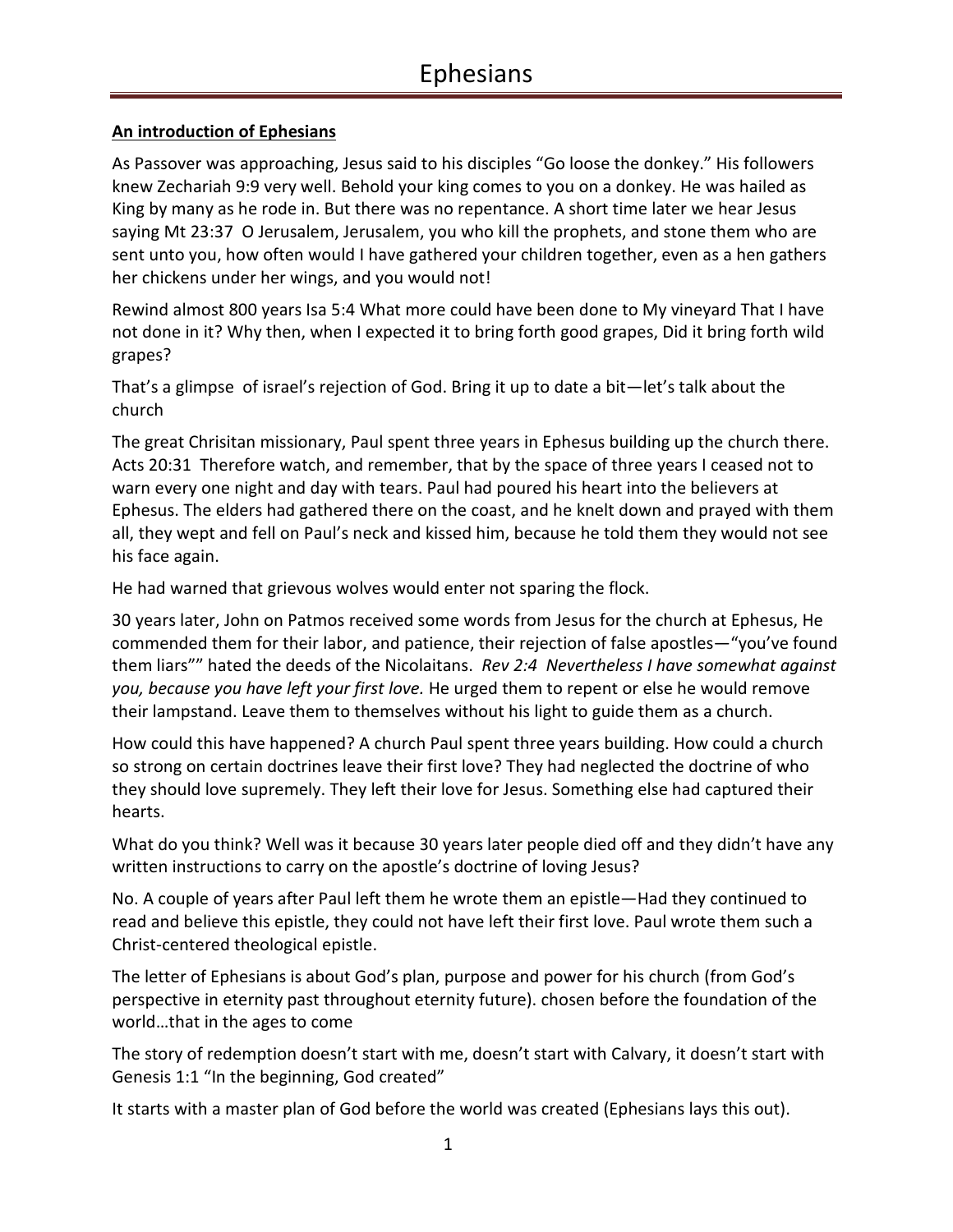# Ephesians

**An introduction of Ephesians**

As Passover was approaching, Jesus said to his disciples "Go loose the donkey." His followers knew Zechariah 9:9 very well. Behold your king comes to you on a donkey. He was hailed as King by many as he rode in. But there was no repentance. A short time later we hear Jesus saying Mt 23:37 O Jerusalem, Jerusalem, you who kill the prophets, and stone them who are sent unto you, how often would I have gathered your children together, even as a hen gathers her chickens under her wings, and you would not!

Rewind almost 800 years Isa 5:4 What more could have been done to My vineyard That I have not done in it? Why then, when I expected it to bring forth good grapes, Did it bring forth wild grapes?

That's a glimpse of israel's rejection of God. Bring it up to date a bit—let's talk about the church

The great Chrisitan missionary, Paul spent three years in Ephesus building up the church there. Acts 20:31 Therefore watch, and remember, that by the space of three years I ceased not to warn every one night and day with tears. Paul had poured his heart into the believers at Ephesus. The elders had gathered there on the coast, and he knelt down and prayed with them all, they wept and fell on Paul's neck and kissed him, because he told them they would not see his face again.

He had warned that grievous wolves would enter not sparing the flock.

30 years later, John on Patmos received some words from Jesus for the church at Ephesus, He commended them for their labor, and patience, their rejection of false apostles—"you've found them liars"" hated the deeds of the Nicolaitans. *Rev 2:4 Nevertheless I have somewhat against you, because you have left your first love.* He urged them to repent or else he would remove their lampstand. Leave them to themselves without his light to guide them as a church.

How could this have happened? A church Paul spent three years building. How could a church so strong on certain doctrines leave their first love? They had neglected the doctrine of who they should love supremely. They left their love for Jesus. Something else had captured their hearts.

What do you think? Well was it because 30 years later people died off and they didn't have any written instructions to carry on the apostle's doctrine of loving Jesus?

No. A couple of years after Paul left them he wrote them an epistle—Had they continued to read and believe this epistle, they could not have left their first love. Paul wrote them such a Christ-centered theological epistle.

The letter of Ephesians is about God's plan, purpose and power for his church (from God's perspective in eternity past throughout eternity future). chosen before the foundation of the world…that in the ages to come

The story of redemption doesn't start with me, doesn't start with Calvary, it doesn't start with Genesis 1:1 "In the beginning, God created"

It starts with a master plan of God before the world was created (Ephesians lays this out).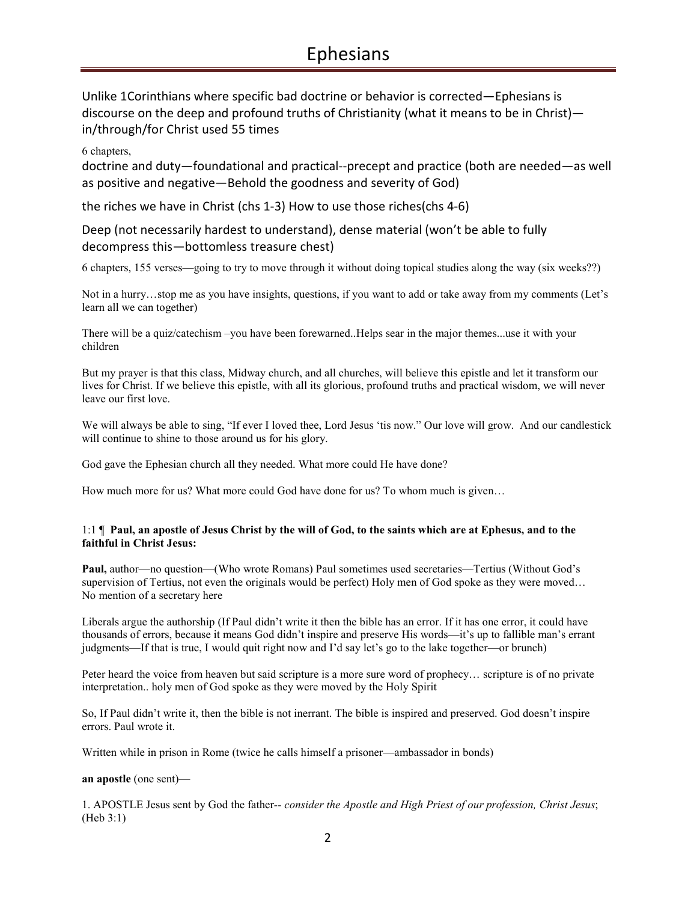# Ephesians

Unlike 1Corinthians where specific bad doctrine or behavior is corrected—Ephesians is discourse on the deep and profound truths of Christianity (what it means to be in Christ)—in/through/for Christ used 55 times

6 chapters,

doctrine and duty—foundational and practical--precept and practice (both are needed—as well as positive and negative—Behold the goodness and severity of God)

the riches we have in Christ (chs 1-3) How to use those riches(chs 4-6)

Deep (not necessarily hardest to understand), dense material (won't be able to fully decompress this—bottomless treasure chest)

6 chapters, 155 verses—going to try to move through it without doing topical studies along the way (six weeks??)

Not in a hurry…stop me as you have insights, questions, if you want to add or take away from my comments (Let's learn all we can together)

There will be a quiz/catechism –you have been forewarned..Helps sear in the major themes...use it with your children

But my prayer is that this class, Midway church, and all churches, will believe this epistle and let it transform our lives for Christ. If we believe this epistle, with all its glorious, profound truths and practical wisdom, we will never leave our first love.

We will always be able to sing, "If ever I loved thee, Lord Jesus 'tis now." Our love will grow. And our candlestick will continue to shine to those around us for his glory.

God gave the Ephesian church all they needed. What more could He have done?

How much more for us? What more could God have done for us? To whom much is given…

1:1 ¶ **Paul, an apostle of Jesus Christ by the will of God, to the saints which are at Ephesus, and to the faithful in Christ Jesus:**

**Paul,** author—no question—(Who wrote Romans) Paul sometimes used secretaries—Tertius (Without God's supervision of Tertius, not even the originals would be perfect) Holy men of God spoke as they were moved… No mention of a secretary here

Liberals argue the authorship (If Paul didn't write it then the bible has an error. If it has one error, it could have thousands of errors, because it means God didn't inspire and preserve His words—it's up to fallible man's errant judgments—If that is true, I would quit right now and I'd say let's go to the lake together—or brunch)

Peter heard the voice from heaven but said scripture is a more sure word of prophecy… scripture is of no private interpretation.. holy men of God spoke as they were moved by the Holy Spirit

So, If Paul didn't write it, then the bible is not inerrant. The bible is inspired and preserved. God doesn't inspire errors. Paul wrote it.

Written while in prison in Rome (twice he calls himself a prisoner—ambassador in bonds)

**an apostle** (one sent)—

1. APOSTLE Jesus sent by God the father-- *consider the Apostle and High Priest of our profession, Christ Jesus*; (Heb 3:1)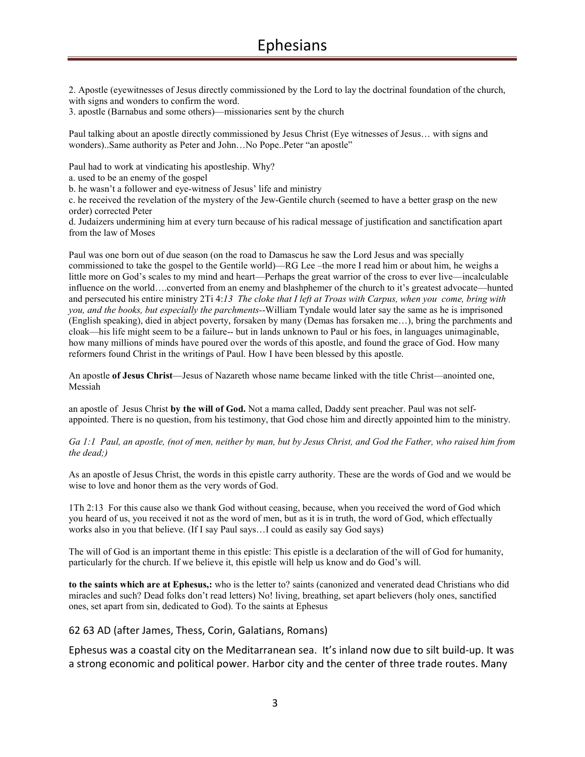2. Apostle (eyewitnesses of Jesus directly commissioned by the Lord to lay the doctrinal foundation of the church, with signs and wonders to confirm the word.
3. apostle (Barnabus and some others)—missionaries sent by the church

Paul talking about an apostle directly commissioned by Jesus Christ (Eye witnesses of Jesus… with signs and wonders)..Same authority as Peter and John…No Pope..Peter "an apostle"

Paul had to work at vindicating his apostleship. Why?
a. used to be an enemy of the gospel
b. he wasn't a follower and eye-witness of Jesus' life and ministry
c. he received the revelation of the mystery of the Jew-Gentile church (seemed to have a better grasp on the new order) corrected Peter
d. Judaizers undermining him at every turn because of his radical message of justification and sanctification apart from the law of Moses

Paul was one born out of due season (on the road to Damascus he saw the Lord Jesus and was specially commissioned to take the gospel to the Gentile world)—RG Lee –the more I read him or about him, he weighs a little more on God's scales to my mind and heart—Perhaps the great warrior of the cross to ever live—incalculable influence on the world….converted from an enemy and blashphemer of the church to it's greatest advocate—hunted and persecuted his entire ministry 2Ti 4:*13 The cloke that I left at Troas with Carpus, when you come, bring with you, and the books, but especially the parchments*--William Tyndale would later say the same as he is imprisoned (English speaking), died in abject poverty, forsaken by many (Demas has forsaken me…), bring the parchments and cloak—his life might seem to be a failure-- but in lands unknown to Paul or his foes, in languages unimaginable, how many millions of minds have poured over the words of this apostle, and found the grace of God. How many reformers found Christ in the writings of Paul. How I have been blessed by this apostle.

An apostle **of Jesus Christ**—Jesus of Nazareth whose name became linked with the title Christ—anointed one, Messiah

an apostle of Jesus Christ **by the will of God.** Not a mama called, Daddy sent preacher. Paul was not self-appointed. There is no question, from his testimony, that God chose him and directly appointed him to the ministry.

*Ga 1:1 Paul, an apostle, (not of men, neither by man, but by Jesus Christ, and God the Father, who raised him from the dead;)*

As an apostle of Jesus Christ, the words in this epistle carry authority. These are the words of God and we would be wise to love and honor them as the very words of God.

1Th 2:13 For this cause also we thank God without ceasing, because, when you received the word of God which you heard of us, you received it not as the word of men, but as it is in truth, the word of God, which effectually works also in you that believe. (If I say Paul says…I could as easily say God says)

The will of God is an important theme in this epistle: This epistle is a declaration of the will of God for humanity, particularly for the church. If we believe it, this epistle will help us know and do God's will.

**to the saints which are at Ephesus,:** who is the letter to? saints (canonized and venerated dead Christians who did miracles and such? Dead folks don't read letters) No! living, breathing, set apart believers (holy ones, sanctified ones, set apart from sin, dedicated to God). To the saints at Ephesus

62 63 AD (after James, Thess, Corin, Galatians, Romans)

Ephesus was a coastal city on the Meditarranean sea. It's inland now due to silt build-up. It was a strong economic and political power. Harbor city and the center of three trade routes. Many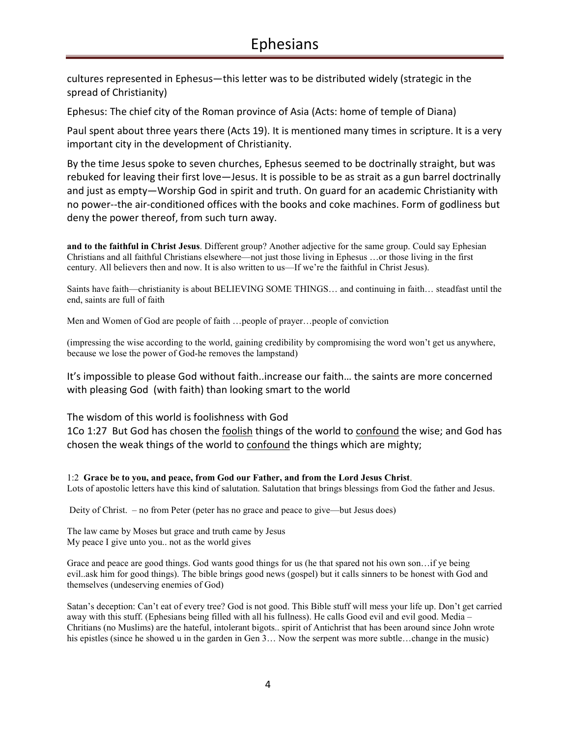cultures represented in Ephesus—this letter was to be distributed widely (strategic in the spread of Christianity)

Ephesus: The chief city of the Roman province of Asia (Acts: home of temple of Diana)

Paul spent about three years there (Acts 19). It is mentioned many times in scripture. It is a very important city in the development of Christianity.

By the time Jesus spoke to seven churches, Ephesus seemed to be doctrinally straight, but was rebuked for leaving their first love—Jesus. It is possible to be as strait as a gun barrel doctrinally and just as empty—Worship God in spirit and truth. On guard for an academic Christianity with no power--the air-conditioned offices with the books and coke machines. Form of godliness but deny the power thereof, from such turn away.

**and to the faithful in Christ Jesus**. Different group? Another adjective for the same group. Could say Ephesian Christians and all faithful Christians elsewhere—not just those living in Ephesus …or those living in the first century. All believers then and now. It is also written to us—If we're the faithful in Christ Jesus).

Saints have faith—christianity is about BELIEVING SOME THINGS… and continuing in faith… steadfast until the end, saints are full of faith

Men and Women of God are people of faith …people of prayer…people of conviction

(impressing the wise according to the world, gaining credibility by compromising the word won't get us anywhere, because we lose the power of God-he removes the lampstand)

It's impossible to please God without faith..increase our faith… the saints are more concerned with pleasing God (with faith) than looking smart to the world

The wisdom of this world is foolishness with God
1Co 1:27 But God has chosen the foolish things of the world to confound the wise; and God has chosen the weak things of the world to confound the things which are mighty;

1:2 **Grace be to you, and peace, from God our Father, and from the Lord Jesus Christ**.
Lots of apostolic letters have this kind of salutation. Salutation that brings blessings from God the father and Jesus.

Deity of Christ. – no from Peter (peter has no grace and peace to give—but Jesus does)

The law came by Moses but grace and truth came by Jesus
My peace I give unto you.. not as the world gives

Grace and peace are good things. God wants good things for us (he that spared not his own son…if ye being evil..ask him for good things). The bible brings good news (gospel) but it calls sinners to be honest with God and themselves (undeserving enemies of God)

Satan's deception: Can't eat of every tree? God is not good. This Bible stuff will mess your life up. Don't get carried away with this stuff. (Ephesians being filled with all his fullness). He calls Good evil and evil good. Media – Chritians (no Muslims) are the hateful, intolerant bigots.. spirit of Antichrist that has been around since John wrote his epistles (since he showed u in the garden in Gen 3… Now the serpent was more subtle…change in the music)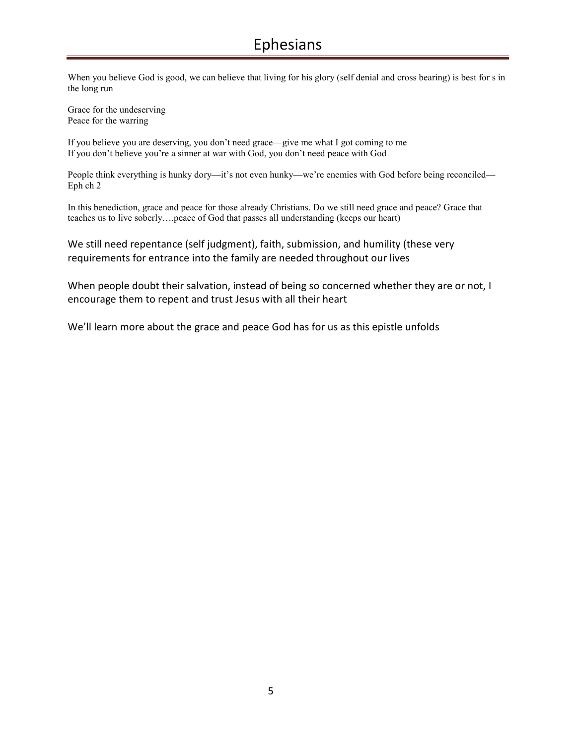When you believe God is good, we can believe that living for his glory (self denial and cross bearing) is best for s in the long run

Grace for the undeserving
Peace for the warring

If you believe you are deserving, you don't need grace—give me what I got coming to me
If you don't believe you're a sinner at war with God, you don't need peace with God

People think everything is hunky dory—it's not even hunky—we're enemies with God before being reconciled—Eph ch 2

In this benediction, grace and peace for those already Christians. Do we still need grace and peace? Grace that teaches us to live soberly….peace of God that passes all understanding (keeps our heart)

We still need repentance (self judgment), faith, submission, and humility (these very requirements for entrance into the family are needed throughout our lives

When people doubt their salvation, instead of being so concerned whether they are or not, I encourage them to repent and trust Jesus with all their heart

We'll learn more about the grace and peace God has for us as this epistle unfolds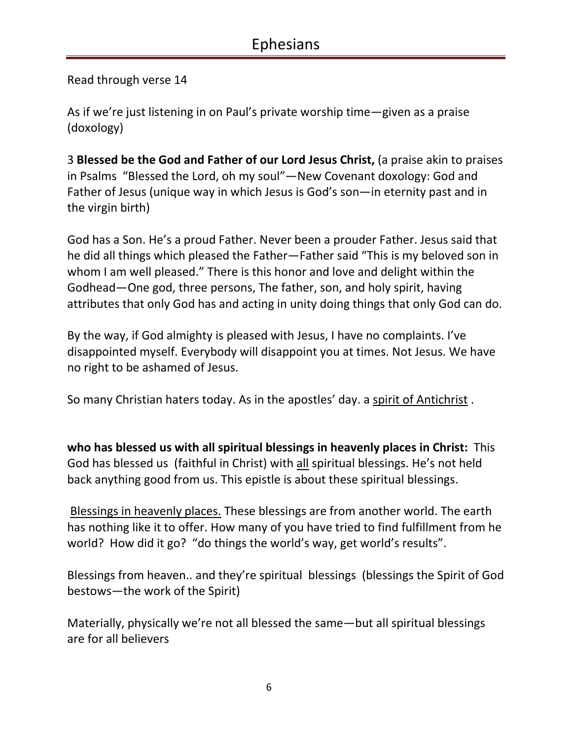Read through verse 14

As if we're just listening in on Paul's private worship time—given as a praise (doxology)

3 **Blessed be the God and Father of our Lord Jesus Christ,** (a praise akin to praises in Psalms "Blessed the Lord, oh my soul"—New Covenant doxology: God and Father of Jesus (unique way in which Jesus is God's son—in eternity past and in the virgin birth)

God has a Son. He's a proud Father. Never been a prouder Father. Jesus said that he did all things which pleased the Father—Father said "This is my beloved son in whom I am well pleased." There is this honor and love and delight within the Godhead—One god, three persons, The father, son, and holy spirit, having attributes that only God has and acting in unity doing things that only God can do.

By the way, if God almighty is pleased with Jesus, I have no complaints. I've disappointed myself. Everybody will disappoint you at times. Not Jesus. We have no right to be ashamed of Jesus.

So many Christian haters today. As in the apostles' day. a <u>spirit of Antichrist</u> .

**who has blessed us with all spiritual blessings in heavenly places in Christ:** This God has blessed us (faithful in Christ) with <u>all</u> spiritual blessings. He's not held back anything good from us. This epistle is about these spiritual blessings.

<u>Blessings in heavenly places.</u> These blessings are from another world. The earth has nothing like it to offer. How many of you have tried to find fulfillment from he world? How did it go? "do things the world's way, get world's results".

Blessings from heaven.. and they're spiritual blessings (blessings the Spirit of God bestows—the work of the Spirit)

Materially, physically we're not all blessed the same—but all spiritual blessings are for all believers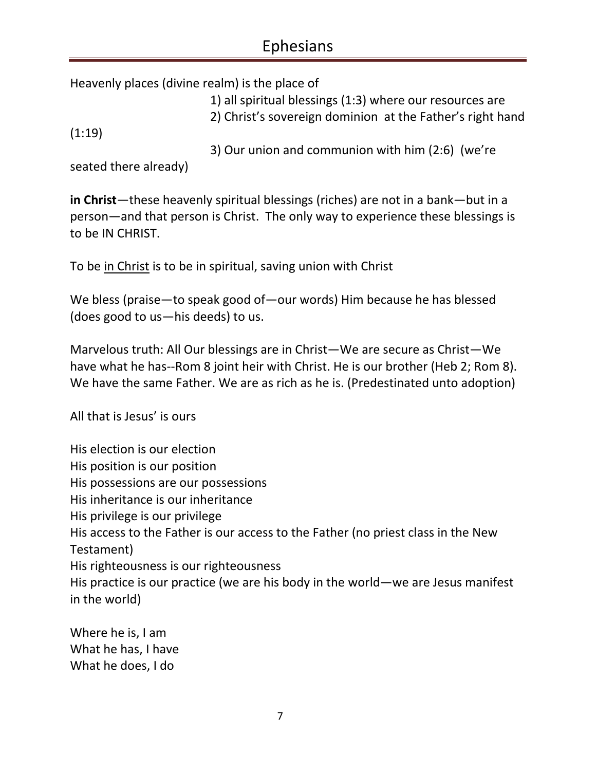Heavenly places (divine realm) is the place of

1) all spiritual blessings (1:3) where our resources are
2) Christ's sovereign dominion at the Father's right hand (1:19)
3) Our union and communion with him (2:6) (we're seated there already)

**in Christ**—these heavenly spiritual blessings (riches) are not in a bank—but in a person—and that person is Christ. The only way to experience these blessings is to be IN CHRIST.

To be <u>in Christ</u> is to be in spiritual, saving union with Christ

We bless (praise—to speak good of—our words) Him because he has blessed (does good to us—his deeds) to us.

Marvelous truth: All Our blessings are in Christ—We are secure as Christ—We have what he has--Rom 8 joint heir with Christ. He is our brother (Heb 2; Rom 8). We have the same Father. We are as rich as he is. (Predestinated unto adoption)

All that is Jesus' is ours

His election is our election
His position is our position
His possessions are our possessions
His inheritance is our inheritance
His privilege is our privilege
His access to the Father is our access to the Father (no priest class in the New Testament)
His righteousness is our righteousness
His practice is our practice (we are his body in the world—we are Jesus manifest in the world)

Where he is, I am
What he has, I have
What he does, I do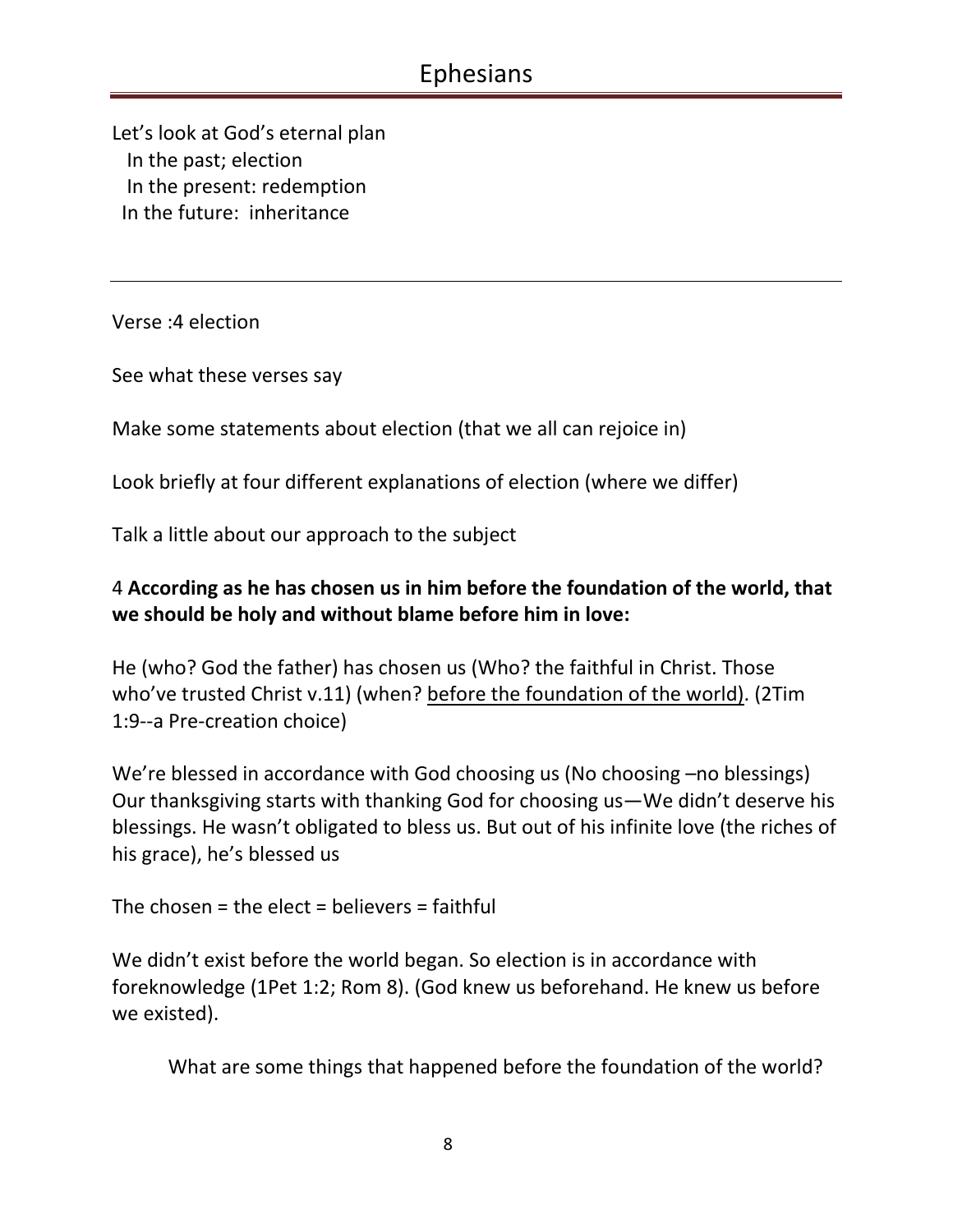Let's look at God's eternal plan
In the past; election
In the present: redemption
In the future: inheritance

---

Verse :4 election

See what these verses say

Make some statements about election (that we all can rejoice in)

Look briefly at four different explanations of election (where we differ)

Talk a little about our approach to the subject

4 **According as he has chosen us in him before the foundation of the world, that we should be holy and without blame before him in love:**

He (who? God the father) has chosen us (Who? the faithful in Christ. Those who've trusted Christ v.11) (when? <u>before the foundation of the world)</u>. (2Tim 1:9--a Pre-creation choice)

We're blessed in accordance with God choosing us (No choosing –no blessings) Our thanksgiving starts with thanking God for choosing us—We didn't deserve his blessings. He wasn't obligated to bless us. But out of his infinite love (the riches of his grace), he's blessed us

The chosen = the elect = believers = faithful

We didn't exist before the world began. So election is in accordance with foreknowledge (1Pet 1:2; Rom 8). (God knew us beforehand. He knew us before we existed).

What are some things that happened before the foundation of the world?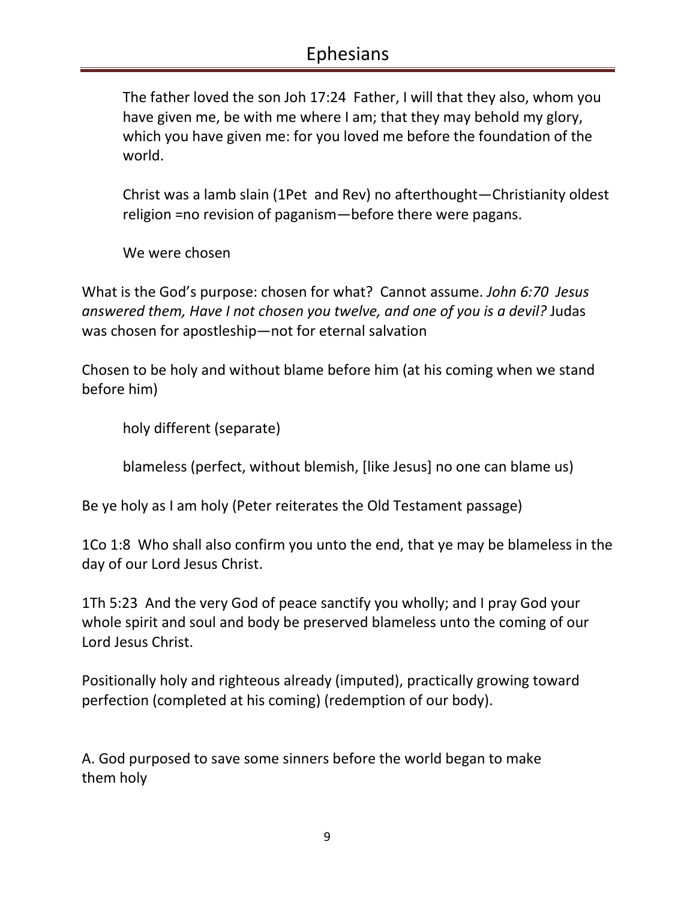The father loved the son Joh 17:24 Father, I will that they also, whom you have given me, be with me where I am; that they may behold my glory, which you have given me: for you loved me before the foundation of the world.

Christ was a lamb slain (1Pet and Rev) no afterthought—Christianity oldest religion =no revision of paganism—before there were pagans.

We were chosen

What is the God's purpose: chosen for what? Cannot assume. *John 6:70 Jesus answered them, Have I not chosen you twelve, and one of you is a devil?* Judas was chosen for apostleship—not for eternal salvation

Chosen to be holy and without blame before him (at his coming when we stand before him)

holy different (separate)

blameless (perfect, without blemish, [like Jesus] no one can blame us)

Be ye holy as I am holy (Peter reiterates the Old Testament passage)

1Co 1:8 Who shall also confirm you unto the end, that ye may be blameless in the day of our Lord Jesus Christ.

1Th 5:23 And the very God of peace sanctify you wholly; and I pray God your whole spirit and soul and body be preserved blameless unto the coming of our Lord Jesus Christ.

Positionally holy and righteous already (imputed), practically growing toward perfection (completed at his coming) (redemption of our body).

A. God purposed to save some sinners before the world began to make them holy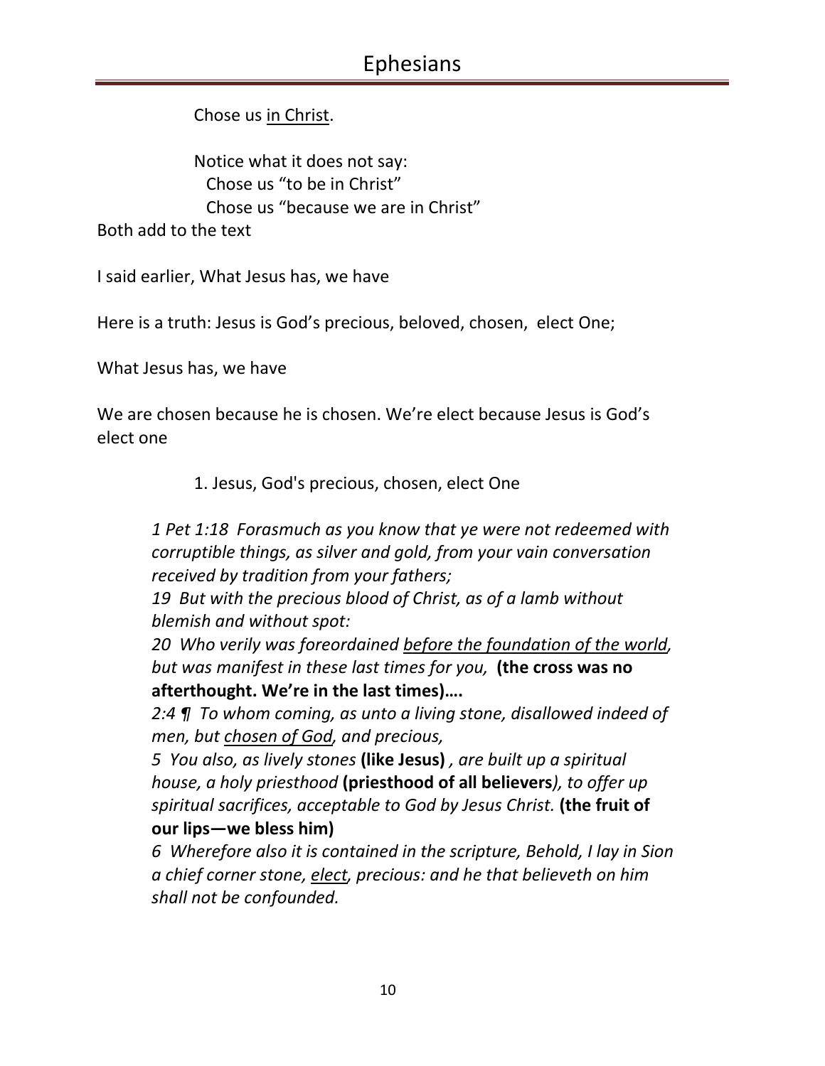Chose us <u>in Christ</u>.

Notice what it does not say:
Chose us “to be in Christ”
Chose us “because we are in Christ”

Both add to the text

I said earlier, What Jesus has, we have

Here is a truth: Jesus is God’s precious, beloved, chosen, elect One;

What Jesus has, we have

We are chosen because he is chosen. We’re elect because Jesus is God’s elect one

1. Jesus, God's precious, chosen, elect One

> *1 Pet 1:18 Forasmuch as you know that ye were not redeemed with corruptible things, as silver and gold, from your vain conversation received by tradition from your fathers;*
> *19 But with the precious blood of Christ, as of a lamb without blemish and without spot:*
> *20 Who verily was foreordained <u>before the foundation of the world</u>, but was manifest in these last times for you,* **(the cross was no afterthought. We’re in the last times)….**
> *2:4 ¶ To whom coming, as unto a living stone, disallowed indeed of men, but <u>chosen of God</u>, and precious,*
> *5 You also, as lively stones* **(like Jesus)** *, are built up a spiritual house, a holy priesthood* **(priesthood of all believers**), *to offer up spiritual sacrifices, acceptable to God by Jesus Christ.* **(the fruit of our lips—we bless him)**
> *6 Wherefore also it is contained in the scripture, Behold, I lay in Sion a chief corner stone, <u>elect</u>, precious: and he that believeth on him shall not be confounded.*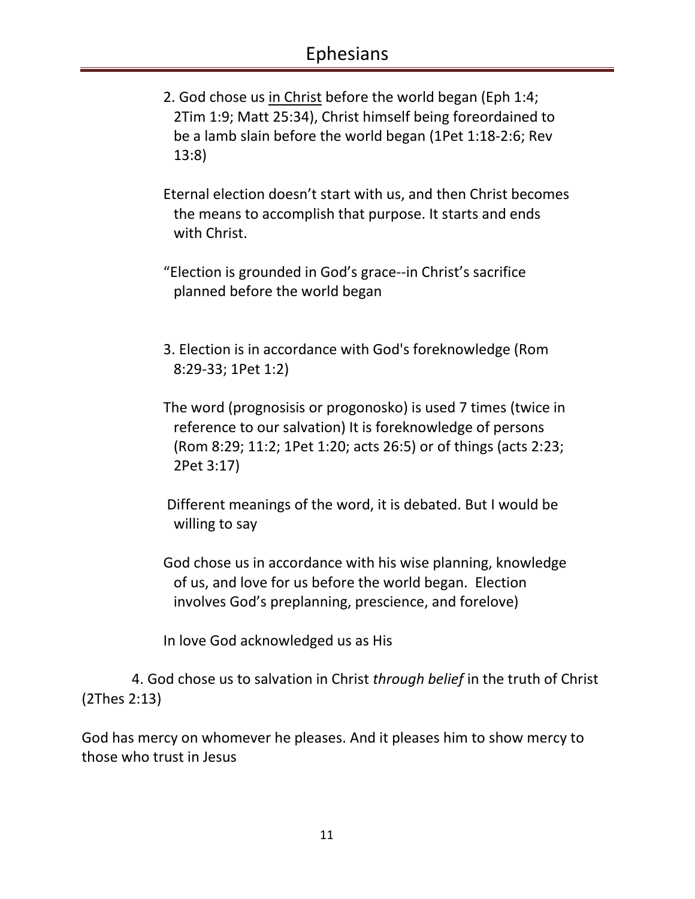2. God chose us <u>in Christ</u> before the world began (Eph 1:4; 2Tim 1:9; Matt 25:34), Christ himself being foreordained to be a lamb slain before the world began (1Pet 1:18-2:6; Rev 13:8)

Eternal election doesn't start with us, and then Christ becomes the means to accomplish that purpose. It starts and ends with Christ.

"Election is grounded in God's grace--in Christ's sacrifice planned before the world began

3. Election is in accordance with God's foreknowledge (Rom 8:29-33; 1Pet 1:2)

The word (prognosisis or progonosko) is used 7 times (twice in reference to our salvation) It is foreknowledge of persons (Rom 8:29; 11:2; 1Pet 1:20; acts 26:5) or of things (acts 2:23; 2Pet 3:17)

Different meanings of the word, it is debated. But I would be willing to say

God chose us in accordance with his wise planning, knowledge of us, and love for us before the world began. Election involves God's preplanning, prescience, and forelove)

In love God acknowledged us as His

4. God chose us to salvation in Christ *through belief* in the truth of Christ (2Thes 2:13)

God has mercy on whomever he pleases. And it pleases him to show mercy to those who trust in Jesus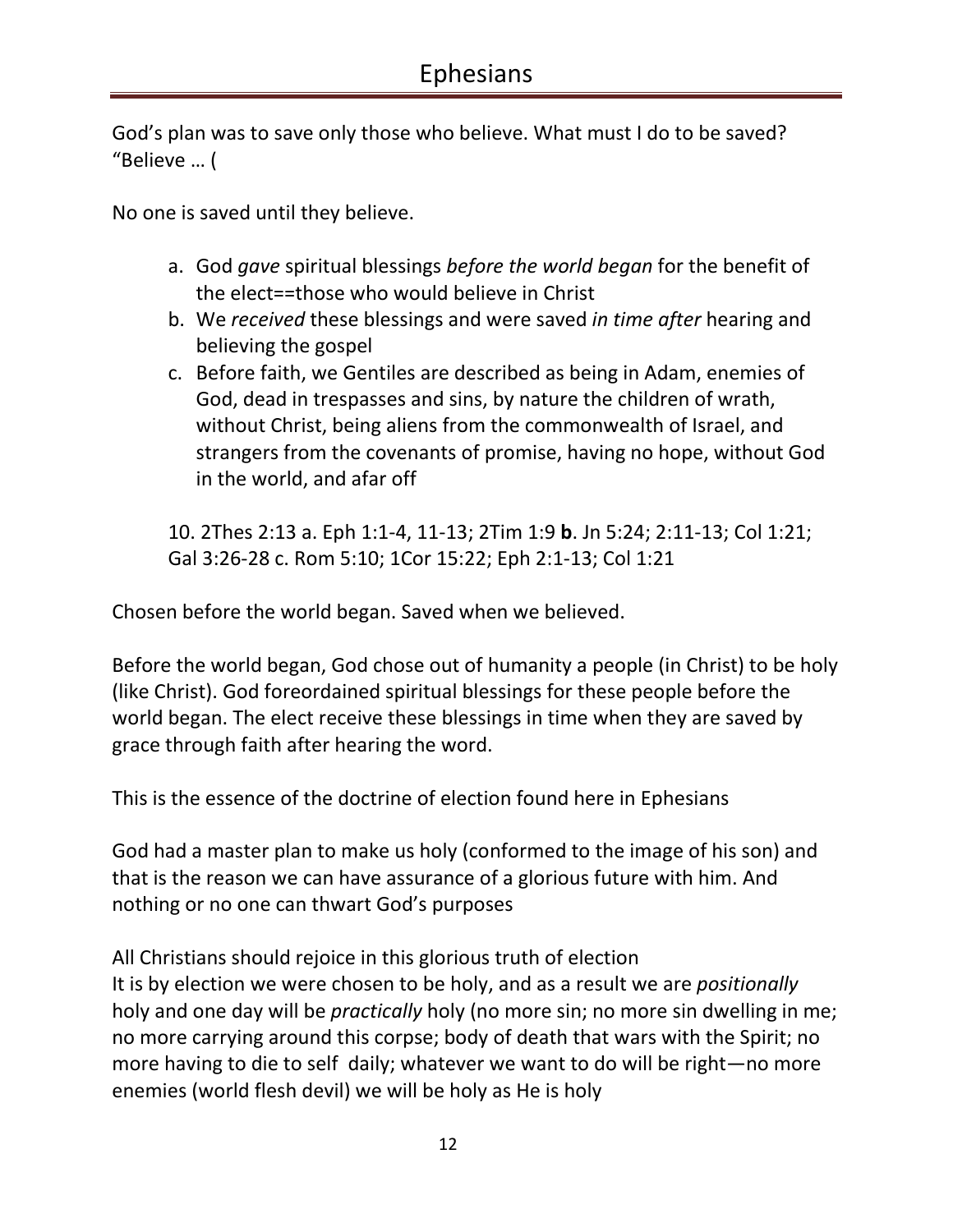God's plan was to save only those who believe. What must I do to be saved? "Believe … (

No one is saved until they believe.

a. God *gave* spiritual blessings *before the world began* for the benefit of the elect==those who would believe in Christ
b. We *received* these blessings and were saved *in time after* hearing and believing the gospel
c. Before faith, we Gentiles are described as being in Adam, enemies of God, dead in trespasses and sins, by nature the children of wrath, without Christ, being aliens from the commonwealth of Israel, and strangers from the covenants of promise, having no hope, without God in the world, and afar off

10. 2Thes 2:13 a. Eph 1:1-4, 11-13; 2Tim 1:9 **b**. Jn 5:24; 2:11-13; Col 1:21; Gal 3:26-28 c. Rom 5:10; 1Cor 15:22; Eph 2:1-13; Col 1:21

Chosen before the world began. Saved when we believed.

Before the world began, God chose out of humanity a people (in Christ) to be holy (like Christ). God foreordained spiritual blessings for these people before the world began. The elect receive these blessings in time when they are saved by grace through faith after hearing the word.

This is the essence of the doctrine of election found here in Ephesians

God had a master plan to make us holy (conformed to the image of his son) and that is the reason we can have assurance of a glorious future with him. And nothing or no one can thwart God's purposes

All Christians should rejoice in this glorious truth of election
It is by election we were chosen to be holy, and as a result we are *positionally* holy and one day will be *practically* holy (no more sin; no more sin dwelling in me; no more carrying around this corpse; body of death that wars with the Spirit; no more having to die to self daily; whatever we want to do will be right—no more enemies (world flesh devil) we will be holy as He is holy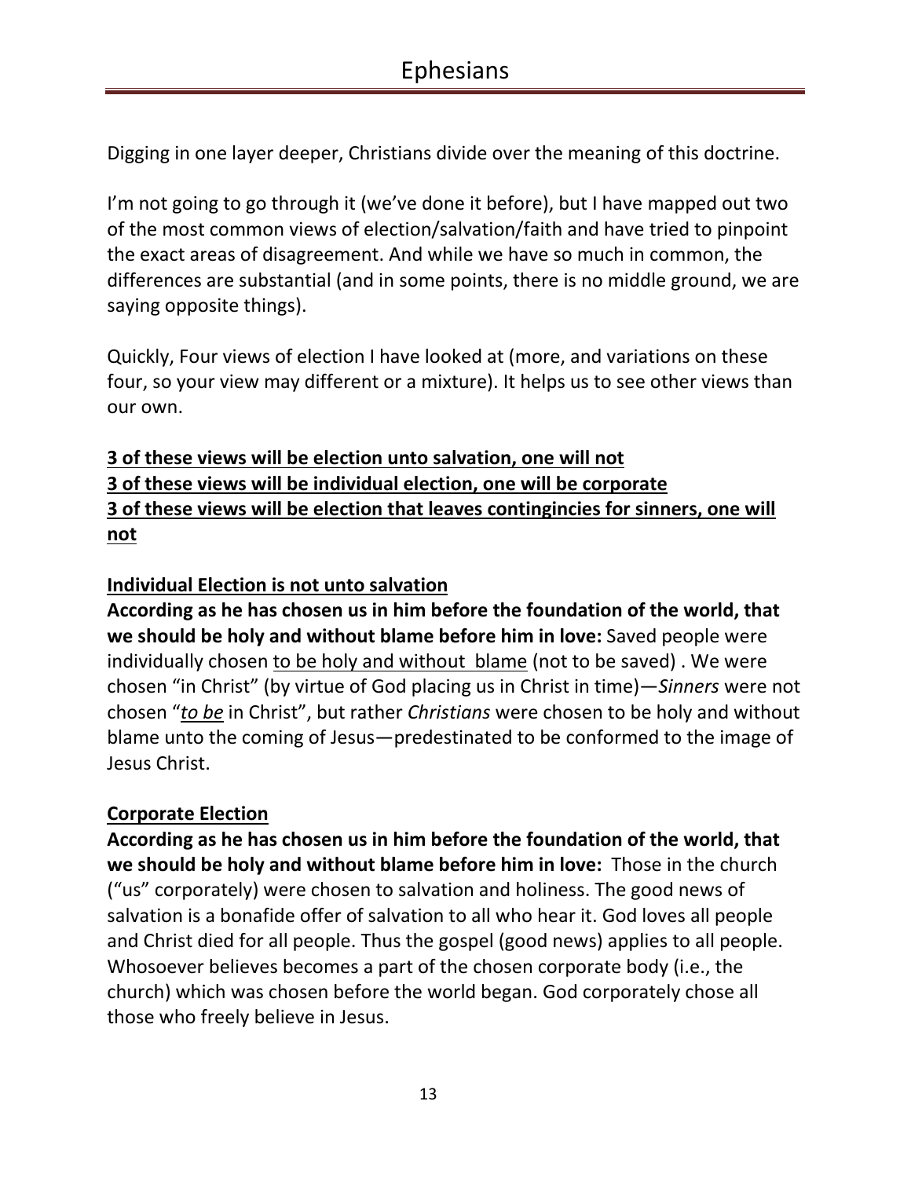Digging in one layer deeper, Christians divide over the meaning of this doctrine.

I'm not going to go through it (we've done it before), but I have mapped out two of the most common views of election/salvation/faith and have tried to pinpoint the exact areas of disagreement. And while we have so much in common, the differences are substantial (and in some points, there is no middle ground, we are saying opposite things).

Quickly, Four views of election I have looked at (more, and variations on these four, so your view may different or a mixture). It helps us to see other views than our own.

<u>**3 of these views will be election unto salvation, one will not**</u>
<u>**3 of these views will be individual election, one will be corporate**</u>
<u>**3 of these views will be election that leaves contingincies for sinners, one will not**</u>

<u>**Individual Election is not unto salvation**</u>

**According as he has chosen us in him before the foundation of the world, that we should be holy and without blame before him in love:** Saved people were individually chosen <u>to be holy and without blame</u> (not to be saved) . We were chosen "in Christ" (by virtue of God placing us in Christ in time)—*Sinners* were not chosen "*<u>to be</u>* in Christ", but rather *Christians* were chosen to be holy and without blame unto the coming of Jesus—predestinated to be conformed to the image of Jesus Christ.

<u>**Corporate Election**</u>

**According as he has chosen us in him before the foundation of the world, that we should be holy and without blame before him in love:** Those in the church ("us" corporately) were chosen to salvation and holiness. The good news of salvation is a bonafide offer of salvation to all who hear it. God loves all people and Christ died for all people. Thus the gospel (good news) applies to all people. Whosoever believes becomes a part of the chosen corporate body (i.e., the church) which was chosen before the world began. God corporately chose all those who freely believe in Jesus.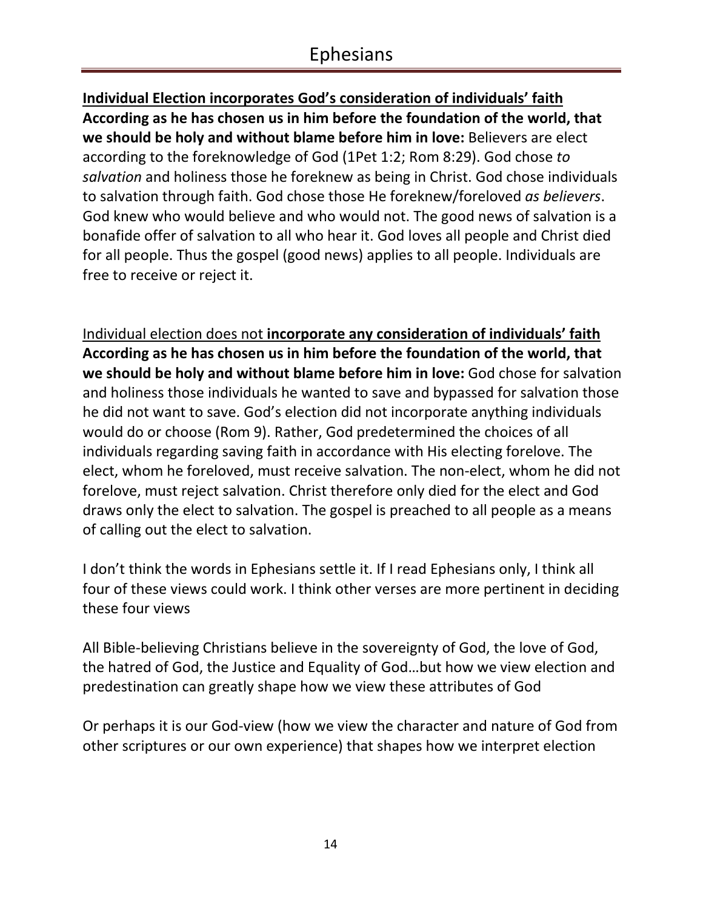**<u>Individual Election incorporates God's consideration of individuals' faith</u>**
**According as he has chosen us in him before the foundation of the world, that we should be holy and without blame before him in love:** Believers are elect according to the foreknowledge of God (1Pet 1:2; Rom 8:29). God chose *to salvation* and holiness those he foreknew as being in Christ. God chose individuals to salvation through faith. God chose those He foreknew/foreloved *as believers*. God knew who would believe and who would not. The good news of salvation is a bonafide offer of salvation to all who hear it. God loves all people and Christ died for all people. Thus the gospel (good news) applies to all people. Individuals are free to receive or reject it.

<u>Individual election does not</u> **<u>incorporate any consideration of individuals' faith</u>**
**According as he has chosen us in him before the foundation of the world, that we should be holy and without blame before him in love:** God chose for salvation and holiness those individuals he wanted to save and bypassed for salvation those he did not want to save. God's election did not incorporate anything individuals would do or choose (Rom 9). Rather, God predetermined the choices of all individuals regarding saving faith in accordance with His electing forelove. The elect, whom he foreloved, must receive salvation. The non-elect, whom he did not forelove, must reject salvation. Christ therefore only died for the elect and God draws only the elect to salvation. The gospel is preached to all people as a means of calling out the elect to salvation.

I don't think the words in Ephesians settle it. If I read Ephesians only, I think all four of these views could work. I think other verses are more pertinent in deciding these four views

All Bible-believing Christians believe in the sovereignty of God, the love of God, the hatred of God, the Justice and Equality of God…but how we view election and predestination can greatly shape how we view these attributes of God

Or perhaps it is our God-view (how we view the character and nature of God from other scriptures or our own experience) that shapes how we interpret election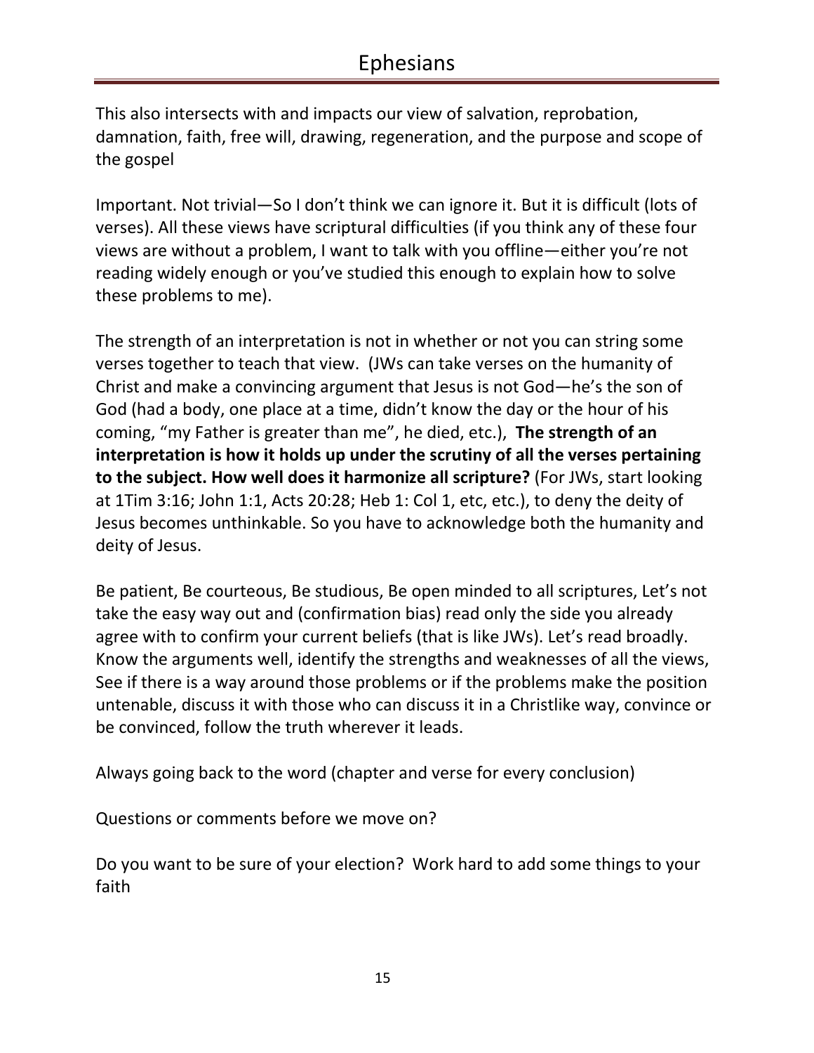This also intersects with and impacts our view of salvation, reprobation, damnation, faith, free will, drawing, regeneration, and the purpose and scope of the gospel

Important. Not trivial—So I don't think we can ignore it. But it is difficult (lots of verses). All these views have scriptural difficulties (if you think any of these four views are without a problem, I want to talk with you offline—either you're not reading widely enough or you've studied this enough to explain how to solve these problems to me).

The strength of an interpretation is not in whether or not you can string some verses together to teach that view. (JWs can take verses on the humanity of Christ and make a convincing argument that Jesus is not God—he's the son of God (had a body, one place at a time, didn't know the day or the hour of his coming, "my Father is greater than me", he died, etc.), **The strength of an interpretation is how it holds up under the scrutiny of all the verses pertaining to the subject. How well does it harmonize all scripture?** (For JWs, start looking at 1Tim 3:16; John 1:1, Acts 20:28; Heb 1: Col 1, etc, etc.), to deny the deity of Jesus becomes unthinkable. So you have to acknowledge both the humanity and deity of Jesus.

Be patient, Be courteous, Be studious, Be open minded to all scriptures, Let's not take the easy way out and (confirmation bias) read only the side you already agree with to confirm your current beliefs (that is like JWs). Let's read broadly. Know the arguments well, identify the strengths and weaknesses of all the views, See if there is a way around those problems or if the problems make the position untenable, discuss it with those who can discuss it in a Christlike way, convince or be convinced, follow the truth wherever it leads.

Always going back to the word (chapter and verse for every conclusion)

Questions or comments before we move on?

Do you want to be sure of your election? Work hard to add some things to your faith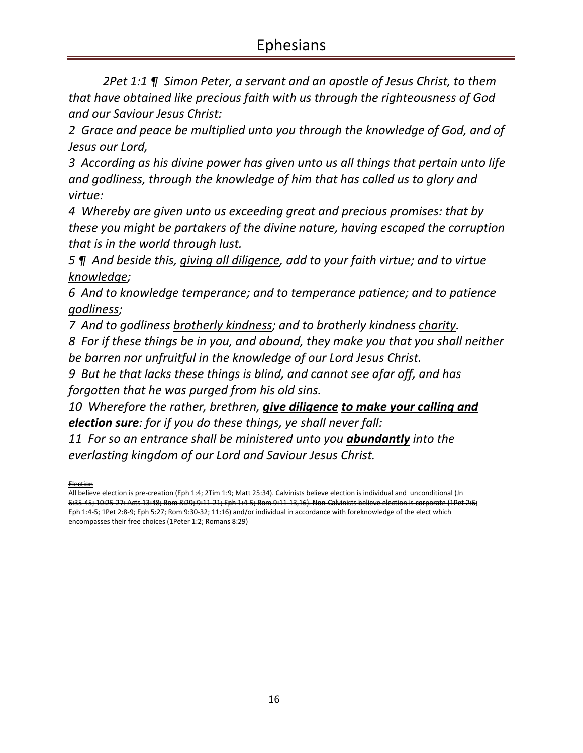*2Pet 1:1 ¶ Simon Peter, a servant and an apostle of Jesus Christ, to them that have obtained like precious faith with us through the righteousness of God and our Saviour Jesus Christ:*

*2 Grace and peace be multiplied unto you through the knowledge of God, and of Jesus our Lord,*

*3 According as his divine power has given unto us all things that pertain unto life and godliness, through the knowledge of him that has called us to glory and virtue:*

*4 Whereby are given unto us exceeding great and precious promises: that by these you might be partakers of the divine nature, having escaped the corruption that is in the world through lust.*

*5 ¶ And beside this, <u>giving all diligence</u>, add to your faith virtue; and to virtue <u>knowledge</u>;*

*6 And to knowledge <u>temperance</u>; and to temperance <u>patience</u>; and to patience <u>godliness</u>;*

*7 And to godliness <u>brotherly kindness</u>; and to brotherly kindness <u>charity</u>.*

*8 For if these things be in you, and abound, they make you that you shall neither be barren nor unfruitful in the knowledge of our Lord Jesus Christ.*

*9 But he that lacks these things is blind, and cannot see afar off, and has forgotten that he was purged from his old sins.*

*10 Wherefore the rather, brethren, **<u>give diligence</u>** **<u>to make your calling and election sure</u>**: for if you do these things, ye shall never fall:*

*11 For so an entrance shall be ministered unto you **<u>abundantly</u>** into the everlasting kingdom of our Lord and Saviour Jesus Christ.*

~~<u>Election</u>~~

~~All believe election is pre-creation (Eph 1:4; 2Tim 1:9; Matt 25:34). Calvinists believe election is individual and unconditional (Jn 6:35-45; 10:25-27: Acts 13:48; Rom 8:29; 9:11-21; Eph 1:4-5; Rom 9:11-13,16). Non-Calvinists believe election is corporate (1Pet 2:6; Eph 1:4-5; 1Pet 2:8-9; Eph 5:27; Rom 9:30-32; 11:16) and/or individual in accordance with foreknowledge of the elect which encompasses their free choices (1Peter 1:2; Romans 8:29)~~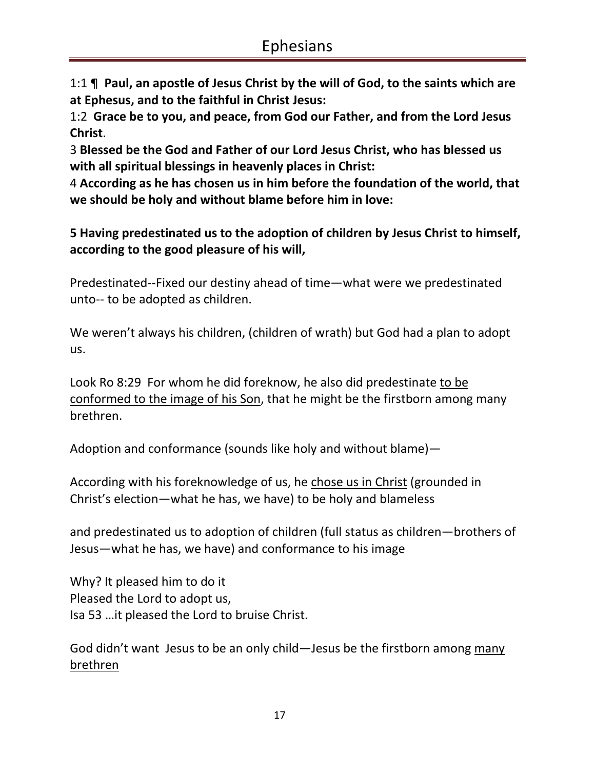# Ephesians

1:1 ¶ **Paul, an apostle of Jesus Christ by the will of God, to the saints which are at Ephesus, and to the faithful in Christ Jesus:**

1:2 **Grace be to you, and peace, from God our Father, and from the Lord Jesus Christ**.

3 **Blessed be the God and Father of our Lord Jesus Christ, who has blessed us with all spiritual blessings in heavenly places in Christ:**

4 **According as he has chosen us in him before the foundation of the world, that we should be holy and without blame before him in love:**

**5 Having predestinated us to the adoption of children by Jesus Christ to himself, according to the good pleasure of his will,**

Predestinated--Fixed our destiny ahead of time—what were we predestinated unto-- to be adopted as children.

We weren't always his children, (children of wrath) but God had a plan to adopt us.

Look Ro 8:29 For whom he did foreknow, he also did predestinate <u>to be conformed to the image of his Son</u>, that he might be the firstborn among many brethren.

Adoption and conformance (sounds like holy and without blame)—

According with his foreknowledge of us, he <u>chose us in Christ</u> (grounded in Christ's election—what he has, we have) to be holy and blameless

and predestinated us to adoption of children (full status as children—brothers of Jesus—what he has, we have) and conformance to his image

Why? It pleased him to do it
Pleased the Lord to adopt us,
Isa 53 …it pleased the Lord to bruise Christ.

God didn't want Jesus to be an only child—Jesus be the firstborn among <u>many brethren</u>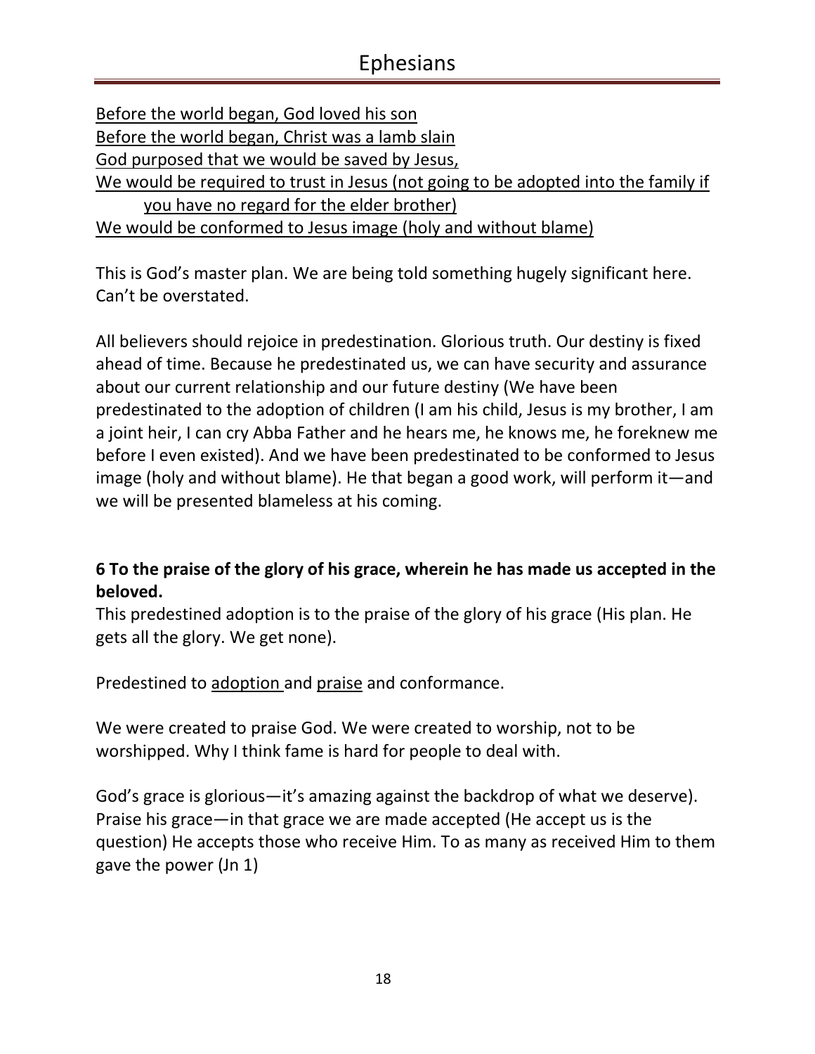<u>Before the world began, God loved his son</u>
<u>Before the world began, Christ was a lamb slain</u>
<u>God purposed that we would be saved by Jesus,</u>
<u>We would be required to trust in Jesus (not going to be adopted into the family if you have no regard for the elder brother)</u>
<u>We would be conformed to Jesus image (holy and without blame)</u>

This is God's master plan. We are being told something hugely significant here. Can't be overstated.

All believers should rejoice in predestination. Glorious truth. Our destiny is fixed ahead of time. Because he predestinated us, we can have security and assurance about our current relationship and our future destiny (We have been predestinated to the adoption of children (I am his child, Jesus is my brother, I am a joint heir, I can cry Abba Father and he hears me, he knows me, he foreknew me before I even existed). And we have been predestinated to be conformed to Jesus image (holy and without blame). He that began a good work, will perform it—and we will be presented blameless at his coming.

**6 To the praise of the glory of his grace, wherein he has made us accepted in the beloved.**

This predestined adoption is to the praise of the glory of his grace (His plan. He gets all the glory. We get none).

Predestined to <u>adoption</u> and <u>praise</u> and conformance.

We were created to praise God. We were created to worship, not to be worshipped. Why I think fame is hard for people to deal with.

God's grace is glorious—it's amazing against the backdrop of what we deserve). Praise his grace—in that grace we are made accepted (He accept us is the question) He accepts those who receive Him. To as many as received Him to them gave the power (Jn 1)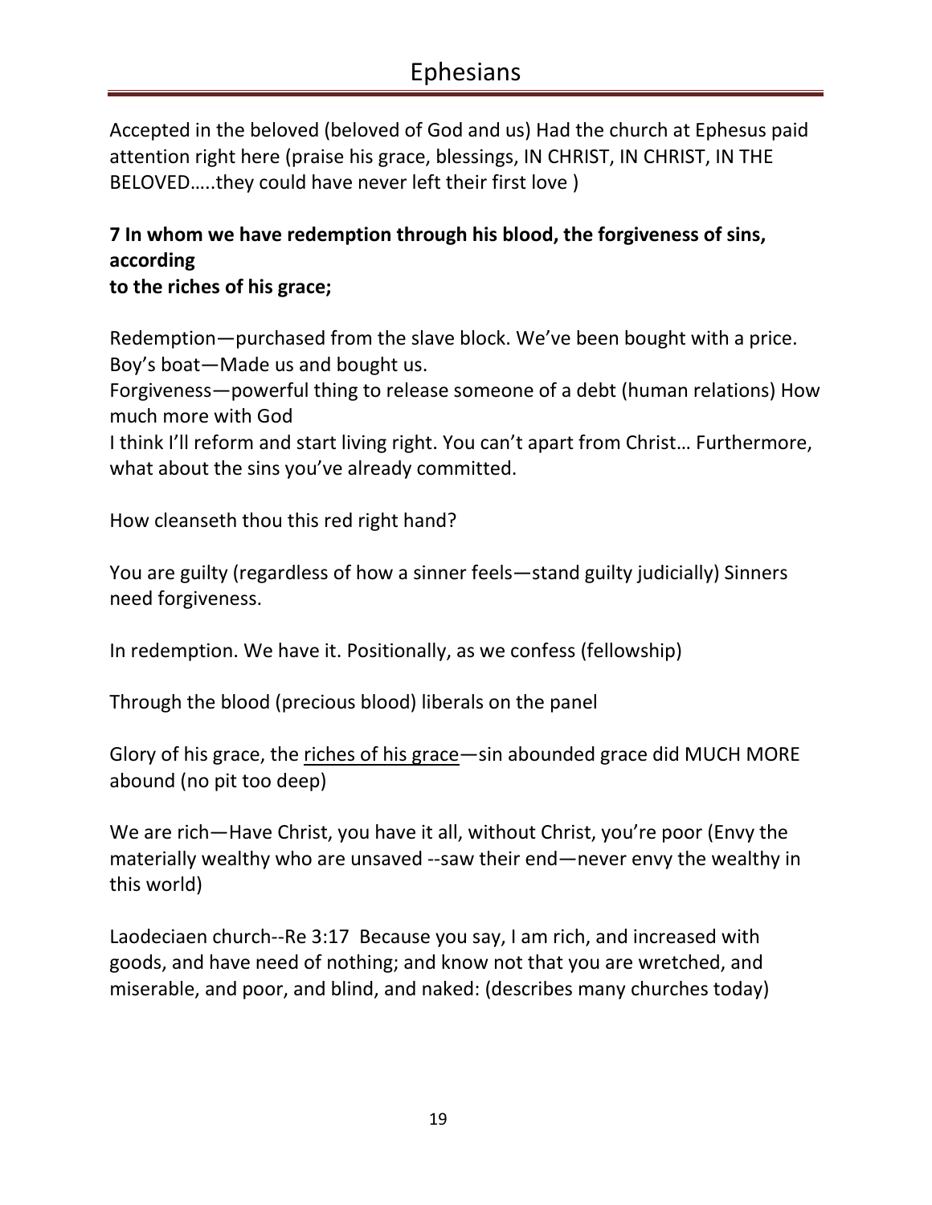Accepted in the beloved (beloved of God and us) Had the church at Ephesus paid attention right here (praise his grace, blessings, IN CHRIST, IN CHRIST, IN THE BELOVED…..they could have never left their first love )

**7 In whom we have redemption through his blood, the forgiveness of sins, according to the riches of his grace;**

Redemption—purchased from the slave block. We've been bought with a price. Boy's boat—Made us and bought us.

Forgiveness—powerful thing to release someone of a debt (human relations) How much more with God

I think I'll reform and start living right. You can't apart from Christ… Furthermore, what about the sins you've already committed.

How cleanseth thou this red right hand?

You are guilty (regardless of how a sinner feels—stand guilty judicially) Sinners need forgiveness.

In redemption. We have it. Positionally, as we confess (fellowship)

Through the blood (precious blood) liberals on the panel

Glory of his grace, the <u>riches of his grace</u>—sin abounded grace did MUCH MORE abound (no pit too deep)

We are rich—Have Christ, you have it all, without Christ, you're poor (Envy the materially wealthy who are unsaved --saw their end—never envy the wealthy in this world)

Laodeciaen church--Re 3:17 Because you say, I am rich, and increased with goods, and have need of nothing; and know not that you are wretched, and miserable, and poor, and blind, and naked: (describes many churches today)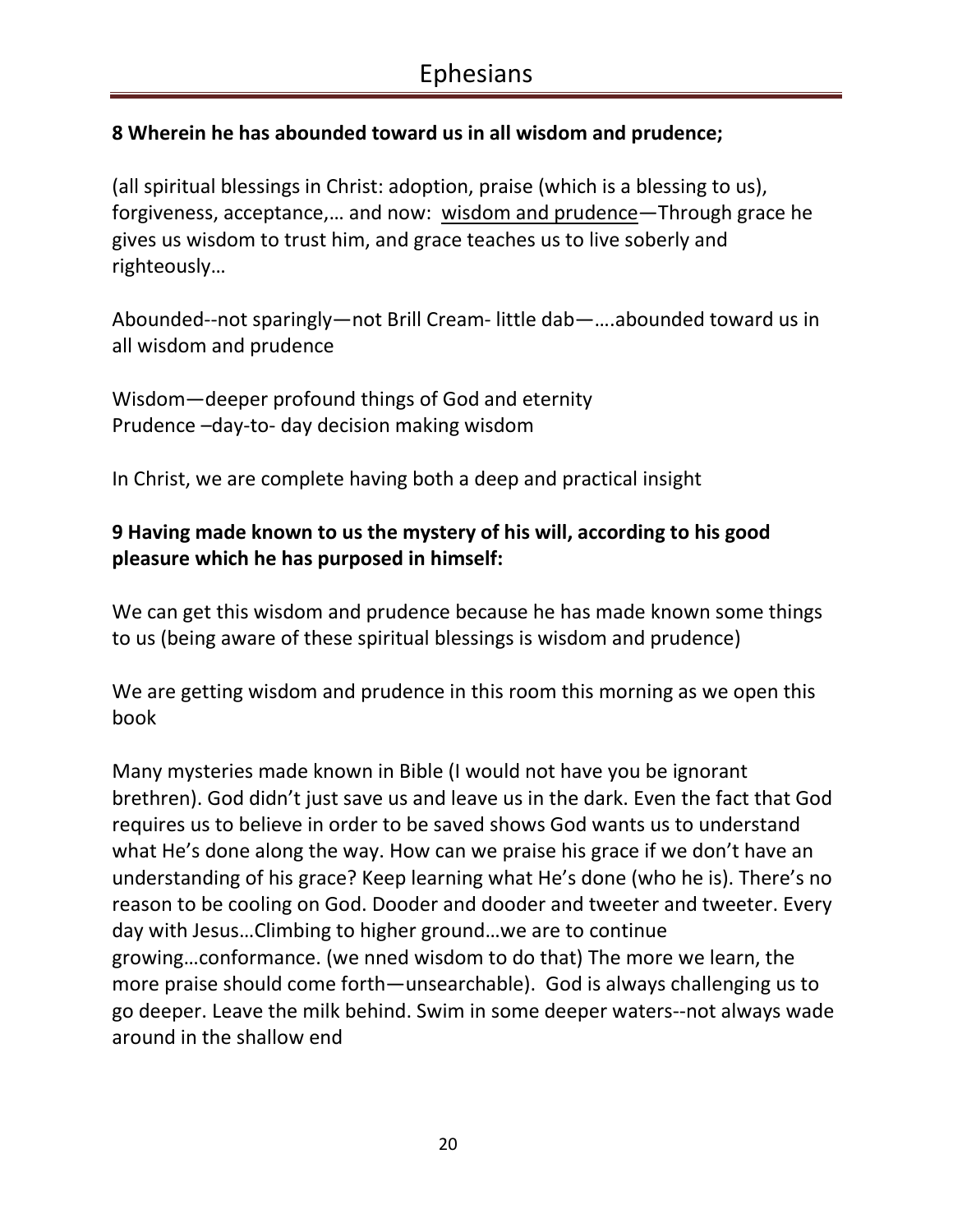**8 Wherein he has abounded toward us in all wisdom and prudence;**

(all spiritual blessings in Christ: adoption, praise (which is a blessing to us), forgiveness, acceptance,… and now: <u>wisdom and prudence</u>—Through grace he gives us wisdom to trust him, and grace teaches us to live soberly and righteously…

Abounded--not sparingly—not Brill Cream- little dab—….abounded toward us in all wisdom and prudence

Wisdom—deeper profound things of God and eternity
Prudence –day-to- day decision making wisdom

In Christ, we are complete having both a deep and practical insight

**9 Having made known to us the mystery of his will, according to his good pleasure which he has purposed in himself:**

We can get this wisdom and prudence because he has made known some things to us (being aware of these spiritual blessings is wisdom and prudence)

We are getting wisdom and prudence in this room this morning as we open this book

Many mysteries made known in Bible (I would not have you be ignorant brethren). God didn't just save us and leave us in the dark. Even the fact that God requires us to believe in order to be saved shows God wants us to understand what He's done along the way. How can we praise his grace if we don't have an understanding of his grace? Keep learning what He's done (who he is). There's no reason to be cooling on God. Dooder and dooder and tweeter and tweeter. Every day with Jesus…Climbing to higher ground…we are to continue growing…conformance. (we nned wisdom to do that) The more we learn, the more praise should come forth—unsearchable). God is always challenging us to go deeper. Leave the milk behind. Swim in some deeper waters--not always wade around in the shallow end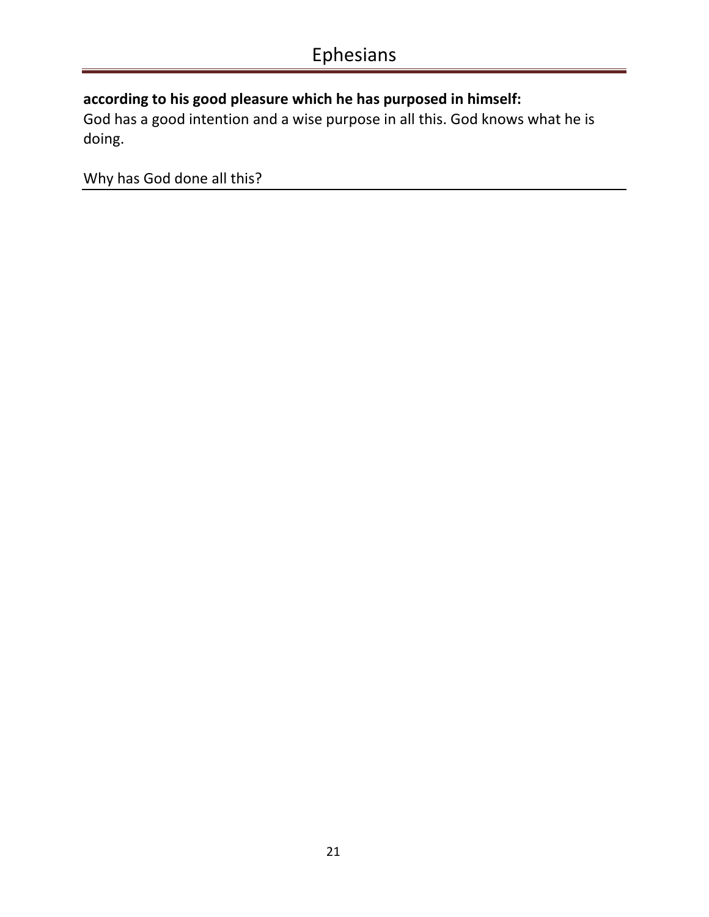**according to his good pleasure which he has purposed in himself:**
God has a good intention and a wise purpose in all this. God knows what he is doing.

Why has God done all this?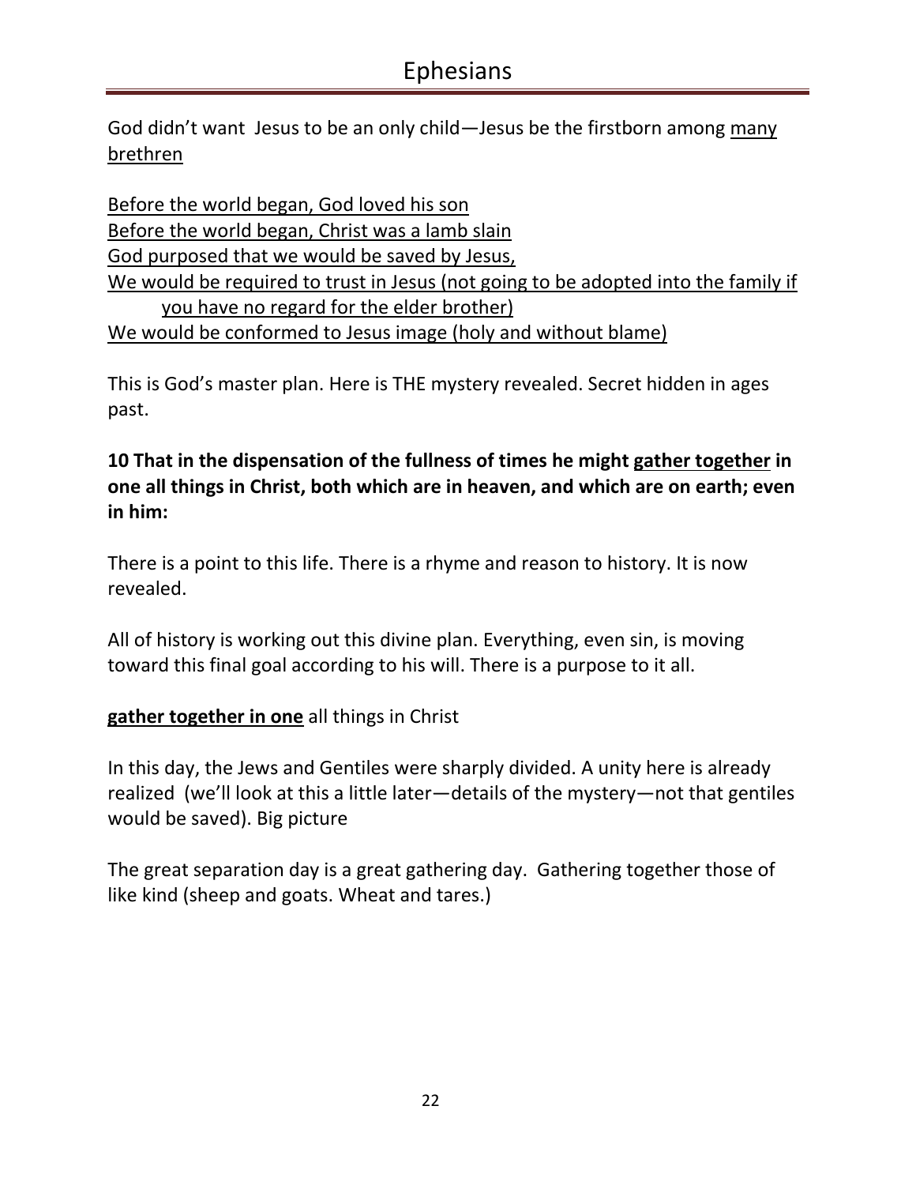God didn't want  Jesus to be an only child—Jesus be the firstborn among <u>many brethren</u>

<u>Before the world began, God loved his son</u>
<u>Before the world began, Christ was a lamb slain</u>
<u>God purposed that we would be saved by Jesus,</u>
<u>We would be required to trust in Jesus (not going to be adopted into the family if you have no regard for the elder brother)</u>
<u>We would be conformed to Jesus image (holy and without blame)</u>

This is God's master plan. Here is THE mystery revealed. Secret hidden in ages past.

**10 That in the dispensation of the fullness of times he might <u>gather together</u> in one all things in Christ, both which are in heaven, and which are on earth; even in him:**

There is a point to this life. There is a rhyme and reason to history. It is now revealed.

All of history is working out this divine plan. Everything, even sin, is moving toward this final goal according to his will. There is a purpose to it all.

**<u>gather together in one</u>** all things in Christ

In this day, the Jews and Gentiles were sharply divided. A unity here is already realized  (we'll look at this a little later—details of the mystery—not that gentiles would be saved). Big picture

The great separation day is a great gathering day.  Gathering together those of like kind (sheep and goats. Wheat and tares.)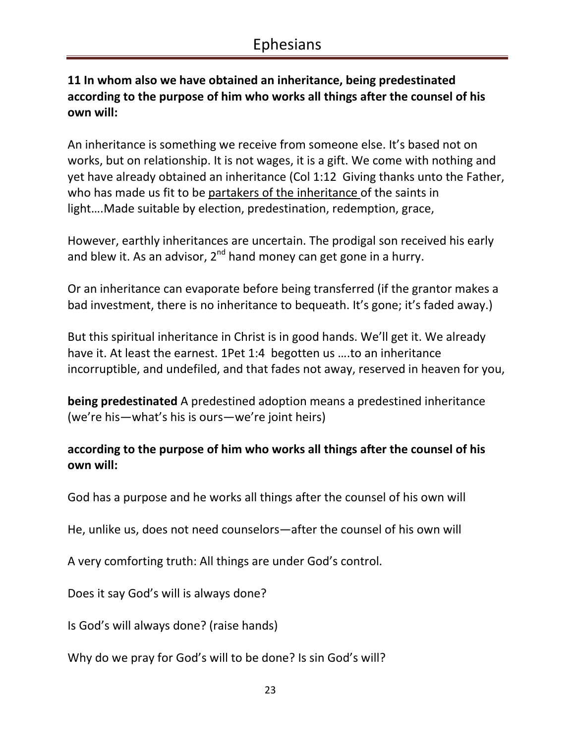**11 In whom also we have obtained an inheritance, being predestinated according to the purpose of him who works all things after the counsel of his own will:**

An inheritance is something we receive from someone else. It's based not on works, but on relationship. It is not wages, it is a gift. We come with nothing and yet have already obtained an inheritance (Col 1:12 Giving thanks unto the Father, who has made us fit to be <u>partakers of the inheritance</u> of the saints in light….Made suitable by election, predestination, redemption, grace,

However, earthly inheritances are uncertain. The prodigal son received his early and blew it. As an advisor, 2nd hand money can get gone in a hurry.

Or an inheritance can evaporate before being transferred (if the grantor makes a bad investment, there is no inheritance to bequeath. It's gone; it's faded away.)

But this spiritual inheritance in Christ is in good hands. We'll get it. We already have it. At least the earnest. 1Pet 1:4 begotten us ….to an inheritance incorruptible, and undefiled, and that fades not away, reserved in heaven for you,

**being predestinated** A predestined adoption means a predestined inheritance (we're his—what's his is ours—we're joint heirs)

**according to the purpose of him who works all things after the counsel of his own will:**

God has a purpose and he works all things after the counsel of his own will

He, unlike us, does not need counselors—after the counsel of his own will

A very comforting truth: All things are under God's control.

Does it say God's will is always done?

Is God's will always done? (raise hands)

Why do we pray for God's will to be done? Is sin God's will?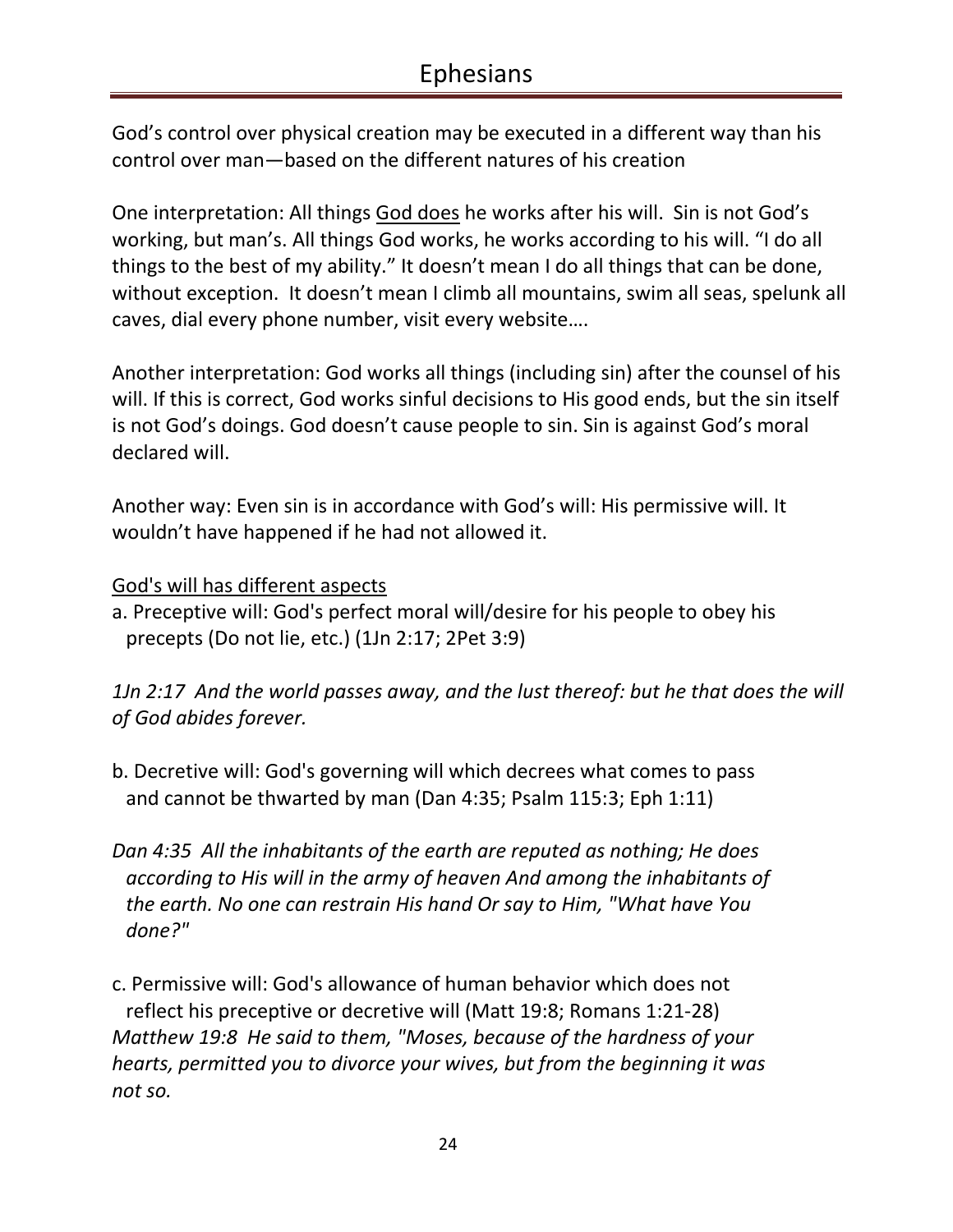God's control over physical creation may be executed in a different way than his control over man—based on the different natures of his creation

One interpretation: All things <u>God does</u> he works after his will. Sin is not God's working, but man's. All things God works, he works according to his will. "I do all things to the best of my ability." It doesn't mean I do all things that can be done, without exception. It doesn't mean I climb all mountains, swim all seas, spelunk all caves, dial every phone number, visit every website….

Another interpretation: God works all things (including sin) after the counsel of his will. If this is correct, God works sinful decisions to His good ends, but the sin itself is not God's doings. God doesn't cause people to sin. Sin is against God's moral declared will.

Another way: Even sin is in accordance with God's will: His permissive will. It wouldn't have happened if he had not allowed it.

<u>God's will has different aspects</u>

a. Preceptive will: God's perfect moral will/desire for his people to obey his precepts (Do not lie, etc.) (1Jn 2:17; 2Pet 3:9)

*1Jn 2:17 And the world passes away, and the lust thereof: but he that does the will of God abides forever.*

b. Decretive will: God's governing will which decrees what comes to pass and cannot be thwarted by man (Dan 4:35; Psalm 115:3; Eph 1:11)

*Dan 4:35 All the inhabitants of the earth are reputed as nothing; He does according to His will in the army of heaven And among the inhabitants of the earth. No one can restrain His hand Or say to Him, "What have You done?"*

c. Permissive will: God's allowance of human behavior which does not reflect his preceptive or decretive will (Matt 19:8; Romans 1:21-28)
*Matthew 19:8 He said to them, "Moses, because of the hardness of your hearts, permitted you to divorce your wives, but from the beginning it was not so.*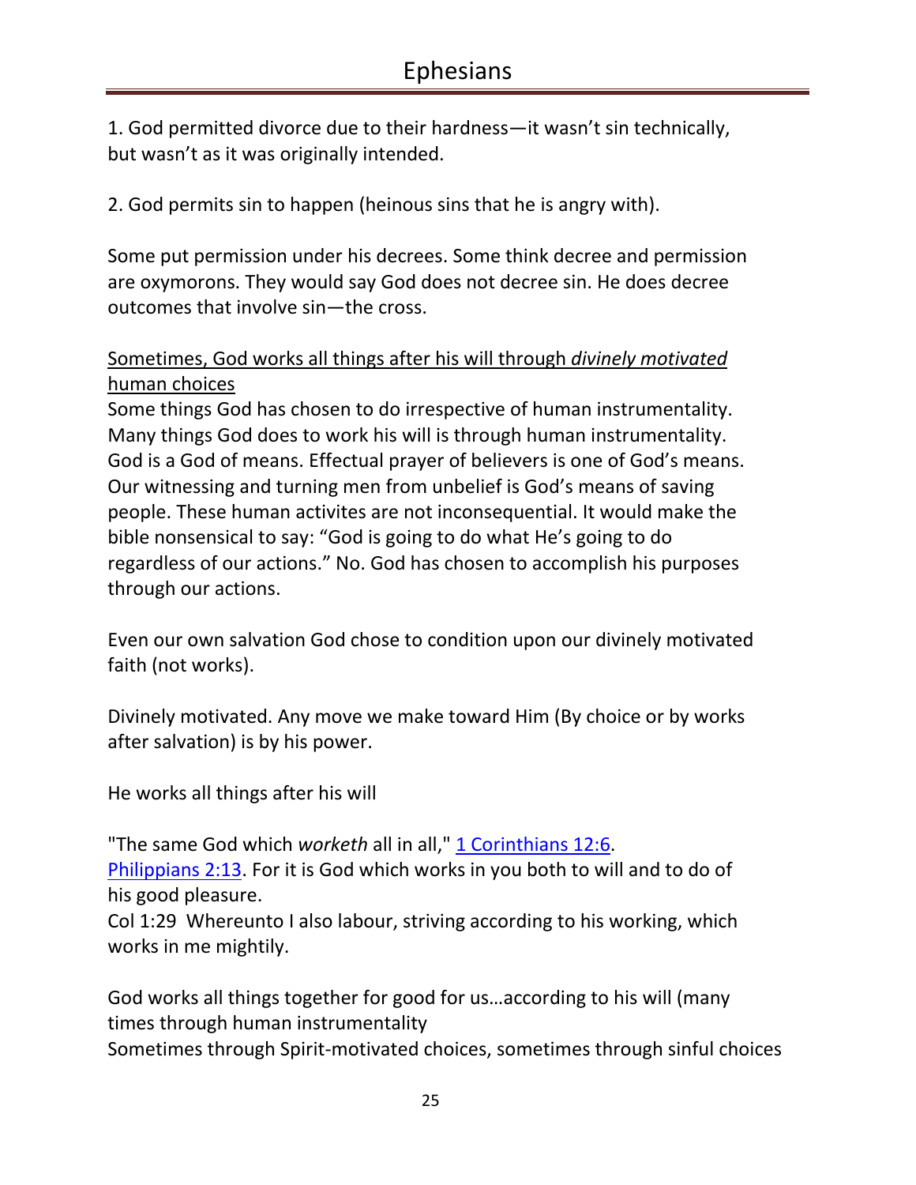1. God permitted divorce due to their hardness—it wasn't sin technically, but wasn't as it was originally intended.

2. God permits sin to happen (heinous sins that he is angry with).

Some put permission under his decrees. Some think decree and permission are oxymorons. They would say God does not decree sin. He does decree outcomes that involve sin—the cross.

<u>Sometimes, God works all things after his will through *divinely motivated* human choices</u>

Some things God has chosen to do irrespective of human instrumentality. Many things God does to work his will is through human instrumentality. God is a God of means. Effectual prayer of believers is one of God's means. Our witnessing and turning men from unbelief is God's means of saving people. These human activites are not inconsequential. It would make the bible nonsensical to say: "God is going to do what He's going to do regardless of our actions." No. God has chosen to accomplish his purposes through our actions.

Even our own salvation God chose to condition upon our divinely motivated faith (not works).

Divinely motivated. Any move we make toward Him (By choice or by works after salvation) is by his power.

He works all things after his will

"The same God which *worketh* all in all," [1 Corinthians 12:6](#).
[Philippians 2:13](#). For it is God which works in you both to will and to do of his good pleasure.
Col 1:29 Whereunto I also labour, striving according to his working, which works in me mightily.

God works all things together for good for us…according to his will (many times through human instrumentality
Sometimes through Spirit-motivated choices, sometimes through sinful choices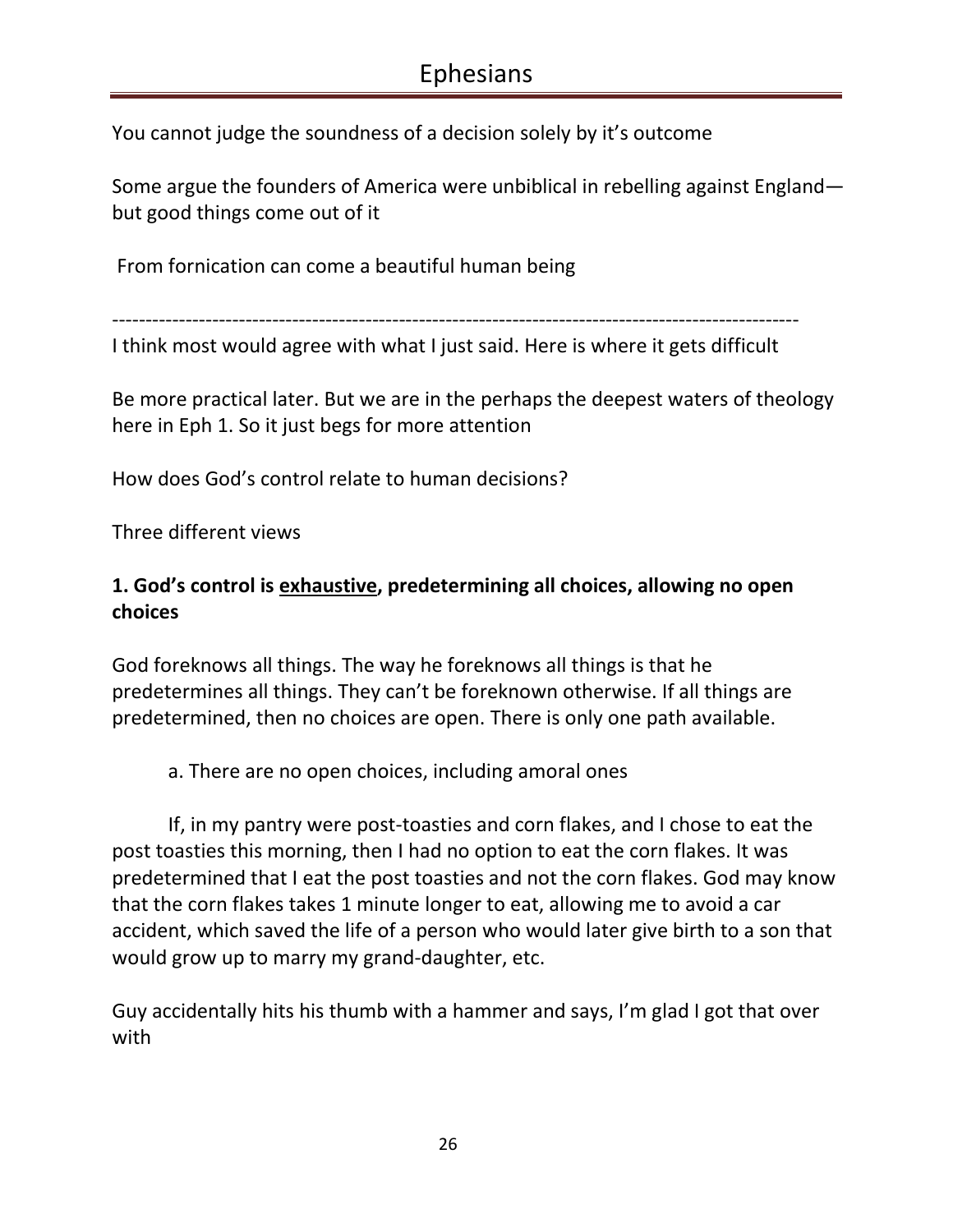You cannot judge the soundness of a decision solely by it's outcome

Some argue the founders of America were unbiblical in rebelling against England—but good things come out of it

From fornication can come a beautiful human being

---

I think most would agree with what I just said. Here is where it gets difficult

Be more practical later. But we are in the perhaps the deepest waters of theology here in Eph 1. So it just begs for more attention

How does God's control relate to human decisions?

Three different views

**1. God's control is <u>exhaustive</u>, predetermining all choices, allowing no open choices**

God foreknows all things. The way he foreknows all things is that he predetermines all things. They can't be foreknown otherwise. If all things are predetermined, then no choices are open. There is only one path available.

a. There are no open choices, including amoral ones

If, in my pantry were post-toasties and corn flakes, and I chose to eat the post toasties this morning, then I had no option to eat the corn flakes. It was predetermined that I eat the post toasties and not the corn flakes. God may know that the corn flakes takes 1 minute longer to eat, allowing me to avoid a car accident, which saved the life of a person who would later give birth to a son that would grow up to marry my grand-daughter, etc.

Guy accidentally hits his thumb with a hammer and says, I'm glad I got that over with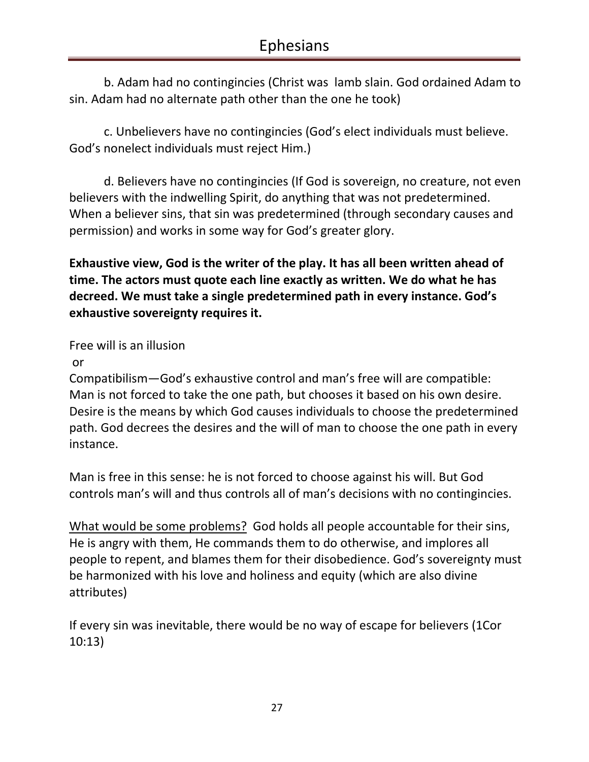b. Adam had no contingincies (Christ was lamb slain. God ordained Adam to sin. Adam had no alternate path other than the one he took)

c. Unbelievers have no contingincies (God's elect individuals must believe. God's nonelect individuals must reject Him.)

d. Believers have no contingincies (If God is sovereign, no creature, not even believers with the indwelling Spirit, do anything that was not predetermined. When a believer sins, that sin was predetermined (through secondary causes and permission) and works in some way for God's greater glory.

**Exhaustive view, God is the writer of the play. It has all been written ahead of time. The actors must quote each line exactly as written. We do what he has decreed. We must take a single predetermined path in every instance. God's exhaustive sovereignty requires it.**

Free will is an illusion

or

Compatibilism—God's exhaustive control and man's free will are compatible: Man is not forced to take the one path, but chooses it based on his own desire. Desire is the means by which God causes individuals to choose the predetermined path. God decrees the desires and the will of man to choose the one path in every instance.

Man is free in this sense: he is not forced to choose against his will. But God controls man's will and thus controls all of man's decisions with no contingincies.

<u>What would be some problems?</u> God holds all people accountable for their sins, He is angry with them, He commands them to do otherwise, and implores all people to repent, and blames them for their disobedience. God's sovereignty must be harmonized with his love and holiness and equity (which are also divine attributes)

If every sin was inevitable, there would be no way of escape for believers (1Cor 10:13)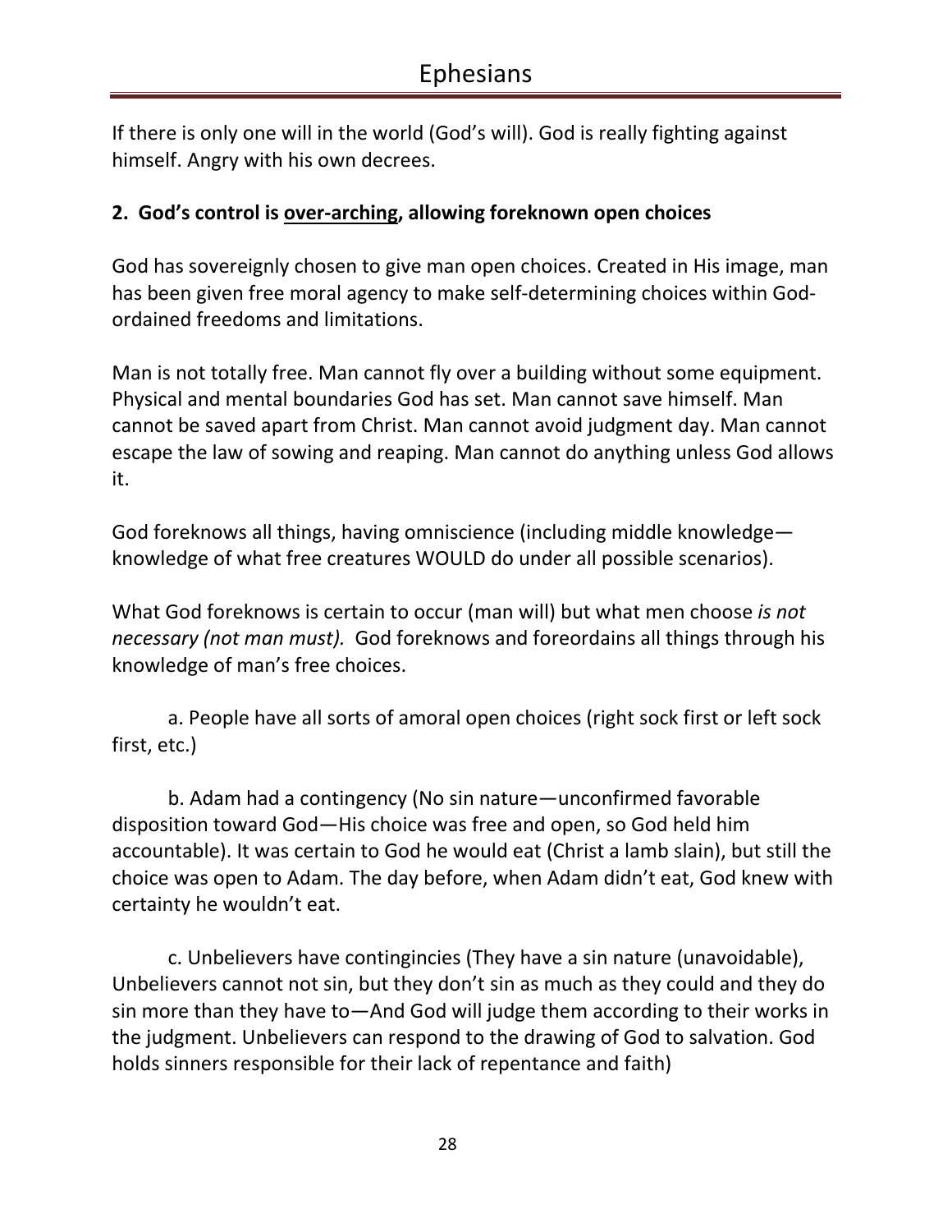If there is only one will in the world (God's will). God is really fighting against himself. Angry with his own decrees.

**2. God's control is <u>over-arching</u>, allowing foreknown open choices**

God has sovereignly chosen to give man open choices. Created in His image, man has been given free moral agency to make self-determining choices within God-ordained freedoms and limitations.

Man is not totally free. Man cannot fly over a building without some equipment. Physical and mental boundaries God has set. Man cannot save himself. Man cannot be saved apart from Christ. Man cannot avoid judgment day. Man cannot escape the law of sowing and reaping. Man cannot do anything unless God allows it.

God foreknows all things, having omniscience (including middle knowledge—knowledge of what free creatures WOULD do under all possible scenarios).

What God foreknows is certain to occur (man will) but what men choose *is not necessary (not man must).* God foreknows and foreordains all things through his knowledge of man's free choices.

a. People have all sorts of amoral open choices (right sock first or left sock first, etc.)

b. Adam had a contingency (No sin nature—unconfirmed favorable disposition toward God—His choice was free and open, so God held him accountable). It was certain to God he would eat (Christ a lamb slain), but still the choice was open to Adam. The day before, when Adam didn't eat, God knew with certainty he wouldn't eat.

c. Unbelievers have contingincies (They have a sin nature (unavoidable), Unbelievers cannot not sin, but they don't sin as much as they could and they do sin more than they have to—And God will judge them according to their works in the judgment. Unbelievers can respond to the drawing of God to salvation. God holds sinners responsible for their lack of repentance and faith)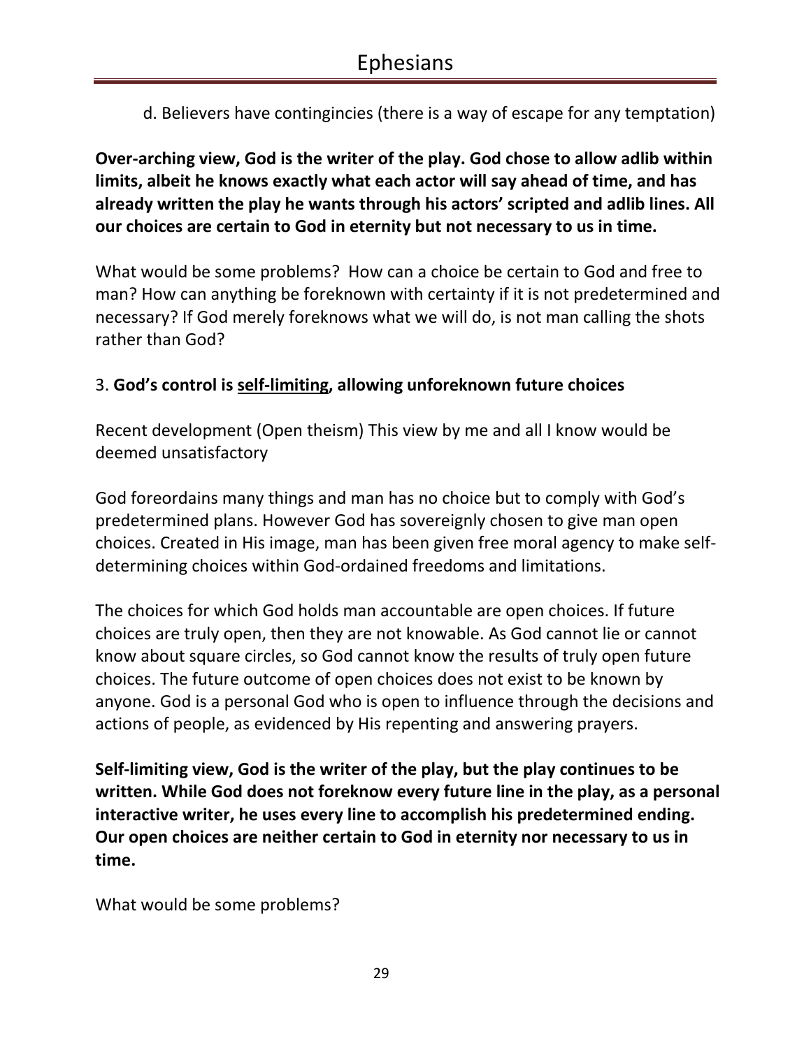d. Believers have contingincies (there is a way of escape for any temptation)

**Over-arching view, God is the writer of the play. God chose to allow adlib within limits, albeit he knows exactly what each actor will say ahead of time, and has already written the play he wants through his actors' scripted and adlib lines. All our choices are certain to God in eternity but not necessary to us in time.**

What would be some problems? How can a choice be certain to God and free to man? How can anything be foreknown with certainty if it is not predetermined and necessary? If God merely foreknows what we will do, is not man calling the shots rather than God?

3. **God's control is <u>self-limiting</u>, allowing unforeknown future choices**

Recent development (Open theism) This view by me and all I know would be deemed unsatisfactory

God foreordains many things and man has no choice but to comply with God's predetermined plans. However God has sovereignly chosen to give man open choices. Created in His image, man has been given free moral agency to make self-determining choices within God-ordained freedoms and limitations.

The choices for which God holds man accountable are open choices. If future choices are truly open, then they are not knowable. As God cannot lie or cannot know about square circles, so God cannot know the results of truly open future choices. The future outcome of open choices does not exist to be known by anyone. God is a personal God who is open to influence through the decisions and actions of people, as evidenced by His repenting and answering prayers.

**Self-limiting view, God is the writer of the play, but the play continues to be written. While God does not foreknow every future line in the play, as a personal interactive writer, he uses every line to accomplish his predetermined ending. Our open choices are neither certain to God in eternity nor necessary to us in time.**

What would be some problems?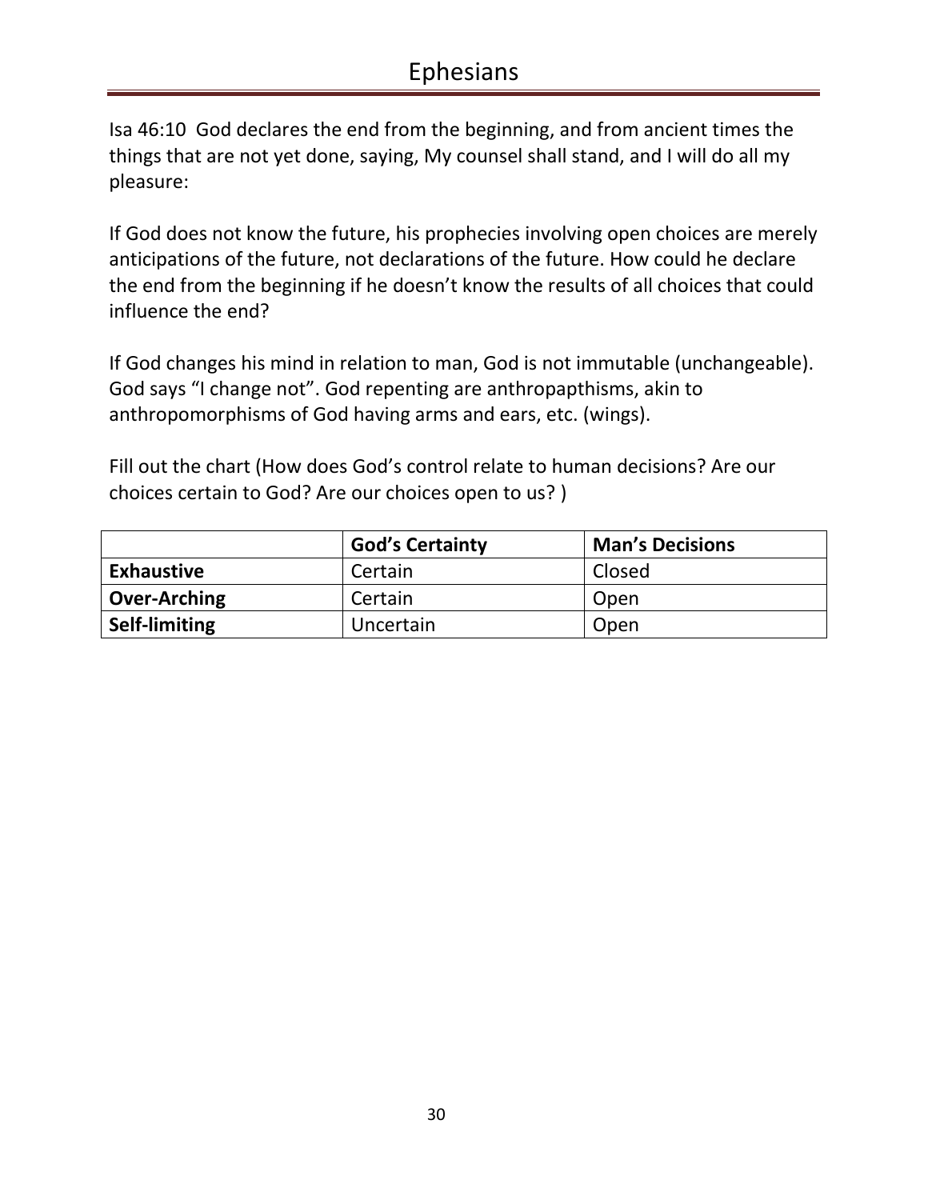Isa 46:10  God declares the end from the beginning, and from ancient times the things that are not yet done, saying, My counsel shall stand, and I will do all my pleasure:

If God does not know the future, his prophecies involving open choices are merely anticipations of the future, not declarations of the future. How could he declare the end from the beginning if he doesn't know the results of all choices that could influence the end?

If God changes his mind in relation to man, God is not immutable (unchangeable). God says "I change not". God repenting are anthropapthisms, akin to anthropomorphisms of God having arms and ears, etc. (wings).

Fill out the chart (How does God's control relate to human decisions? Are our choices certain to God? Are our choices open to us? )

| | **God's Certainty** | **Man's Decisions** |
|---|---|---|
| **Exhaustive** | Certain | Closed |
| **Over-Arching** | Certain | Open |
| **Self-limiting** | Uncertain | Open |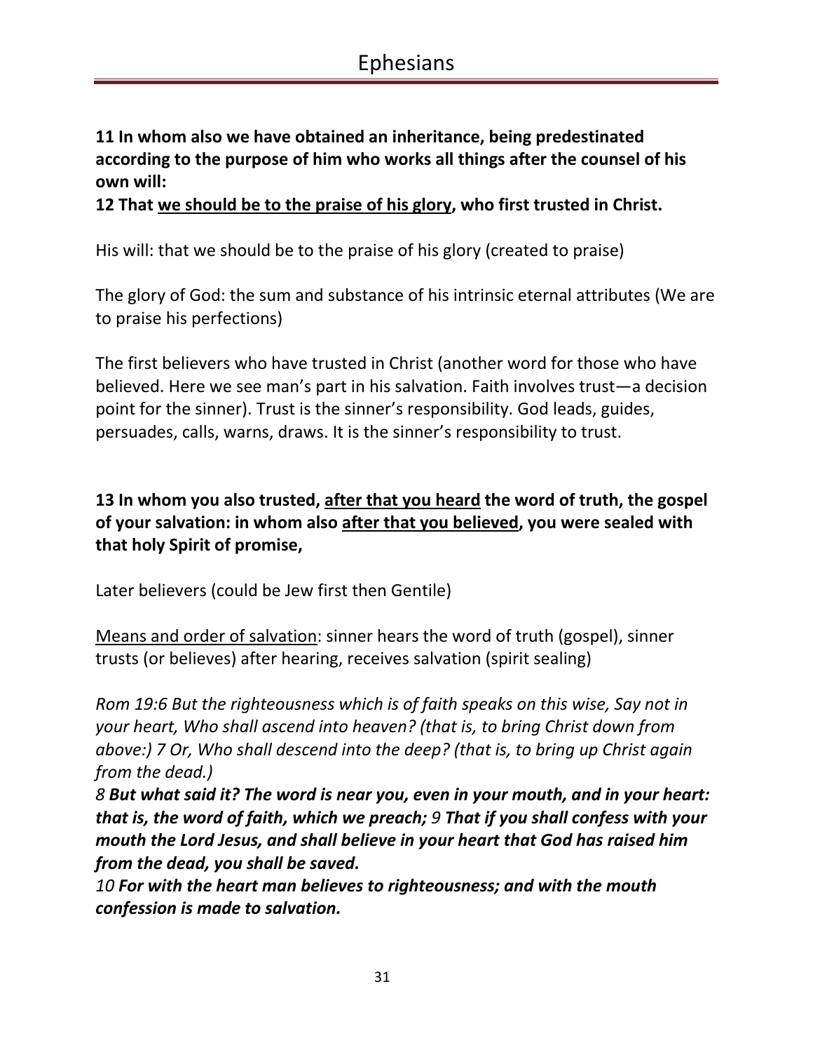**11 In whom also we have obtained an inheritance, being predestinated according to the purpose of him who works all things after the counsel of his own will:**
**12 That <u>we should be to the praise of his glory</u>, who first trusted in Christ.**

His will: that we should be to the praise of his glory (created to praise)

The glory of God: the sum and substance of his intrinsic eternal attributes (We are to praise his perfections)

The first believers who have trusted in Christ (another word for those who have believed. Here we see man's part in his salvation. Faith involves trust—a decision point for the sinner). Trust is the sinner's responsibility. God leads, guides, persuades, calls, warns, draws. It is the sinner's responsibility to trust.

**13 In whom you also trusted, <u>after that you heard</u> the word of truth, the gospel of your salvation: in whom also <u>after that you believed</u>, you were sealed with that holy Spirit of promise,**

Later believers (could be Jew first then Gentile)

<u>Means and order of salvation</u>: sinner hears the word of truth (gospel), sinner trusts (or believes) after hearing, receives salvation (spirit sealing)

*Rom 19:6 But the righteousness which is of faith speaks on this wise, Say not in your heart, Who shall ascend into heaven? (that is, to bring Christ down from above:) 7 Or, Who shall descend into the deep? (that is, to bring up Christ again from the dead.)*
*8* ***But what said it? The word is near you, even in your mouth, and in your heart: that is, the word of faith, which we preach;*** *9* ***That if you shall confess with your mouth the Lord Jesus, and shall believe in your heart that God has raised him from the dead, you shall be saved.***
*10* ***For with the heart man believes to righteousness; and with the mouth confession is made to salvation.***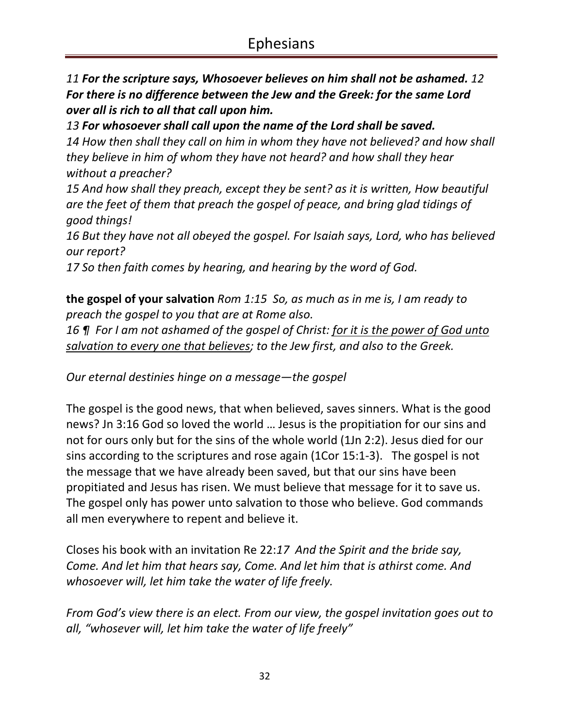*11* ***For the scripture says, Whosoever believes on him shall not be ashamed.*** *12* ***For there is no difference between the Jew and the Greek: for the same Lord over all is rich to all that call upon him.***

*13* ***For whosoever shall call upon the name of the Lord shall be saved.***

*14 How then shall they call on him in whom they have not believed? and how shall they believe in him of whom they have not heard? and how shall they hear without a preacher?*

*15 And how shall they preach, except they be sent? as it is written, How beautiful are the feet of them that preach the gospel of peace, and bring glad tidings of good things!*

*16 But they have not all obeyed the gospel. For Isaiah says, Lord, who has believed our report?*

*17 So then faith comes by hearing, and hearing by the word of God.*

**the gospel of your salvation** *Rom 1:15 So, as much as in me is, I am ready to preach the gospel to you that are at Rome also.*

*16 ¶ For I am not ashamed of the gospel of Christ: <u>for it is the power of God unto salvation to every one that believes</u>; to the Jew first, and also to the Greek.*

*Our eternal destinies hinge on a message—the gospel*

The gospel is the good news, that when believed, saves sinners. What is the good news? Jn 3:16 God so loved the world … Jesus is the propitiation for our sins and not for ours only but for the sins of the whole world (1Jn 2:2). Jesus died for our sins according to the scriptures and rose again (1Cor 15:1-3). The gospel is not the message that we have already been saved, but that our sins have been propitiated and Jesus has risen. We must believe that message for it to save us. The gospel only has power unto salvation to those who believe. God commands all men everywhere to repent and believe it.

Closes his book with an invitation Re 22:*17 And the Spirit and the bride say, Come. And let him that hears say, Come. And let him that is athirst come. And whosoever will, let him take the water of life freely.*

*From God's view there is an elect. From our view, the gospel invitation goes out to all, "whosever will, let him take the water of life freely"*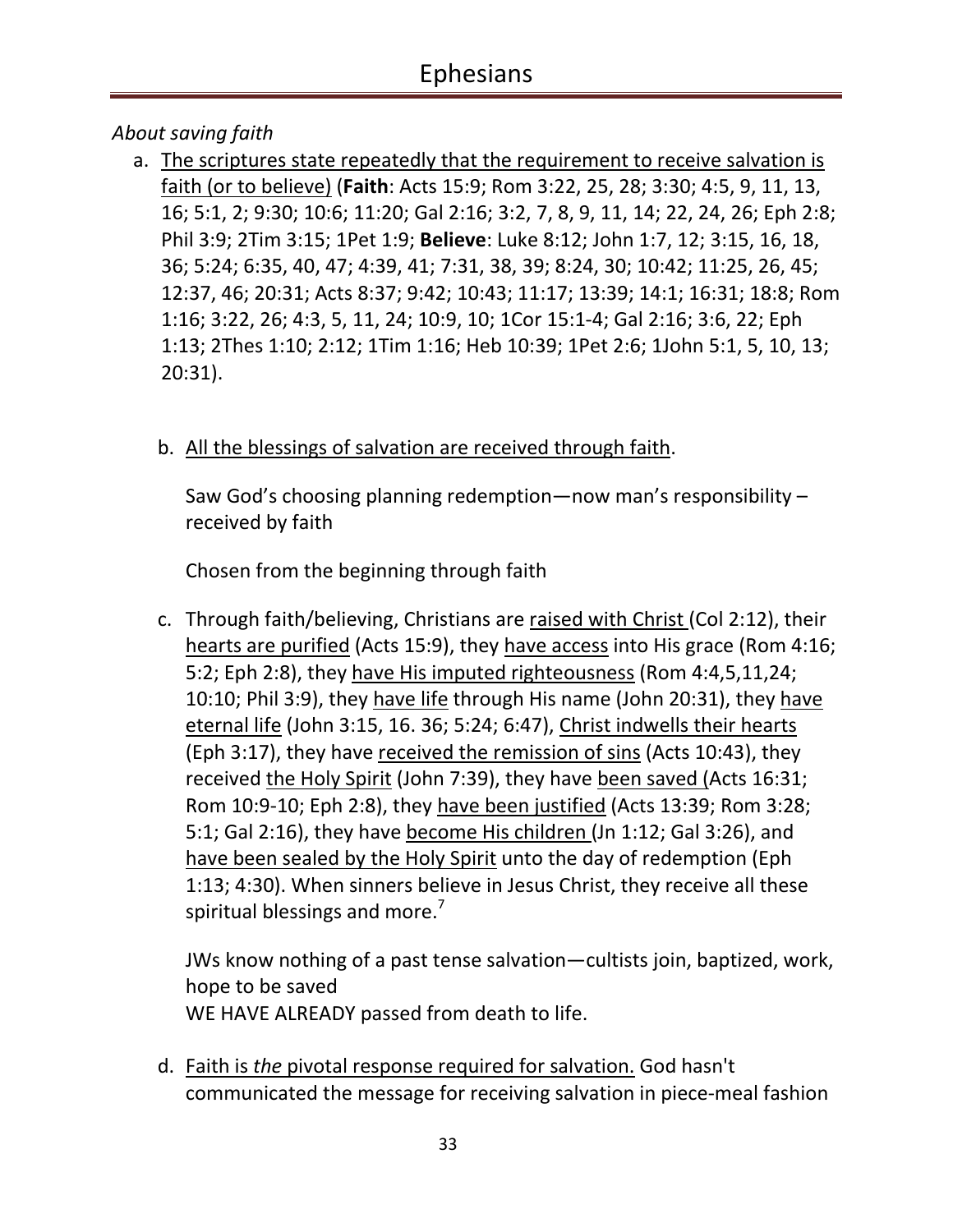*About saving faith*

a. <u>The scriptures state repeatedly that the requirement to receive salvation is faith (or to believe)</u> (**Faith**: Acts 15:9; Rom 3:22, 25, 28; 3:30; 4:5, 9, 11, 13, 16; 5:1, 2; 9:30; 10:6; 11:20; Gal 2:16; 3:2, 7, 8, 9, 11, 14; 22, 24, 26; Eph 2:8; Phil 3:9; 2Tim 3:15; 1Pet 1:9; **Believe**: Luke 8:12; John 1:7, 12; 3:15, 16, 18, 36; 5:24; 6:35, 40, 47; 4:39, 41; 7:31, 38, 39; 8:24, 30; 10:42; 11:25, 26, 45; 12:37, 46; 20:31; Acts 8:37; 9:42; 10:43; 11:17; 13:39; 14:1; 16:31; 18:8; Rom 1:16; 3:22, 26; 4:3, 5, 11, 24; 10:9, 10; 1Cor 15:1-4; Gal 2:16; 3:6, 22; Eph 1:13; 2Thes 1:10; 2:12; 1Tim 1:16; Heb 10:39; 1Pet 2:6; 1John 5:1, 5, 10, 13; 20:31).

b. <u>All the blessings of salvation are received through faith</u>.

   Saw God's choosing planning redemption—now man's responsibility – received by faith

   Chosen from the beginning through faith

c. Through faith/believing, Christians are <u>raised with Christ</u> (Col 2:12), their <u>hearts are purified</u> (Acts 15:9), they <u>have access</u> into His grace (Rom 4:16; 5:2; Eph 2:8), they <u>have His imputed righteousness</u> (Rom 4:4,5,11,24; 10:10; Phil 3:9), they <u>have life</u> through His name (John 20:31), they <u>have eternal life</u> (John 3:15, 16. 36; 5:24; 6:47), <u>Christ indwells their hearts</u> (Eph 3:17), they have <u>received the remission of sins</u> (Acts 10:43), they received <u>the Holy Spirit</u> (John 7:39), they have <u>been saved</u> (Acts 16:31; Rom 10:9-10; Eph 2:8), they <u>have been justified</u> (Acts 13:39; Rom 3:28; 5:1; Gal 2:16), they have <u>become His children</u> (Jn 1:12; Gal 3:26), and <u>have been sealed by the Holy Spirit</u> unto the day of redemption (Eph 1:13; 4:30). When sinners believe in Jesus Christ, they receive all these spiritual blessings and more.[7]

   JWs know nothing of a past tense salvation—cultists join, baptized, work, hope to be saved
   WE HAVE ALREADY passed from death to life.

d. <u>Faith is *the* pivotal response required for salvation.</u> God hasn't communicated the message for receiving salvation in piece-meal fashion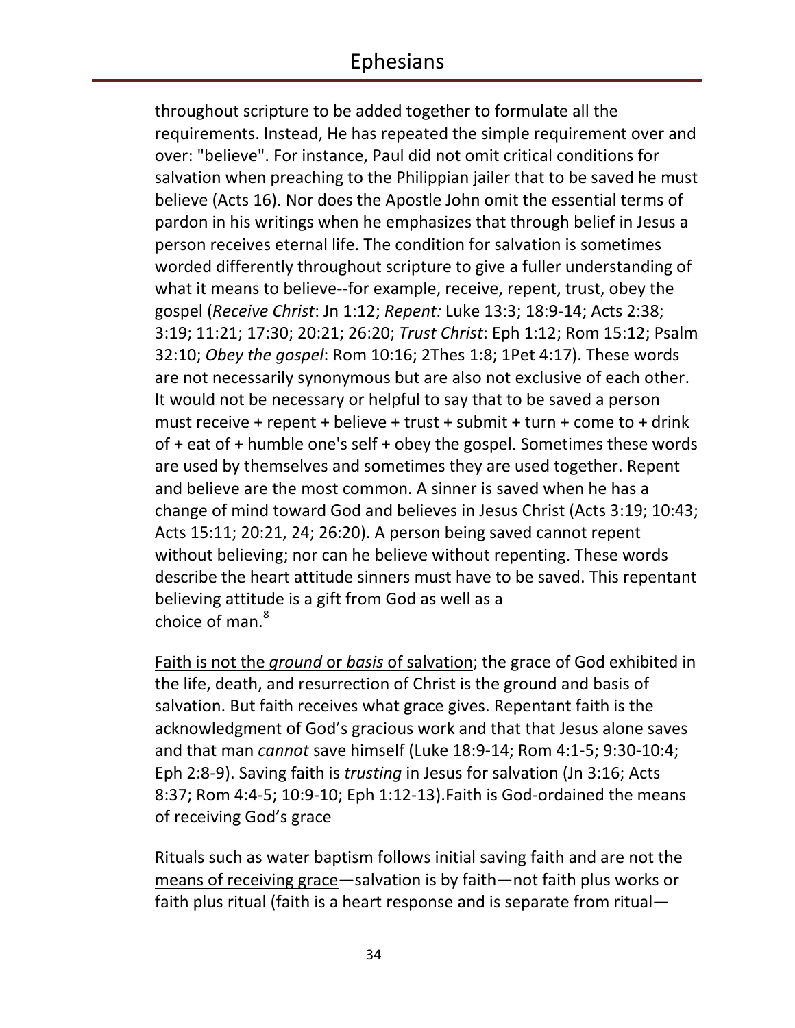throughout scripture to be added together to formulate all the requirements. Instead, He has repeated the simple requirement over and over: "believe". For instance, Paul did not omit critical conditions for salvation when preaching to the Philippian jailer that to be saved he must believe (Acts 16). Nor does the Apostle John omit the essential terms of pardon in his writings when he emphasizes that through belief in Jesus a person receives eternal life. The condition for salvation is sometimes worded differently throughout scripture to give a fuller understanding of what it means to believe--for example, receive, repent, trust, obey the gospel (*Receive Christ*: Jn 1:12; *Repent:* Luke 13:3; 18:9-14; Acts 2:38; 3:19; 11:21; 17:30; 20:21; 26:20; *Trust Christ*: Eph 1:12; Rom 15:12; Psalm 32:10; *Obey the gospel*: Rom 10:16; 2Thes 1:8; 1Pet 4:17). These words are not necessarily synonymous but are also not exclusive of each other. It would not be necessary or helpful to say that to be saved a person must receive + repent + believe + trust + submit + turn + come to + drink of + eat of + humble one's self + obey the gospel. Sometimes these words are used by themselves and sometimes they are used together. Repent and believe are the most common. A sinner is saved when he has a change of mind toward God and believes in Jesus Christ (Acts 3:19; 10:43; Acts 15:11; 20:21, 24; 26:20). A person being saved cannot repent without believing; nor can he believe without repenting. These words describe the heart attitude sinners must have to be saved. This repentant believing attitude is a gift from God as well as a choice of man.[8]

<u>Faith is not the *ground* or *basis* of salvation</u>; the grace of God exhibited in the life, death, and resurrection of Christ is the ground and basis of salvation. But faith receives what grace gives. Repentant faith is the acknowledgment of God's gracious work and that that Jesus alone saves and that man *cannot* save himself (Luke 18:9-14; Rom 4:1-5; 9:30-10:4; Eph 2:8-9). Saving faith is *trusting* in Jesus for salvation (Jn 3:16; Acts 8:37; Rom 4:4-5; 10:9-10; Eph 1:12-13).Faith is God-ordained the means of receiving God's grace

<u>Rituals such as water baptism follows initial saving faith and are not the means of receiving grace</u>—salvation is by faith—not faith plus works or faith plus ritual (faith is a heart response and is separate from ritual—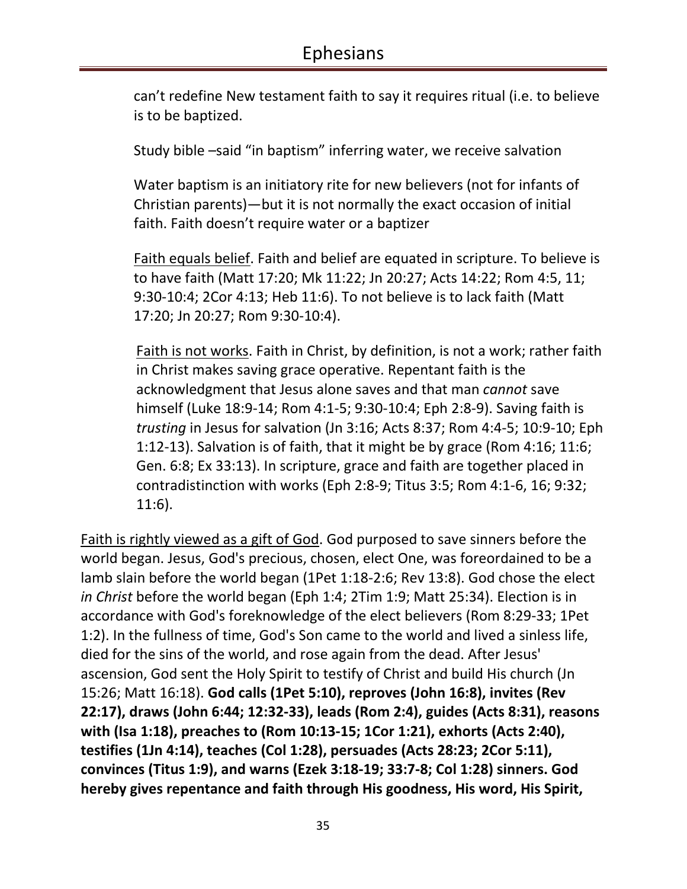can't redefine New testament faith to say it requires ritual (i.e. to believe is to be baptized.

Study bible –said "in baptism" inferring water, we receive salvation

Water baptism is an initiatory rite for new believers (not for infants of Christian parents)—but it is not normally the exact occasion of initial faith. Faith doesn't require water or a baptizer

<u>Faith equals belief</u>. Faith and belief are equated in scripture. To believe is to have faith (Matt 17:20; Mk 11:22; Jn 20:27; Acts 14:22; Rom 4:5, 11; 9:30-10:4; 2Cor 4:13; Heb 11:6). To not believe is to lack faith (Matt 17:20; Jn 20:27; Rom 9:30-10:4).

<u>Faith is not works</u>. Faith in Christ, by definition, is not a work; rather faith in Christ makes saving grace operative. Repentant faith is the acknowledgment that Jesus alone saves and that man *cannot* save himself (Luke 18:9-14; Rom 4:1-5; 9:30-10:4; Eph 2:8-9). Saving faith is *trusting* in Jesus for salvation (Jn 3:16; Acts 8:37; Rom 4:4-5; 10:9-10; Eph 1:12-13). Salvation is of faith, that it might be by grace (Rom 4:16; 11:6; Gen. 6:8; Ex 33:13). In scripture, grace and faith are together placed in contradistinction with works (Eph 2:8-9; Titus 3:5; Rom 4:1-6, 16; 9:32; 11:6).

<u>Faith is rightly viewed as a gift of God</u>. God purposed to save sinners before the world began. Jesus, God's precious, chosen, elect One, was foreordained to be a lamb slain before the world began (1Pet 1:18-2:6; Rev 13:8). God chose the elect *in Christ* before the world began (Eph 1:4; 2Tim 1:9; Matt 25:34). Election is in accordance with God's foreknowledge of the elect believers (Rom 8:29-33; 1Pet 1:2). In the fullness of time, God's Son came to the world and lived a sinless life, died for the sins of the world, and rose again from the dead. After Jesus' ascension, God sent the Holy Spirit to testify of Christ and build His church (Jn 15:26; Matt 16:18). **God calls (1Pet 5:10), reproves (John 16:8), invites (Rev 22:17), draws (John 6:44; 12:32-33), leads (Rom 2:4), guides (Acts 8:31), reasons with (Isa 1:18), preaches to (Rom 10:13-15; 1Cor 1:21), exhorts (Acts 2:40), testifies (1Jn 4:14), teaches (Col 1:28), persuades (Acts 28:23; 2Cor 5:11), convinces (Titus 1:9), and warns (Ezek 3:18-19; 33:7-8; Col 1:28) sinners. God hereby gives repentance and faith through His goodness, His word, His Spirit,**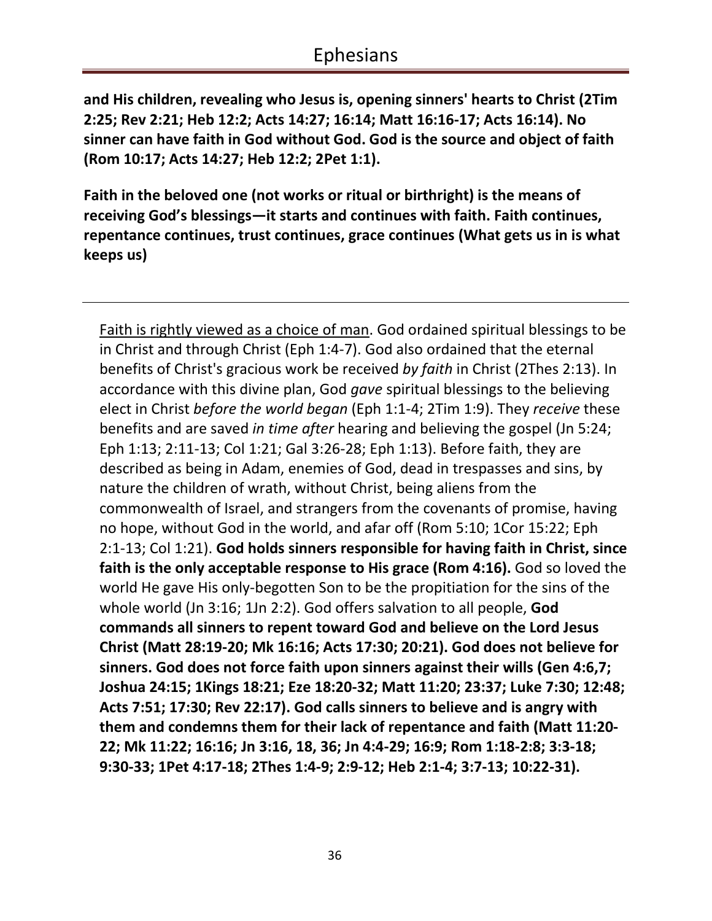**and His children, revealing who Jesus is, opening sinners' hearts to Christ (2Tim 2:25; Rev 2:21; Heb 12:2; Acts 14:27; 16:14; Matt 16:16-17; Acts 16:14). No sinner can have faith in God without God. God is the source and object of faith (Rom 10:17; Acts 14:27; Heb 12:2; 2Pet 1:1).**

**Faith in the beloved one (not works or ritual or birthright) is the means of receiving God's blessings—it starts and continues with faith. Faith continues, repentance continues, trust continues, grace continues (What gets us in is what keeps us)**

---

<u>Faith is rightly viewed as a choice of man</u>. God ordained spiritual blessings to be in Christ and through Christ (Eph 1:4-7). God also ordained that the eternal benefits of Christ's gracious work be received *by faith* in Christ (2Thes 2:13). In accordance with this divine plan, God *gave* spiritual blessings to the believing elect in Christ *before the world began* (Eph 1:1-4; 2Tim 1:9). They *receive* these benefits and are saved *in time after* hearing and believing the gospel (Jn 5:24; Eph 1:13; 2:11-13; Col 1:21; Gal 3:26-28; Eph 1:13). Before faith, they are described as being in Adam, enemies of God, dead in trespasses and sins, by nature the children of wrath, without Christ, being aliens from the commonwealth of Israel, and strangers from the covenants of promise, having no hope, without God in the world, and afar off (Rom 5:10; 1Cor 15:22; Eph 2:1-13; Col 1:21). **God holds sinners responsible for having faith in Christ, since faith is the only acceptable response to His grace (Rom 4:16).** God so loved the world He gave His only-begotten Son to be the propitiation for the sins of the whole world (Jn 3:16; 1Jn 2:2). God offers salvation to all people, **God commands all sinners to repent toward God and believe on the Lord Jesus Christ (Matt 28:19-20; Mk 16:16; Acts 17:30; 20:21). God does not believe for sinners. God does not force faith upon sinners against their wills (Gen 4:6,7; Joshua 24:15; 1Kings 18:21; Eze 18:20-32; Matt 11:20; 23:37; Luke 7:30; 12:48; Acts 7:51; 17:30; Rev 22:17). God calls sinners to believe and is angry with them and condemns them for their lack of repentance and faith (Matt 11:20-22; Mk 11:22; 16:16; Jn 3:16, 18, 36; Jn 4:4-29; 16:9; Rom 1:18-2:8; 3:3-18; 9:30-33; 1Pet 4:17-18; 2Thes 1:4-9; 2:9-12; Heb 2:1-4; 3:7-13; 10:22-31).**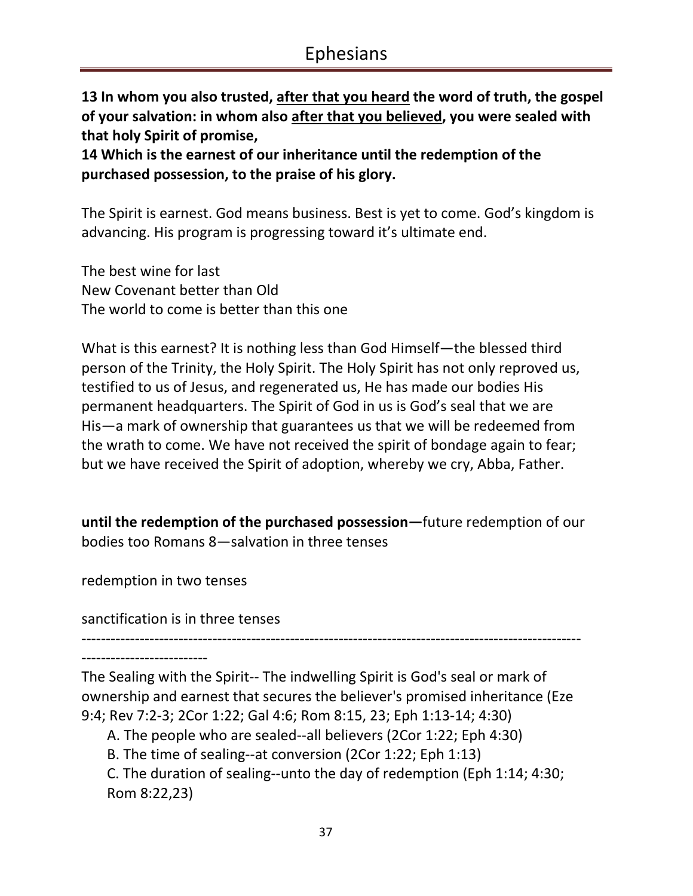**13 In whom you also trusted, <u>after that you heard</u> the word of truth, the gospel of your salvation: in whom also <u>after that you believed</u>, you were sealed with that holy Spirit of promise,**
**14 Which is the earnest of our inheritance until the redemption of the purchased possession, to the praise of his glory.**

The Spirit is earnest. God means business. Best is yet to come. God's kingdom is advancing. His program is progressing toward it's ultimate end.

The best wine for last
New Covenant better than Old
The world to come is better than this one

What is this earnest? It is nothing less than God Himself—the blessed third person of the Trinity, the Holy Spirit. The Holy Spirit has not only reproved us, testified to us of Jesus, and regenerated us, He has made our bodies His permanent headquarters. The Spirit of God in us is God's seal that we are His—a mark of ownership that guarantees us that we will be redeemed from the wrath to come. We have not received the spirit of bondage again to fear; but we have received the Spirit of adoption, whereby we cry, Abba, Father.

**until the redemption of the purchased possession—**future redemption of our bodies too Romans 8—salvation in three tenses

redemption in two tenses

sanctification is in three tenses

---

The Sealing with the Spirit-- The indwelling Spirit is God's seal or mark of ownership and earnest that secures the believer's promised inheritance (Eze 9:4; Rev 7:2-3; 2Cor 1:22; Gal 4:6; Rom 8:15, 23; Eph 1:13-14; 4:30)

A. The people who are sealed--all believers (2Cor 1:22; Eph 4:30)
B. The time of sealing--at conversion (2Cor 1:22; Eph 1:13)
C. The duration of sealing--unto the day of redemption (Eph 1:14; 4:30; Rom 8:22,23)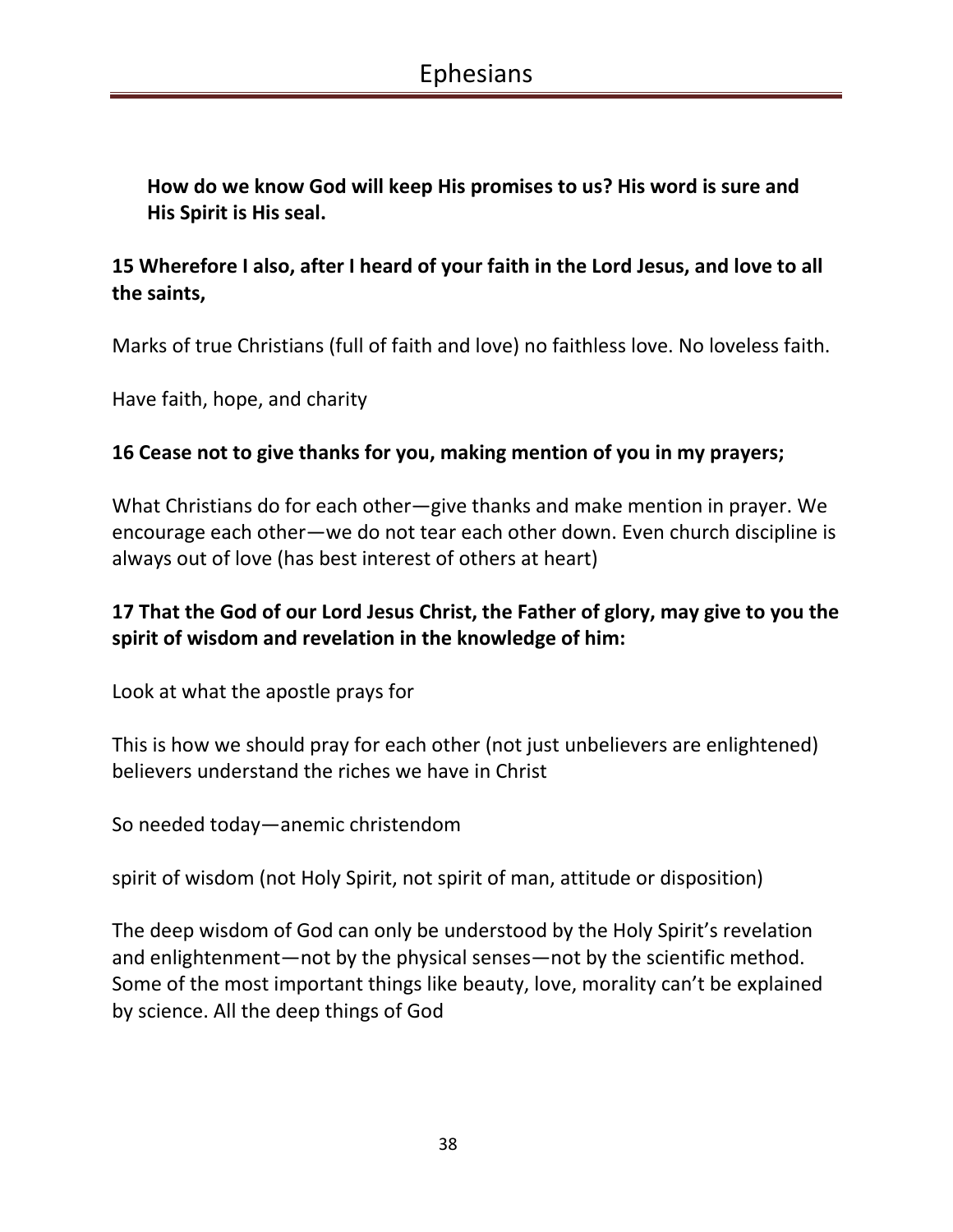**How do we know God will keep His promises to us? His word is sure and His Spirit is His seal.**

**15 Wherefore I also, after I heard of your faith in the Lord Jesus, and love to all the saints,**

Marks of true Christians (full of faith and love) no faithless love. No loveless faith.

Have faith, hope, and charity

**16 Cease not to give thanks for you, making mention of you in my prayers;**

What Christians do for each other—give thanks and make mention in prayer. We encourage each other—we do not tear each other down. Even church discipline is always out of love (has best interest of others at heart)

**17 That the God of our Lord Jesus Christ, the Father of glory, may give to you the spirit of wisdom and revelation in the knowledge of him:**

Look at what the apostle prays for

This is how we should pray for each other (not just unbelievers are enlightened) believers understand the riches we have in Christ

So needed today—anemic christendom

spirit of wisdom (not Holy Spirit, not spirit of man, attitude or disposition)

The deep wisdom of God can only be understood by the Holy Spirit's revelation and enlightenment—not by the physical senses—not by the scientific method. Some of the most important things like beauty, love, morality can't be explained by science. All the deep things of God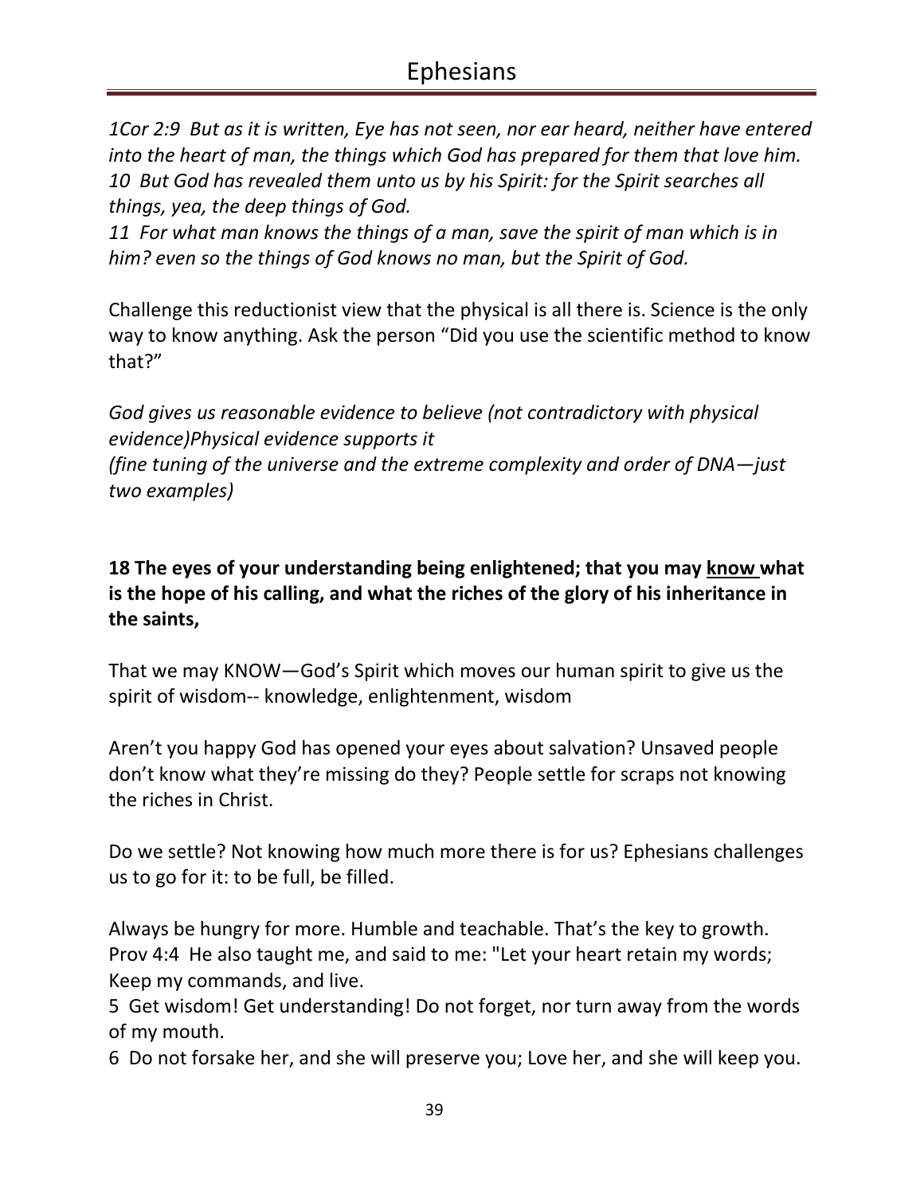*1Cor 2:9 But as it is written, Eye has not seen, nor ear heard, neither have entered into the heart of man, the things which God has prepared for them that love him.*
*10 But God has revealed them unto us by his Spirit: for the Spirit searches all things, yea, the deep things of God.*
*11 For what man knows the things of a man, save the spirit of man which is in him? even so the things of God knows no man, but the Spirit of God.*

Challenge this reductionist view that the physical is all there is. Science is the only way to know anything. Ask the person "Did you use the scientific method to know that?"

*God gives us reasonable evidence to believe (not contradictory with physical evidence)Physical evidence supports it*
*(fine tuning of the universe and the extreme complexity and order of DNA—just two examples)*

**18 The eyes of your understanding being enlightened; that you may <u>know</u> what is the hope of his calling, and what the riches of the glory of his inheritance in the saints,**

That we may KNOW—God's Spirit which moves our human spirit to give us the spirit of wisdom-- knowledge, enlightenment, wisdom

Aren't you happy God has opened your eyes about salvation? Unsaved people don't know what they're missing do they? People settle for scraps not knowing the riches in Christ.

Do we settle? Not knowing how much more there is for us? Ephesians challenges us to go for it: to be full, be filled.

Always be hungry for more. Humble and teachable. That's the key to growth.
Prov 4:4 He also taught me, and said to me: "Let your heart retain my words; Keep my commands, and live.
5 Get wisdom! Get understanding! Do not forget, nor turn away from the words of my mouth.
6 Do not forsake her, and she will preserve you; Love her, and she will keep you.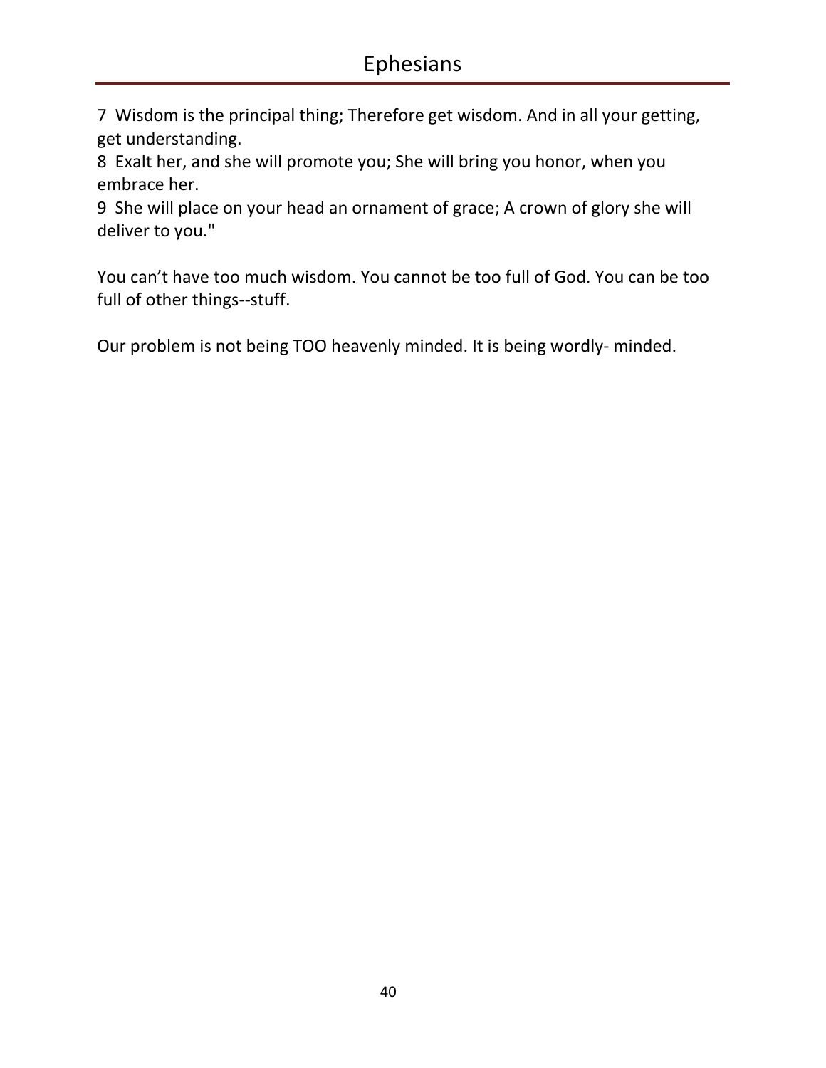7 Wisdom is the principal thing; Therefore get wisdom. And in all your getting, get understanding.
8 Exalt her, and she will promote you; She will bring you honor, when you embrace her.
9 She will place on your head an ornament of grace; A crown of glory she will deliver to you."

You can't have too much wisdom. You cannot be too full of God. You can be too full of other things--stuff.

Our problem is not being TOO heavenly minded. It is being wordly- minded.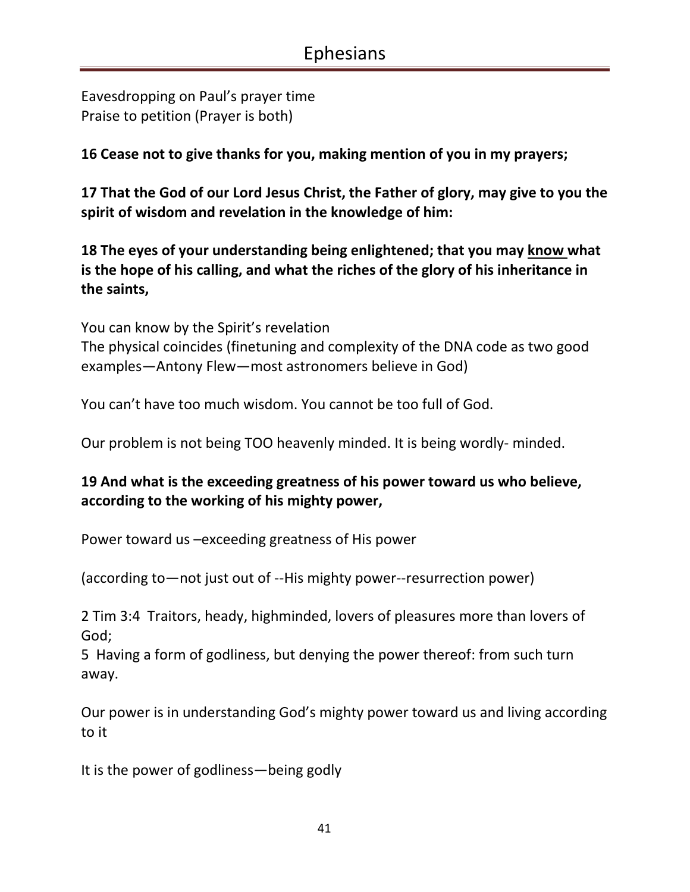Eavesdropping on Paul's prayer time
Praise to petition (Prayer is both)

**16 Cease not to give thanks for you, making mention of you in my prayers;**

**17 That the God of our Lord Jesus Christ, the Father of glory, may give to you the spirit of wisdom and revelation in the knowledge of him:**

**18 The eyes of your understanding being enlightened; that you may <u>know</u> what is the hope of his calling, and what the riches of the glory of his inheritance in the saints,**

You can know by the Spirit's revelation
The physical coincides (finetuning and complexity of the DNA code as two good examples—Antony Flew—most astronomers believe in God)

You can't have too much wisdom. You cannot be too full of God.

Our problem is not being TOO heavenly minded. It is being wordly- minded.

**19 And what is the exceeding greatness of his power toward us who believe, according to the working of his mighty power,**

Power toward us –exceeding greatness of His power

(according to—not just out of --His mighty power--resurrection power)

2 Tim 3:4 Traitors, heady, highminded, lovers of pleasures more than lovers of God;
5 Having a form of godliness, but denying the power thereof: from such turn away.

Our power is in understanding God's mighty power toward us and living according to it

It is the power of godliness—being godly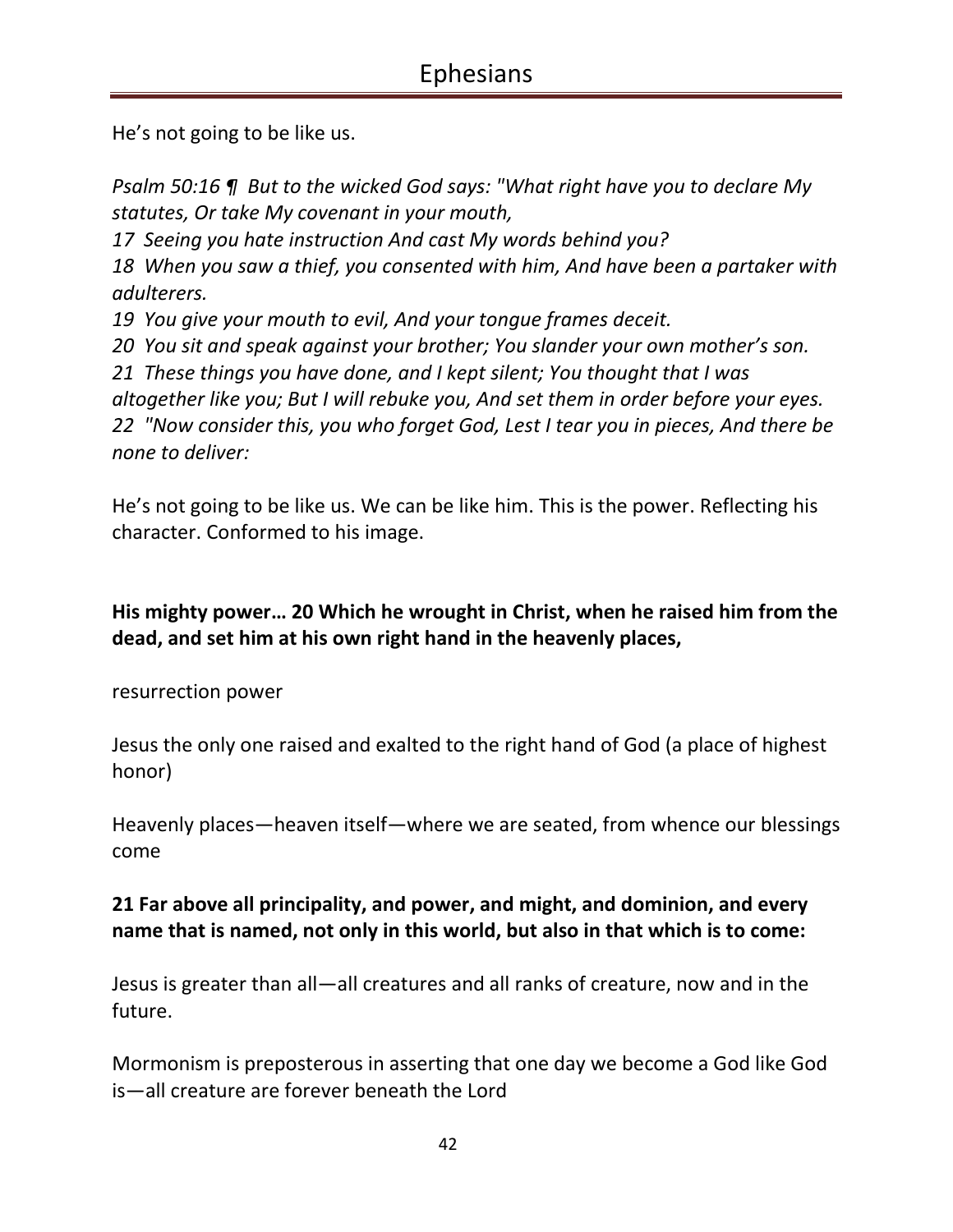He's not going to be like us.

*Psalm 50:16 ¶ But to the wicked God says: "What right have you to declare My statutes, Or take My covenant in your mouth,*
*17 Seeing you hate instruction And cast My words behind you?*
*18 When you saw a thief, you consented with him, And have been a partaker with adulterers.*
*19 You give your mouth to evil, And your tongue frames deceit.*
*20 You sit and speak against your brother; You slander your own mother's son.*
*21 These things you have done, and I kept silent; You thought that I was altogether like you; But I will rebuke you, And set them in order before your eyes.*
*22 "Now consider this, you who forget God, Lest I tear you in pieces, And there be none to deliver:*

He's not going to be like us. We can be like him. This is the power. Reflecting his character. Conformed to his image.

**His mighty power… 20 Which he wrought in Christ, when he raised him from the dead, and set him at his own right hand in the heavenly places,**

resurrection power

Jesus the only one raised and exalted to the right hand of God (a place of highest honor)

Heavenly places—heaven itself—where we are seated, from whence our blessings come

**21 Far above all principality, and power, and might, and dominion, and every name that is named, not only in this world, but also in that which is to come:**

Jesus is greater than all—all creatures and all ranks of creature, now and in the future.

Mormonism is preposterous in asserting that one day we become a God like God is—all creature are forever beneath the Lord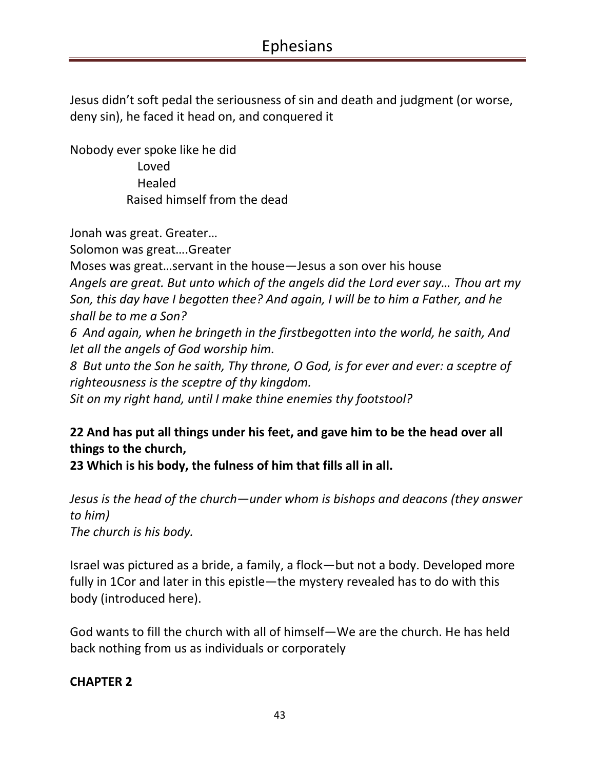Jesus didn't soft pedal the seriousness of sin and death and judgment (or worse, deny sin), he faced it head on, and conquered it

Nobody ever spoke like he did
Loved
Healed
Raised himself from the dead

Jonah was great. Greater…
Solomon was great….Greater
Moses was great…servant in the house—Jesus a son over his house
*Angels are great. But unto which of the angels did the Lord ever say… Thou art my Son, this day have I begotten thee? And again, I will be to him a Father, and he shall be to me a Son?*
*6 And again, when he bringeth in the firstbegotten into the world, he saith, And let all the angels of God worship him.*
*8 But unto the Son he saith, Thy throne, O God, is for ever and ever: a sceptre of righteousness is the sceptre of thy kingdom.*
*Sit on my right hand, until I make thine enemies thy footstool?*

**22 And has put all things under his feet, and gave him to be the head over all things to the church,**
**23 Which is his body, the fulness of him that fills all in all.**

*Jesus is the head of the church—under whom is bishops and deacons (they answer to him)*
*The church is his body.*

Israel was pictured as a bride, a family, a flock—but not a body. Developed more fully in 1Cor and later in this epistle—the mystery revealed has to do with this body (introduced here).

God wants to fill the church with all of himself—We are the church. He has held back nothing from us as individuals or corporately

**CHAPTER 2**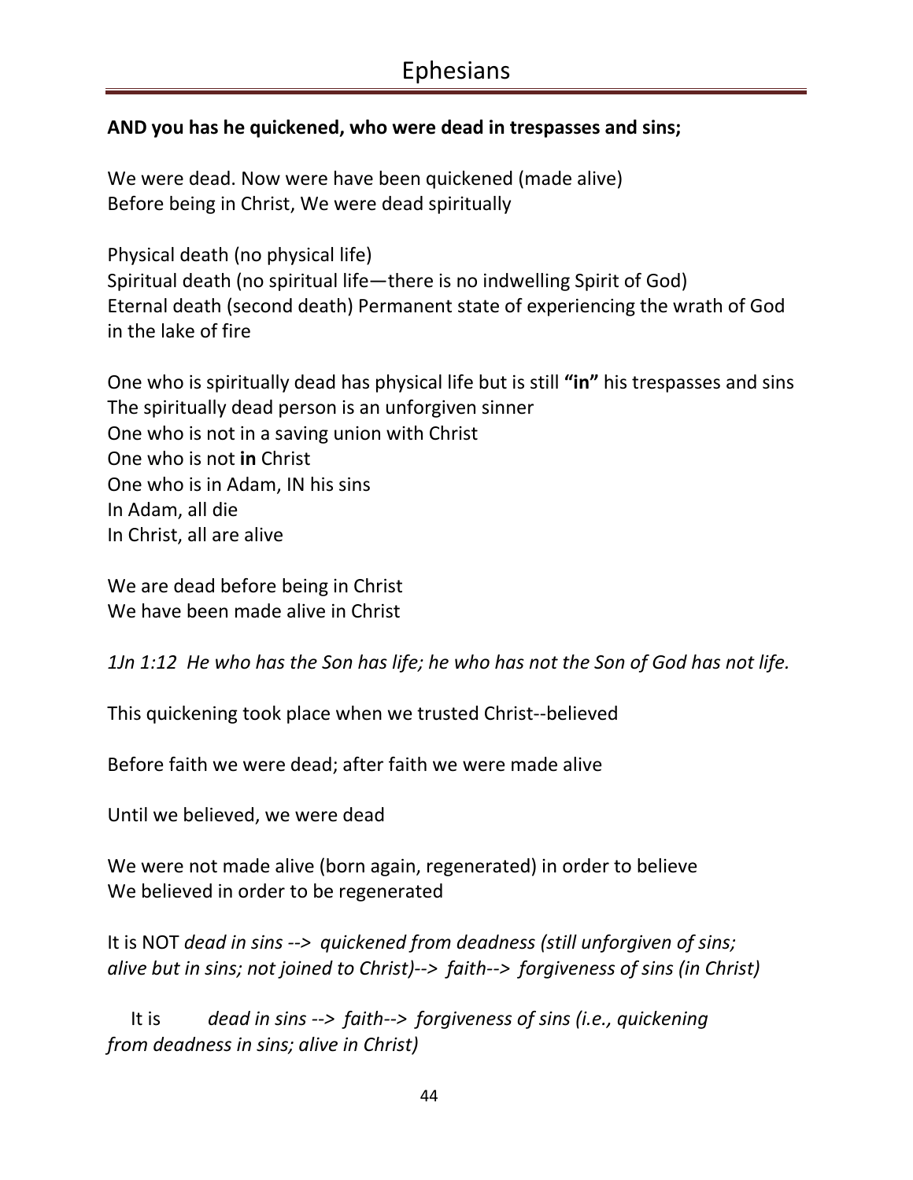**AND you has he quickened, who were dead in trespasses and sins;**

We were dead. Now were have been quickened (made alive)
Before being in Christ, We were dead spiritually

Physical death (no physical life)
Spiritual death (no spiritual life—there is no indwelling Spirit of God)
Eternal death (second death) Permanent state of experiencing the wrath of God in the lake of fire

One who is spiritually dead has physical life but is still **"in"** his trespasses and sins
The spiritually dead person is an unforgiven sinner
One who is not in a saving union with Christ
One who is not **in** Christ
One who is in Adam, IN his sins
In Adam, all die
In Christ, all are alive

We are dead before being in Christ
We have been made alive in Christ

*1Jn 1:12 He who has the Son has life; he who has not the Son of God has not life.*

This quickening took place when we trusted Christ--believed

Before faith we were dead; after faith we were made alive

Until we believed, we were dead

We were not made alive (born again, regenerated) in order to believe
We believed in order to be regenerated

It is NOT *dead in sins --> quickened from deadness (still unforgiven of sins; alive but in sins; not joined to Christ)--> faith--> forgiveness of sins (in Christ)*

It is *dead in sins --> faith--> forgiveness of sins (i.e., quickening from deadness in sins; alive in Christ)*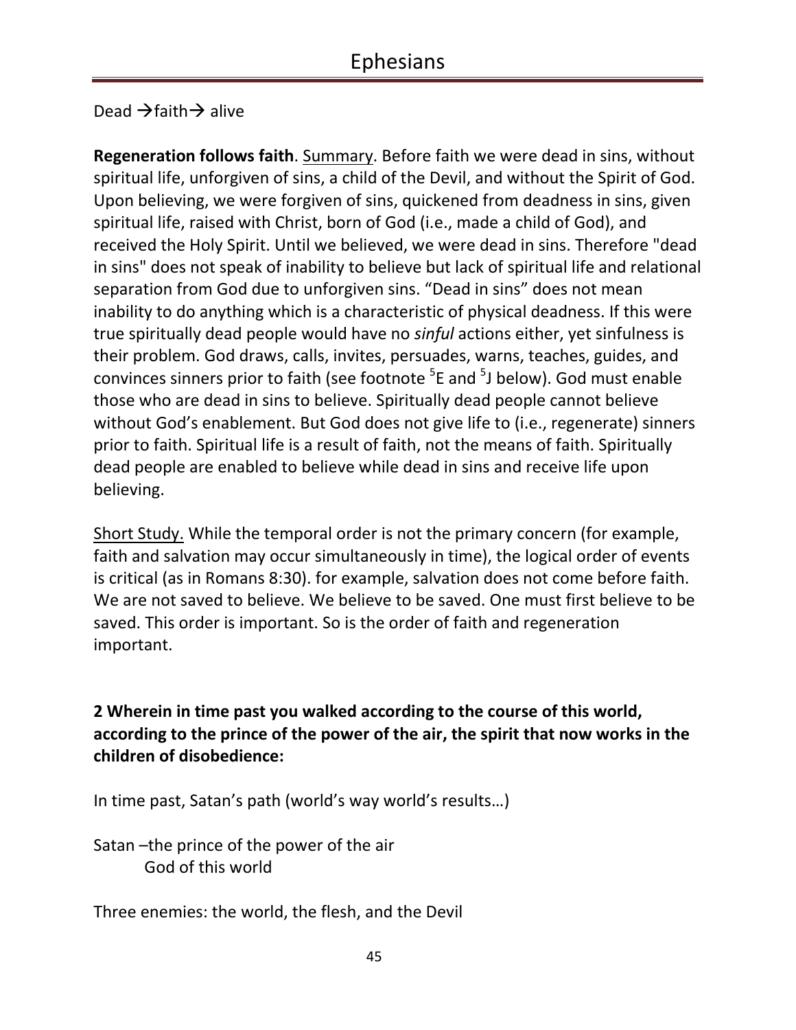Dead → faith → alive

**Regeneration follows faith**. Summary. Before faith we were dead in sins, without spiritual life, unforgiven of sins, a child of the Devil, and without the Spirit of God. Upon believing, we were forgiven of sins, quickened from deadness in sins, given spiritual life, raised with Christ, born of God (i.e., made a child of God), and received the Holy Spirit. Until we believed, we were dead in sins. Therefore "dead in sins" does not speak of inability to believe but lack of spiritual life and relational separation from God due to unforgiven sins. “Dead in sins” does not mean inability to do anything which is a characteristic of physical deadness. If this were true spiritually dead people would have no *sinful* actions either, yet sinfulness is their problem. God draws, calls, invites, persuades, warns, teaches, guides, and convinces sinners prior to faith (see footnote [5]E and [5]J below). God must enable those who are dead in sins to believe. Spiritually dead people cannot believe without God’s enablement. But God does not give life to (i.e., regenerate) sinners prior to faith. Spiritual life is a result of faith, not the means of faith. Spiritually dead people are enabled to believe while dead in sins and receive life upon believing.

Short Study. While the temporal order is not the primary concern (for example, faith and salvation may occur simultaneously in time), the logical order of events is critical (as in Romans 8:30). for example, salvation does not come before faith. We are not saved to believe. We believe to be saved. One must first believe to be saved. This order is important. So is the order of faith and regeneration important.

**2 Wherein in time past you walked according to the course of this world, according to the prince of the power of the air, the spirit that now works in the children of disobedience:**

In time past, Satan’s path (world’s way world’s results…)

Satan –the prince of the power of the air
    God of this world

Three enemies: the world, the flesh, and the Devil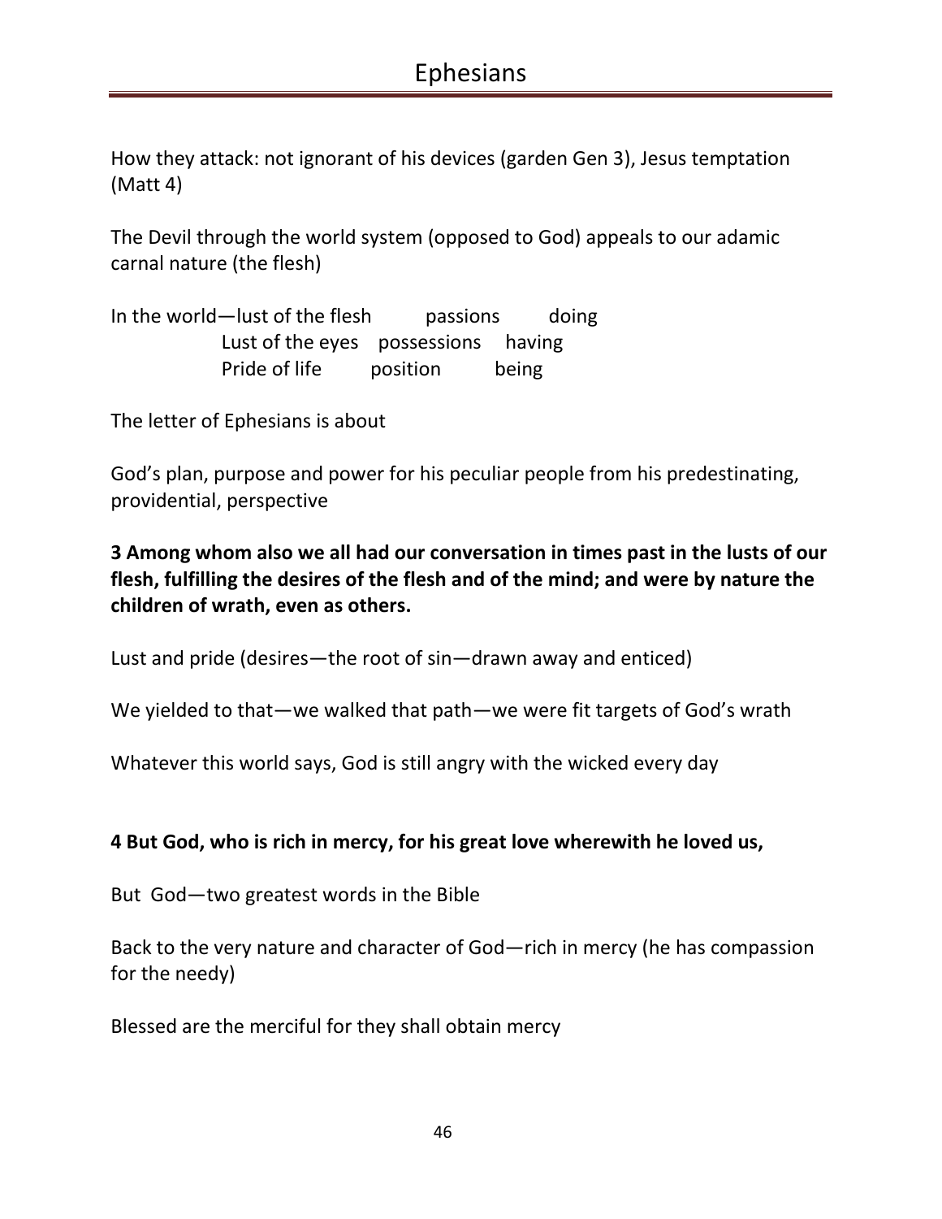How they attack: not ignorant of his devices (garden Gen 3), Jesus temptation (Matt 4)

The Devil through the world system (opposed to God) appeals to our adamic carnal nature (the flesh)

| In the world—lust of the flesh | passions | doing |
| --- | --- | --- |
| Lust of the eyes | possessions | having |
| Pride of life | position | being |

The letter of Ephesians is about

God's plan, purpose and power for his peculiar people from his predestinating, providential, perspective

**3 Among whom also we all had our conversation in times past in the lusts of our flesh, fulfilling the desires of the flesh and of the mind; and were by nature the children of wrath, even as others.**

Lust and pride (desires—the root of sin—drawn away and enticed)

We yielded to that—we walked that path—we were fit targets of God's wrath

Whatever this world says, God is still angry with the wicked every day

**4 But God, who is rich in mercy, for his great love wherewith he loved us,**

But God—two greatest words in the Bible

Back to the very nature and character of God—rich in mercy (he has compassion for the needy)

Blessed are the merciful for they shall obtain mercy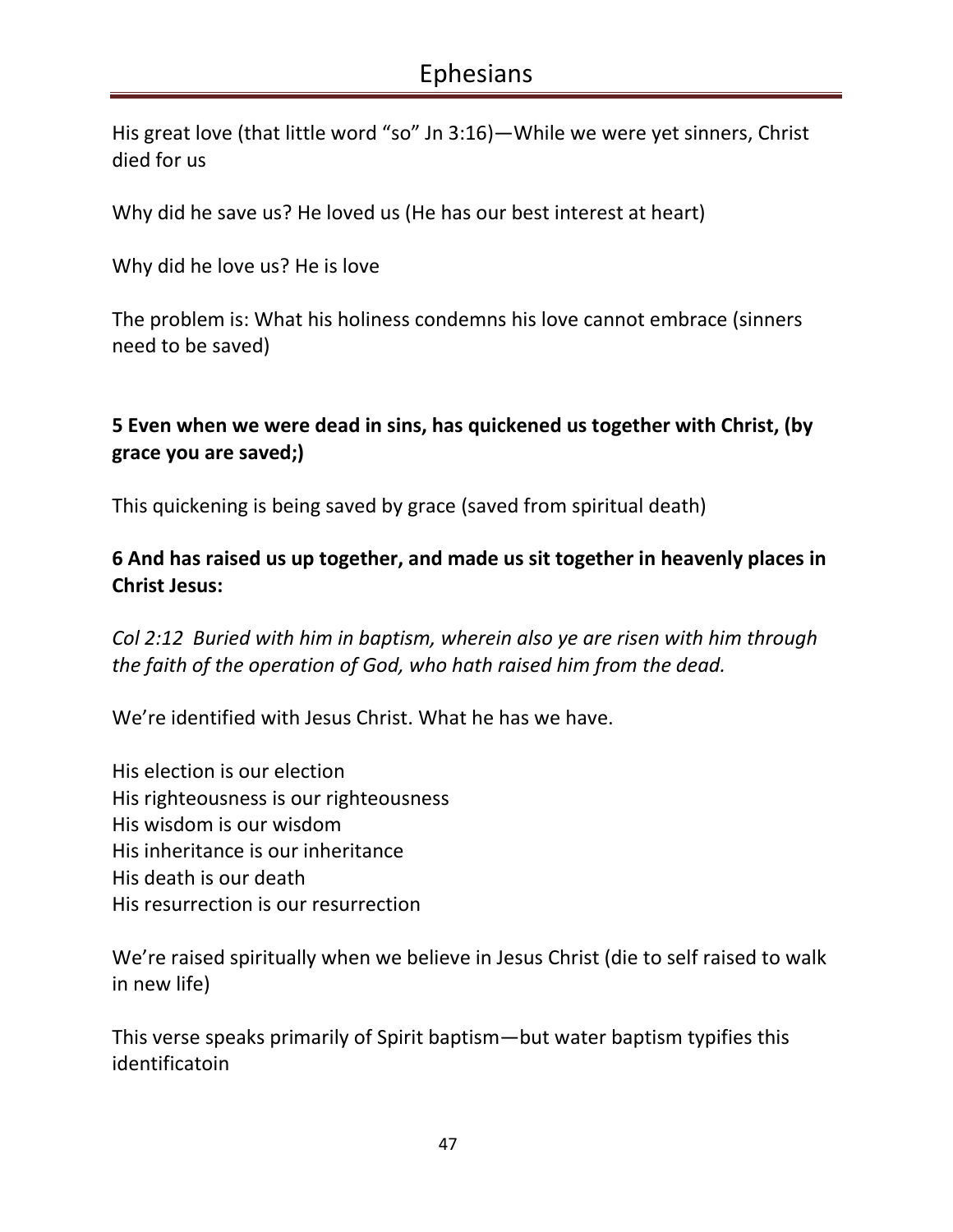His great love (that little word "so" Jn 3:16)—While we were yet sinners, Christ died for us

Why did he save us? He loved us (He has our best interest at heart)

Why did he love us? He is love

The problem is: What his holiness condemns his love cannot embrace (sinners need to be saved)

**5 Even when we were dead in sins, has quickened us together with Christ, (by grace you are saved;)**

This quickening is being saved by grace (saved from spiritual death)

**6 And has raised us up together, and made us sit together in heavenly places in Christ Jesus:**

*Col 2:12  Buried with him in baptism, wherein also ye are risen with him through the faith of the operation of God, who hath raised him from the dead.*

We're identified with Jesus Christ. What he has we have.

His election is our election
His righteousness is our righteousness
His wisdom is our wisdom
His inheritance is our inheritance
His death is our death
His resurrection is our resurrection

We're raised spiritually when we believe in Jesus Christ (die to self raised to walk in new life)

This verse speaks primarily of Spirit baptism—but water baptism typifies this identificatoin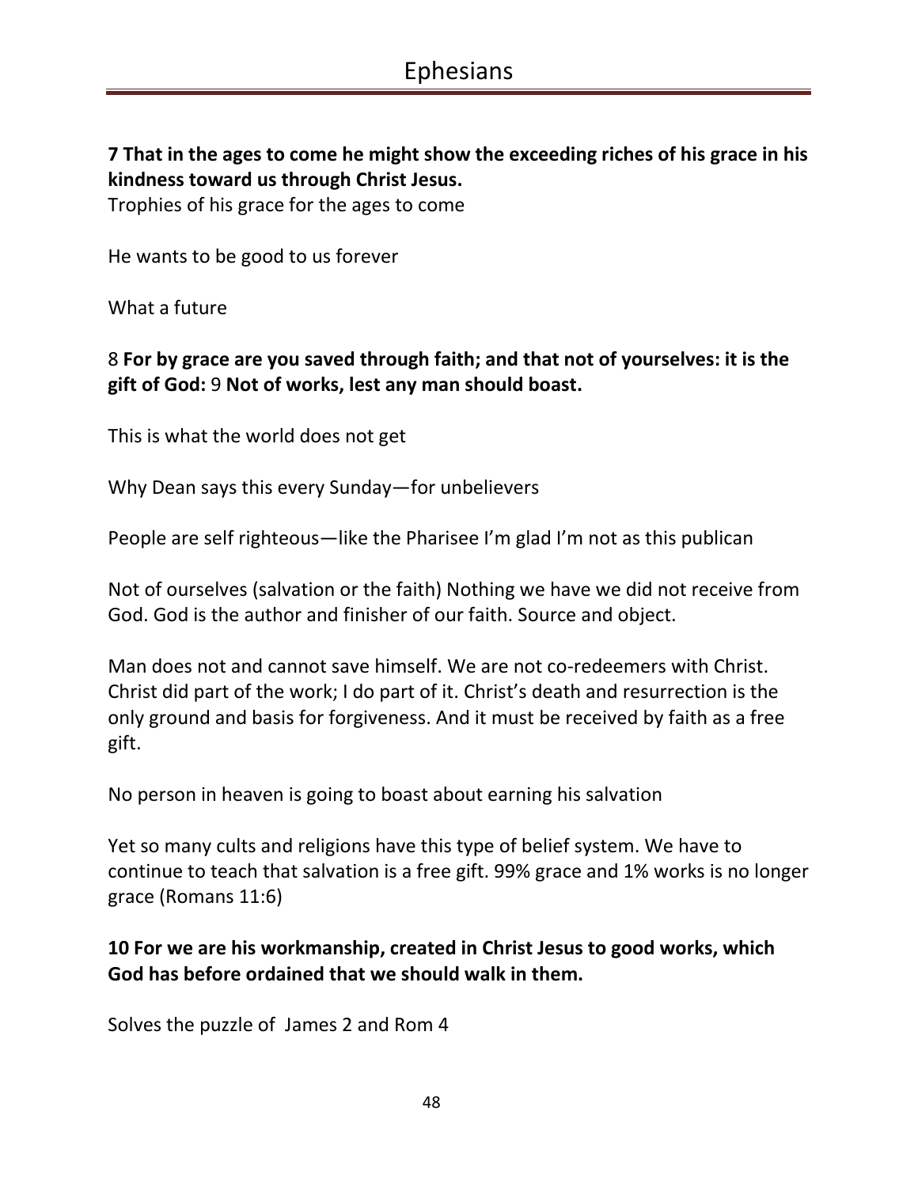**7 That in the ages to come he might show the exceeding riches of his grace in his kindness toward us through Christ Jesus.**

Trophies of his grace for the ages to come

He wants to be good to us forever

What a future

8 **For by grace are you saved through faith; and that not of yourselves: it is the gift of God:** 9 **Not of works, lest any man should boast.**

This is what the world does not get

Why Dean says this every Sunday—for unbelievers

People are self righteous—like the Pharisee I'm glad I'm not as this publican

Not of ourselves (salvation or the faith) Nothing we have we did not receive from God. God is the author and finisher of our faith. Source and object.

Man does not and cannot save himself. We are not co-redeemers with Christ. Christ did part of the work; I do part of it. Christ's death and resurrection is the only ground and basis for forgiveness. And it must be received by faith as a free gift.

No person in heaven is going to boast about earning his salvation

Yet so many cults and religions have this type of belief system. We have to continue to teach that salvation is a free gift. 99% grace and 1% works is no longer grace (Romans 11:6)

**10 For we are his workmanship, created in Christ Jesus to good works, which God has before ordained that we should walk in them.**

Solves the puzzle of James 2 and Rom 4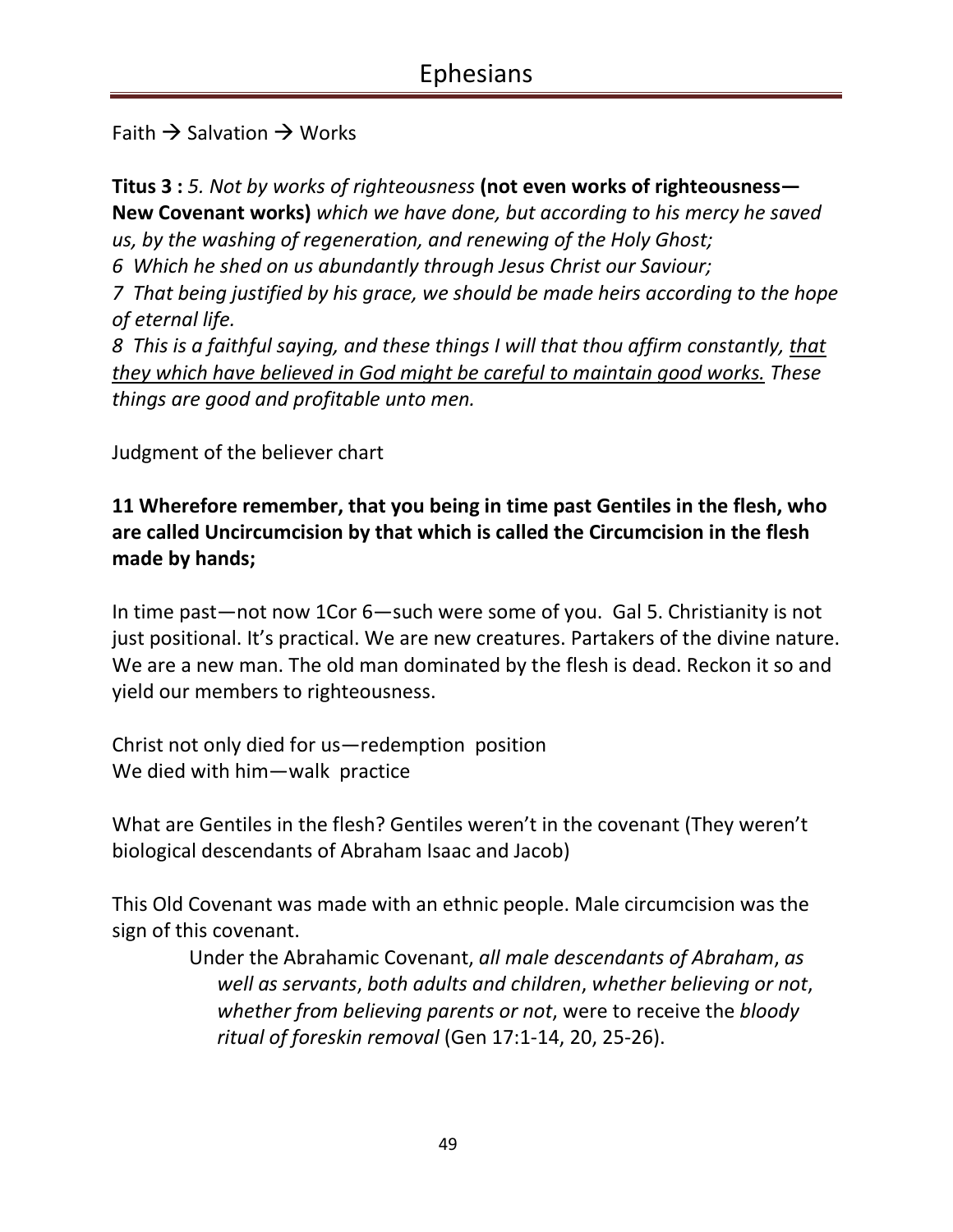Faith → Salvation → Works

**Titus 3 :** *5. Not by works of righteousness* **(not even works of righteousness—New Covenant works)** *which we have done, but according to his mercy he saved us, by the washing of regeneration, and renewing of the Holy Ghost;*
*6 Which he shed on us abundantly through Jesus Christ our Saviour;*
*7 That being justified by his grace, we should be made heirs according to the hope of eternal life.*
*8 This is a faithful saying, and these things I will that thou affirm constantly, <u>that they which have believed in God might be careful to maintain good works.</u> These things are good and profitable unto men.*

Judgment of the believer chart

**11 Wherefore remember, that you being in time past Gentiles in the flesh, who are called Uncircumcision by that which is called the Circumcision in the flesh made by hands;**

In time past—not now 1Cor 6—such were some of you. Gal 5. Christianity is not just positional. It's practical. We are new creatures. Partakers of the divine nature. We are a new man. The old man dominated by the flesh is dead. Reckon it so and yield our members to righteousness.

Christ not only died for us—redemption position
We died with him—walk practice

What are Gentiles in the flesh? Gentiles weren't in the covenant (They weren't biological descendants of Abraham Isaac and Jacob)

This Old Covenant was made with an ethnic people. Male circumcision was the sign of this covenant.

> Under the Abrahamic Covenant, *all male descendants of Abraham*, *as well as servants*, *both adults and children*, *whether believing or not*, *whether from believing parents or not*, were to receive the *bloody ritual of foreskin removal* (Gen 17:1-14, 20, 25-26).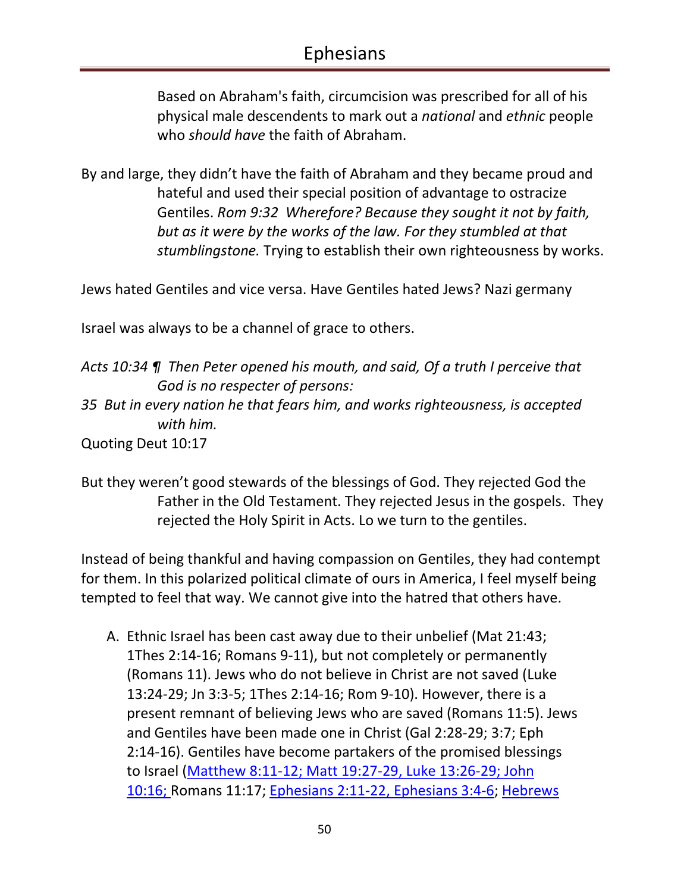Based on Abraham's faith, circumcision was prescribed for all of his physical male descendents to mark out a *national* and *ethnic* people who *should have* the faith of Abraham.

By and large, they didn't have the faith of Abraham and they became proud and hateful and used their special position of advantage to ostracize Gentiles. *Rom 9:32 Wherefore? Because they sought it not by faith, but as it were by the works of the law. For they stumbled at that stumblingstone.* Trying to establish their own righteousness by works.

Jews hated Gentiles and vice versa. Have Gentiles hated Jews? Nazi germany

Israel was always to be a channel of grace to others.

*Acts 10:34 ¶ Then Peter opened his mouth, and said, Of a truth I perceive that God is no respecter of persons:*
*35 But in every nation he that fears him, and works righteousness, is accepted with him.*
Quoting Deut 10:17

But they weren't good stewards of the blessings of God. They rejected God the Father in the Old Testament. They rejected Jesus in the gospels. They rejected the Holy Spirit in Acts. Lo we turn to the gentiles.

Instead of being thankful and having compassion on Gentiles, they had contempt for them. In this polarized political climate of ours in America, I feel myself being tempted to feel that way. We cannot give into the hatred that others have.

A. Ethnic Israel has been cast away due to their unbelief (Mat 21:43; 1Thes 2:14-16; Romans 9-11), but not completely or permanently (Romans 11). Jews who do not believe in Christ are not saved (Luke 13:24-29; Jn 3:3-5; 1Thes 2:14-16; Rom 9-10). However, there is a present remnant of believing Jews who are saved (Romans 11:5). Jews and Gentiles have been made one in Christ (Gal 2:28-29; 3:7; Eph 2:14-16). Gentiles have become partakers of the promised blessings to Israel (Matthew 8:11-12; Matt 19:27-29, Luke 13:26-29; John 10:16; Romans 11:17; Ephesians 2:11-22, Ephesians 3:4-6; Hebrews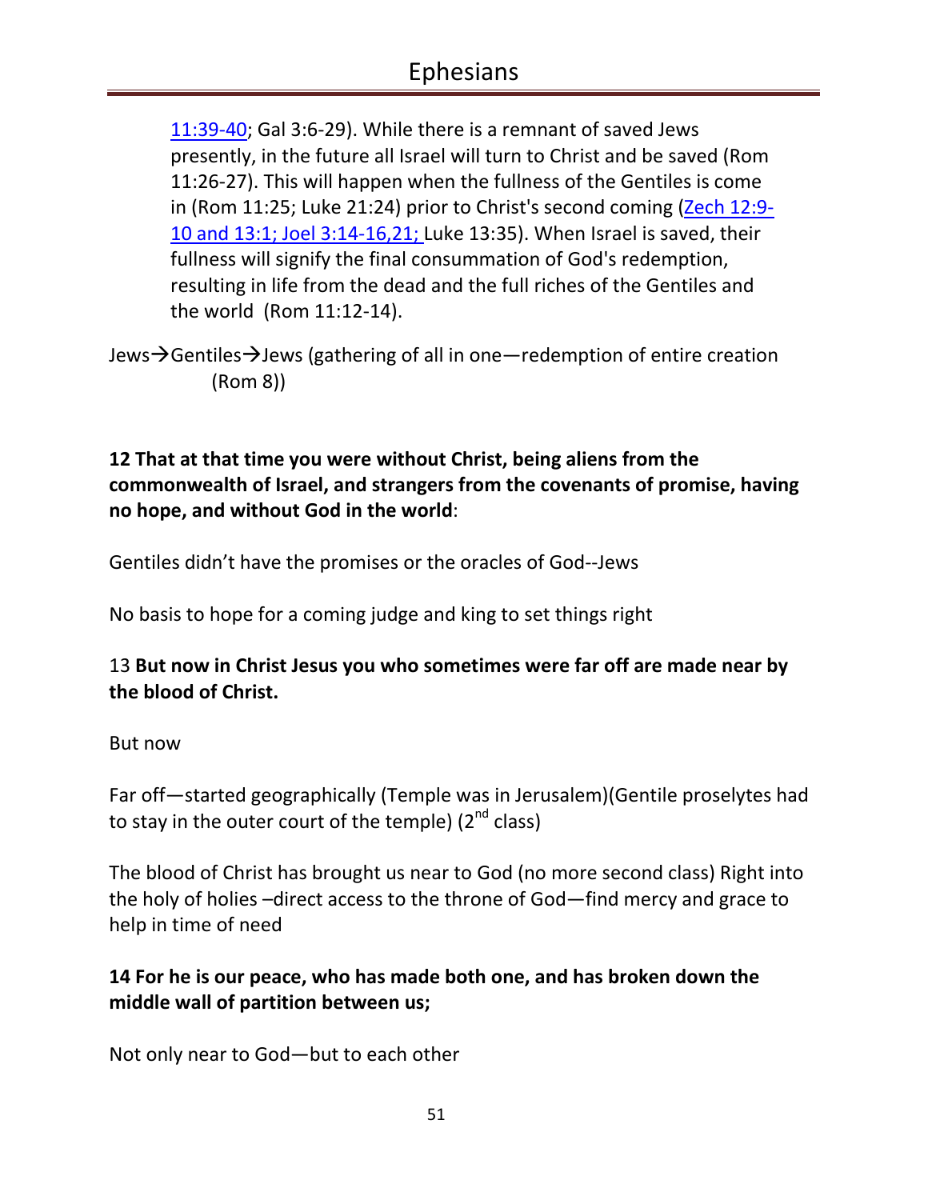11:39-40; Gal 3:6-29). While there is a remnant of saved Jews presently, in the future all Israel will turn to Christ and be saved (Rom 11:26-27). This will happen when the fullness of the Gentiles is come in (Rom 11:25; Luke 21:24) prior to Christ's second coming (Zech 12:9-10 and 13:1; Joel 3:14-16,21; Luke 13:35). When Israel is saved, their fullness will signify the final consummation of God's redemption, resulting in life from the dead and the full riches of the Gentiles and the world (Rom 11:12-14).

Jews→Gentiles→Jews (gathering of all in one—redemption of entire creation (Rom 8))

**12 That at that time you were without Christ, being aliens from the commonwealth of Israel, and strangers from the covenants of promise, having no hope, and without God in the world**:

Gentiles didn't have the promises or the oracles of God--Jews

No basis to hope for a coming judge and king to set things right

13 **But now in Christ Jesus you who sometimes were far off are made near by the blood of Christ.**

But now

Far off—started geographically (Temple was in Jerusalem)(Gentile proselytes had to stay in the outer court of the temple) (2nd class)

The blood of Christ has brought us near to God (no more second class) Right into the holy of holies –direct access to the throne of God—find mercy and grace to help in time of need

**14 For he is our peace, who has made both one, and has broken down the middle wall of partition between us;**

Not only near to God—but to each other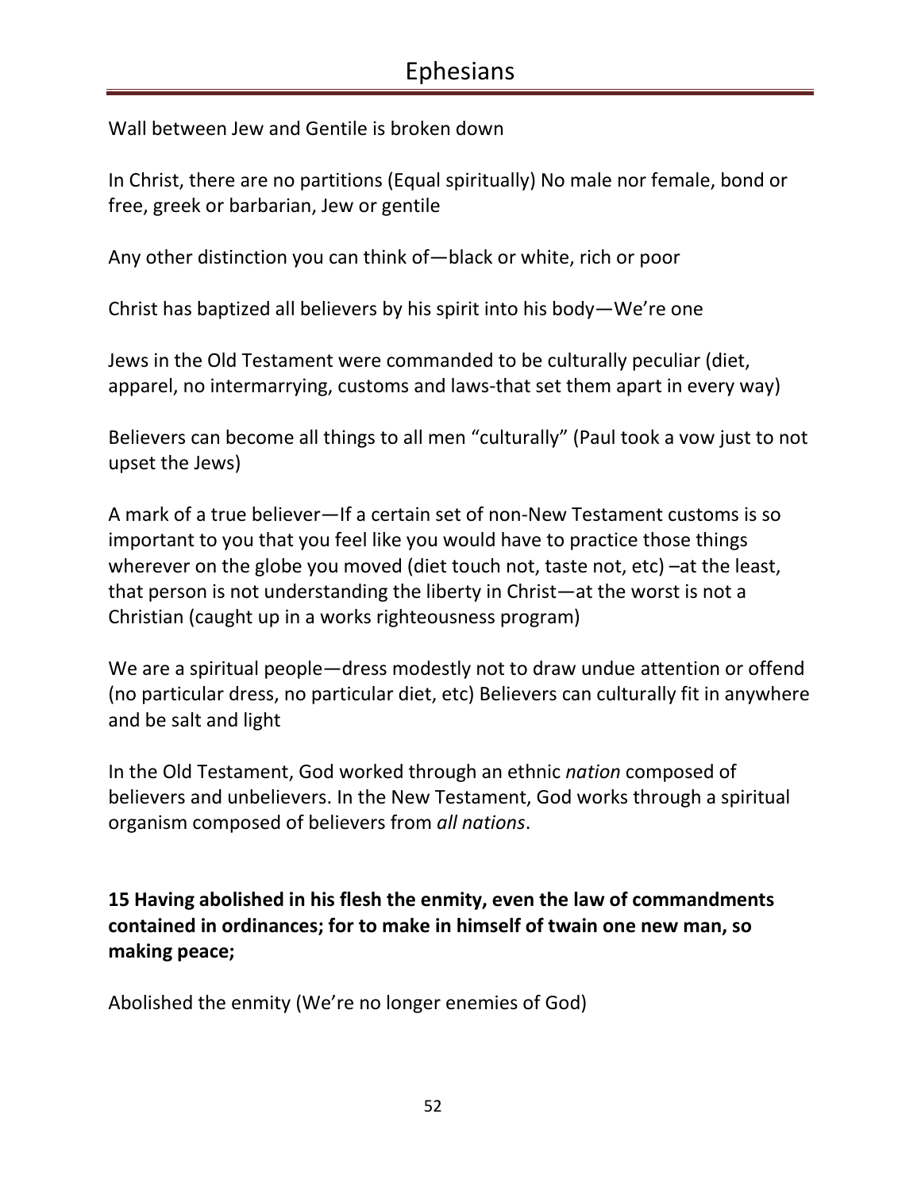Wall between Jew and Gentile is broken down

In Christ, there are no partitions (Equal spiritually) No male nor female, bond or free, greek or barbarian, Jew or gentile

Any other distinction you can think of—black or white, rich or poor

Christ has baptized all believers by his spirit into his body—We're one

Jews in the Old Testament were commanded to be culturally peculiar (diet, apparel, no intermarrying, customs and laws-that set them apart in every way)

Believers can become all things to all men "culturally" (Paul took a vow just to not upset the Jews)

A mark of a true believer—If a certain set of non-New Testament customs is so important to you that you feel like you would have to practice those things wherever on the globe you moved (diet touch not, taste not, etc) –at the least, that person is not understanding the liberty in Christ—at the worst is not a Christian (caught up in a works righteousness program)

We are a spiritual people—dress modestly not to draw undue attention or offend (no particular dress, no particular diet, etc) Believers can culturally fit in anywhere and be salt and light

In the Old Testament, God worked through an ethnic *nation* composed of believers and unbelievers. In the New Testament, God works through a spiritual organism composed of believers from *all nations*.

**15 Having abolished in his flesh the enmity, even the law of commandments contained in ordinances; for to make in himself of twain one new man, so making peace;**

Abolished the enmity (We're no longer enemies of God)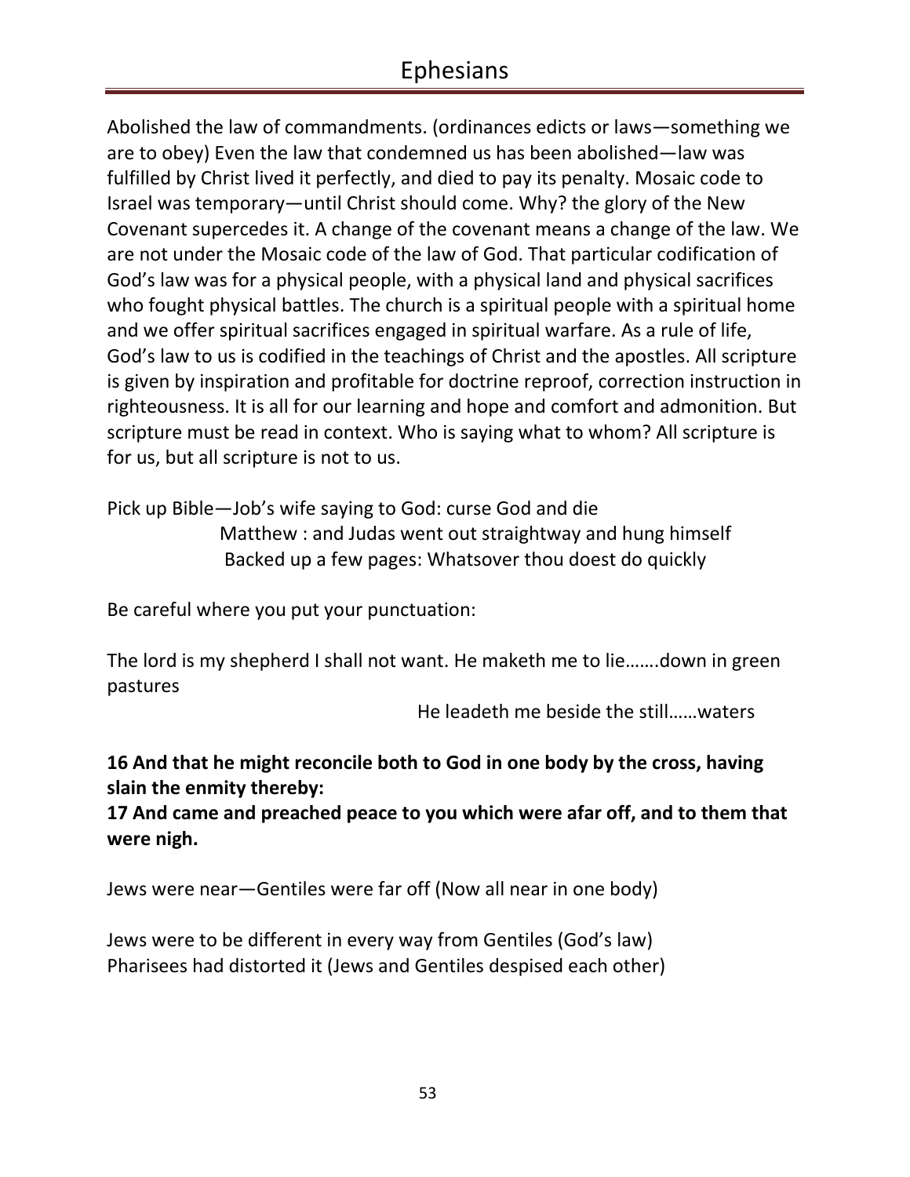Abolished the law of commandments. (ordinances edicts or laws—something we are to obey) Even the law that condemned us has been abolished—law was fulfilled by Christ lived it perfectly, and died to pay its penalty. Mosaic code to Israel was temporary—until Christ should come. Why? the glory of the New Covenant supercedes it. A change of the covenant means a change of the law. We are not under the Mosaic code of the law of God. That particular codification of God's law was for a physical people, with a physical land and physical sacrifices who fought physical battles. The church is a spiritual people with a spiritual home and we offer spiritual sacrifices engaged in spiritual warfare. As a rule of life, God's law to us is codified in the teachings of Christ and the apostles. All scripture is given by inspiration and profitable for doctrine reproof, correction instruction in righteousness. It is all for our learning and hope and comfort and admonition. But scripture must be read in context. Who is saying what to whom? All scripture is for us, but all scripture is not to us.

Pick up Bible—Job's wife saying to God: curse God and die
Matthew : and Judas went out straightway and hung himself
Backed up a few pages: Whatsover thou doest do quickly

Be careful where you put your punctuation:

The lord is my shepherd I shall not want. He maketh me to lie…….down in green pastures
He leadeth me beside the still……waters

**16 And that he might reconcile both to God in one body by the cross, having slain the enmity thereby:**
**17 And came and preached peace to you which were afar off, and to them that were nigh.**

Jews were near—Gentiles were far off (Now all near in one body)

Jews were to be different in every way from Gentiles (God's law)
Pharisees had distorted it (Jews and Gentiles despised each other)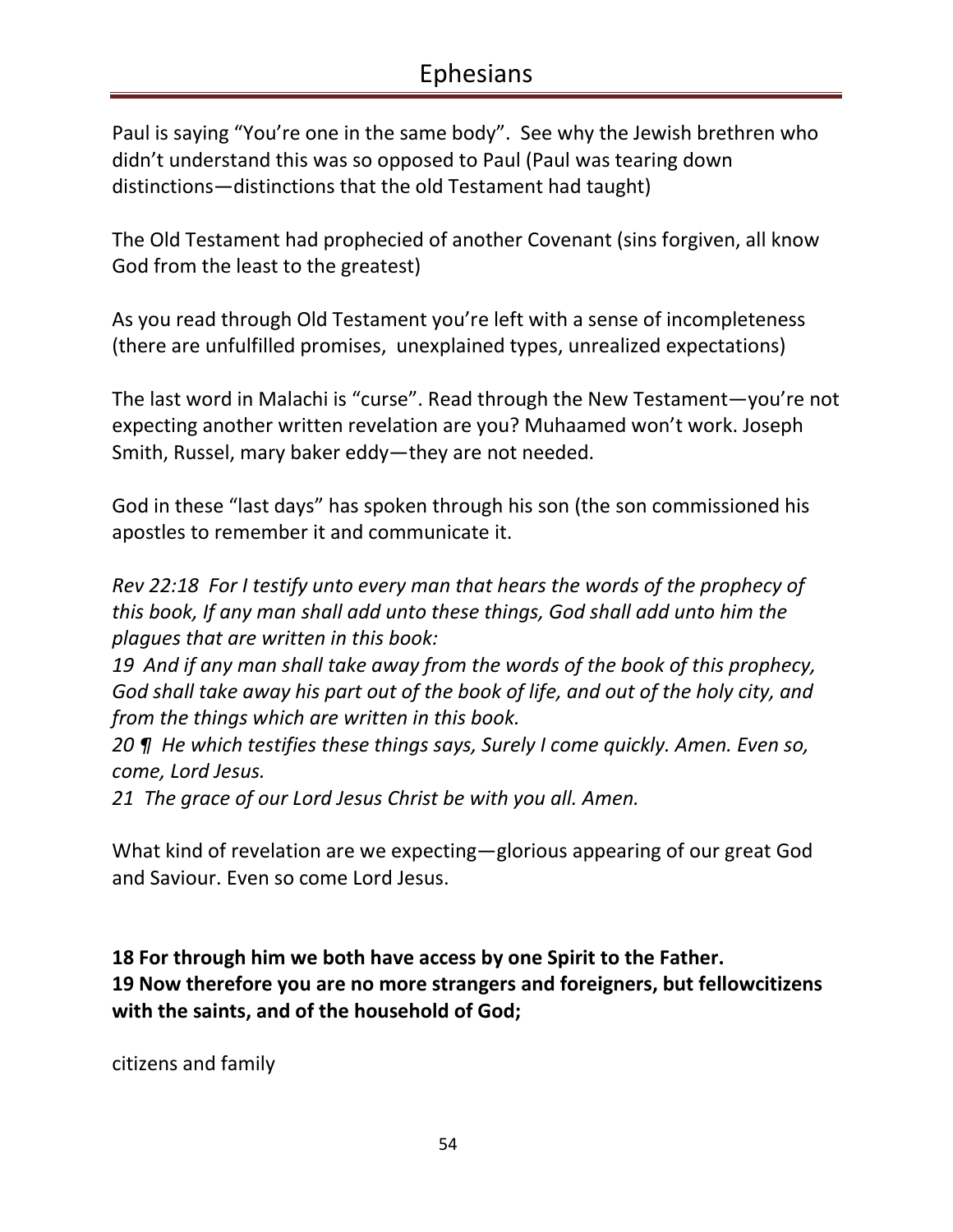Paul is saying "You're one in the same body". See why the Jewish brethren who didn't understand this was so opposed to Paul (Paul was tearing down distinctions—distinctions that the old Testament had taught)

The Old Testament had prophecied of another Covenant (sins forgiven, all know God from the least to the greatest)

As you read through Old Testament you're left with a sense of incompleteness (there are unfulfilled promises, unexplained types, unrealized expectations)

The last word in Malachi is "curse". Read through the New Testament—you're not expecting another written revelation are you? Muhaamed won't work. Joseph Smith, Russel, mary baker eddy—they are not needed.

God in these "last days" has spoken through his son (the son commissioned his apostles to remember it and communicate it.

*Rev 22:18 For I testify unto every man that hears the words of the prophecy of this book, If any man shall add unto these things, God shall add unto him the plagues that are written in this book:*
*19 And if any man shall take away from the words of the book of this prophecy, God shall take away his part out of the book of life, and out of the holy city, and from the things which are written in this book.*
*20 ¶ He which testifies these things says, Surely I come quickly. Amen. Even so, come, Lord Jesus.*
*21 The grace of our Lord Jesus Christ be with you all. Amen.*

What kind of revelation are we expecting—glorious appearing of our great God and Saviour. Even so come Lord Jesus.

**18 For through him we both have access by one Spirit to the Father.**
**19 Now therefore you are no more strangers and foreigners, but fellowcitizens with the saints, and of the household of God;**

citizens and family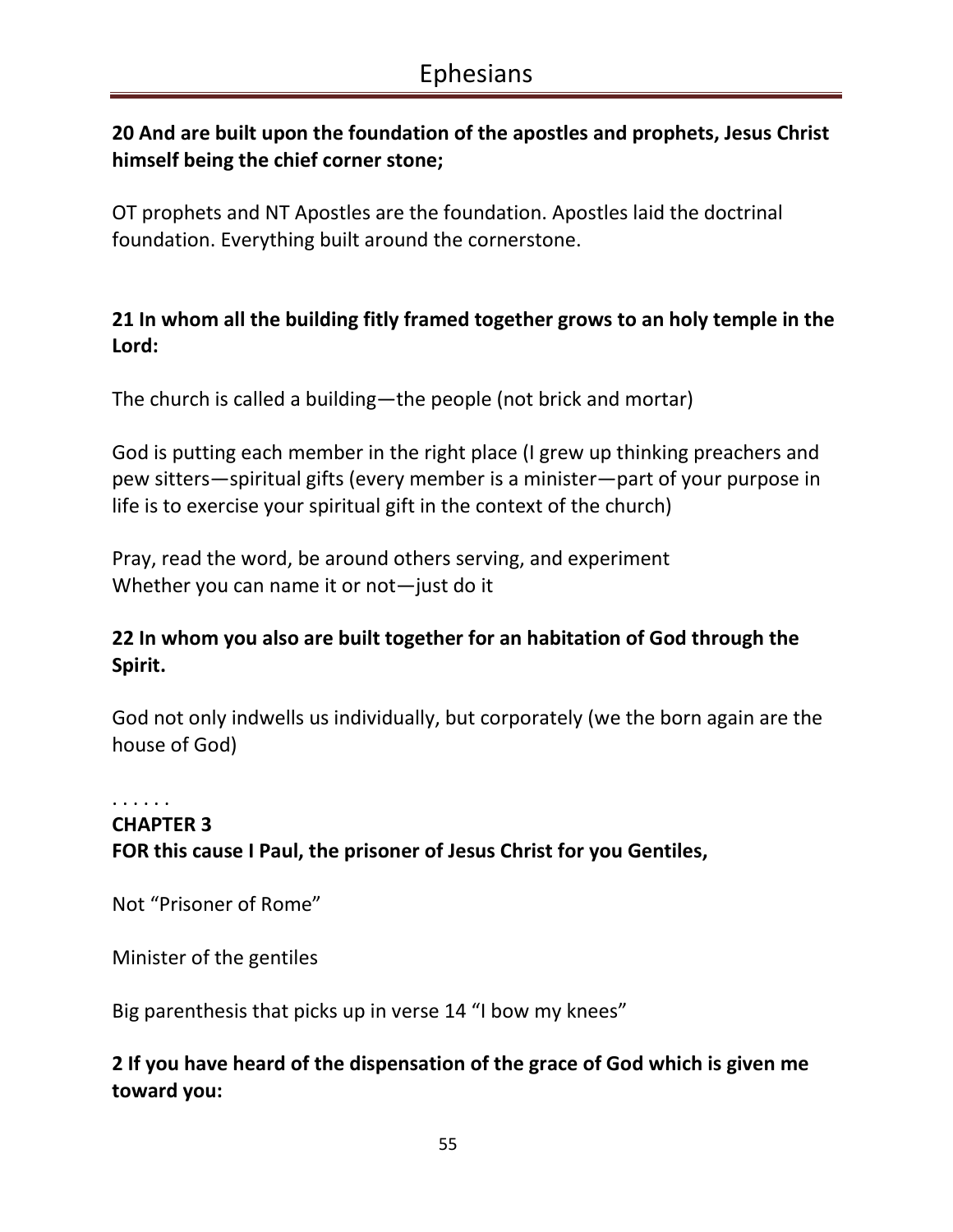**20 And are built upon the foundation of the apostles and prophets, Jesus Christ himself being the chief corner stone;**

OT prophets and NT Apostles are the foundation. Apostles laid the doctrinal foundation. Everything built around the cornerstone.

**21 In whom all the building fitly framed together grows to an holy temple in the Lord:**

The church is called a building—the people (not brick and mortar)

God is putting each member in the right place (I grew up thinking preachers and pew sitters—spiritual gifts (every member is a minister—part of your purpose in life is to exercise your spiritual gift in the context of the church)

Pray, read the word, be around others serving, and experiment
Whether you can name it or not—just do it

**22 In whom you also are built together for an habitation of God through the Spirit.**

God not only indwells us individually, but corporately (we the born again are the house of God)

. . . . . .

**CHAPTER 3**

**FOR this cause I Paul, the prisoner of Jesus Christ for you Gentiles,**

Not "Prisoner of Rome"

Minister of the gentiles

Big parenthesis that picks up in verse 14 "I bow my knees"

**2 If you have heard of the dispensation of the grace of God which is given me toward you:**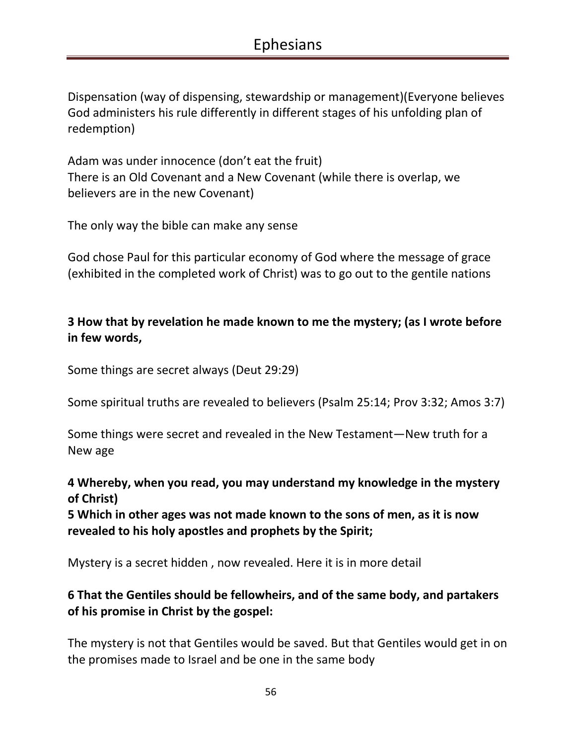Dispensation (way of dispensing, stewardship or management)(Everyone believes God administers his rule differently in different stages of his unfolding plan of redemption)

Adam was under innocence (don't eat the fruit)
There is an Old Covenant and a New Covenant (while there is overlap, we believers are in the new Covenant)

The only way the bible can make any sense

God chose Paul for this particular economy of God where the message of grace (exhibited in the completed work of Christ) was to go out to the gentile nations

**3 How that by revelation he made known to me the mystery; (as I wrote before in few words,**

Some things are secret always (Deut 29:29)

Some spiritual truths are revealed to believers (Psalm 25:14; Prov 3:32; Amos 3:7)

Some things were secret and revealed in the New Testament—New truth for a New age

**4 Whereby, when you read, you may understand my knowledge in the mystery of Christ)**
**5 Which in other ages was not made known to the sons of men, as it is now revealed to his holy apostles and prophets by the Spirit;**

Mystery is a secret hidden , now revealed. Here it is in more detail

**6 That the Gentiles should be fellowheirs, and of the same body, and partakers of his promise in Christ by the gospel:**

The mystery is not that Gentiles would be saved. But that Gentiles would get in on the promises made to Israel and be one in the same body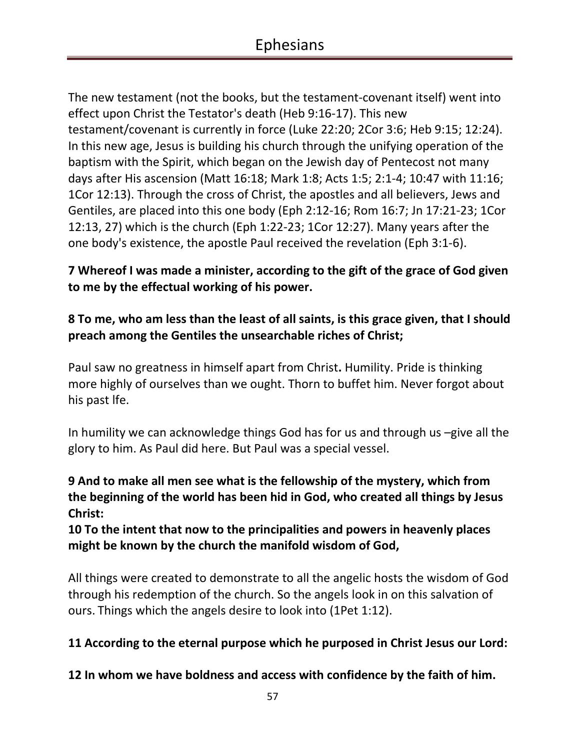The new testament (not the books, but the testament-covenant itself) went into effect upon Christ the Testator's death (Heb 9:16-17). This new testament/covenant is currently in force (Luke 22:20; 2Cor 3:6; Heb 9:15; 12:24). In this new age, Jesus is building his church through the unifying operation of the baptism with the Spirit, which began on the Jewish day of Pentecost not many days after His ascension (Matt 16:18; Mark 1:8; Acts 1:5; 2:1-4; 10:47 with 11:16; 1Cor 12:13). Through the cross of Christ, the apostles and all believers, Jews and Gentiles, are placed into this one body (Eph 2:12-16; Rom 16:7; Jn 17:21-23; 1Cor 12:13, 27) which is the church (Eph 1:22-23; 1Cor 12:27). Many years after the one body's existence, the apostle Paul received the revelation (Eph 3:1-6).

**7 Whereof I was made a minister, according to the gift of the grace of God given to me by the effectual working of his power.**

**8 To me, who am less than the least of all saints, is this grace given, that I should preach among the Gentiles the unsearchable riches of Christ;**

Paul saw no greatness in himself apart from Christ**.** Humility. Pride is thinking more highly of ourselves than we ought. Thorn to buffet him. Never forgot about his past lfe.

In humility we can acknowledge things God has for us and through us –give all the glory to him. As Paul did here. But Paul was a special vessel.

**9 And to make all men see what is the fellowship of the mystery, which from the beginning of the world has been hid in God, who created all things by Jesus Christ:**
**10 To the intent that now to the principalities and powers in heavenly places might be known by the church the manifold wisdom of God,**

All things were created to demonstrate to all the angelic hosts the wisdom of God through his redemption of the church. So the angels look in on this salvation of ours. Things which the angels desire to look into (1Pet 1:12).

**11 According to the eternal purpose which he purposed in Christ Jesus our Lord:**

**12 In whom we have boldness and access with confidence by the faith of him.**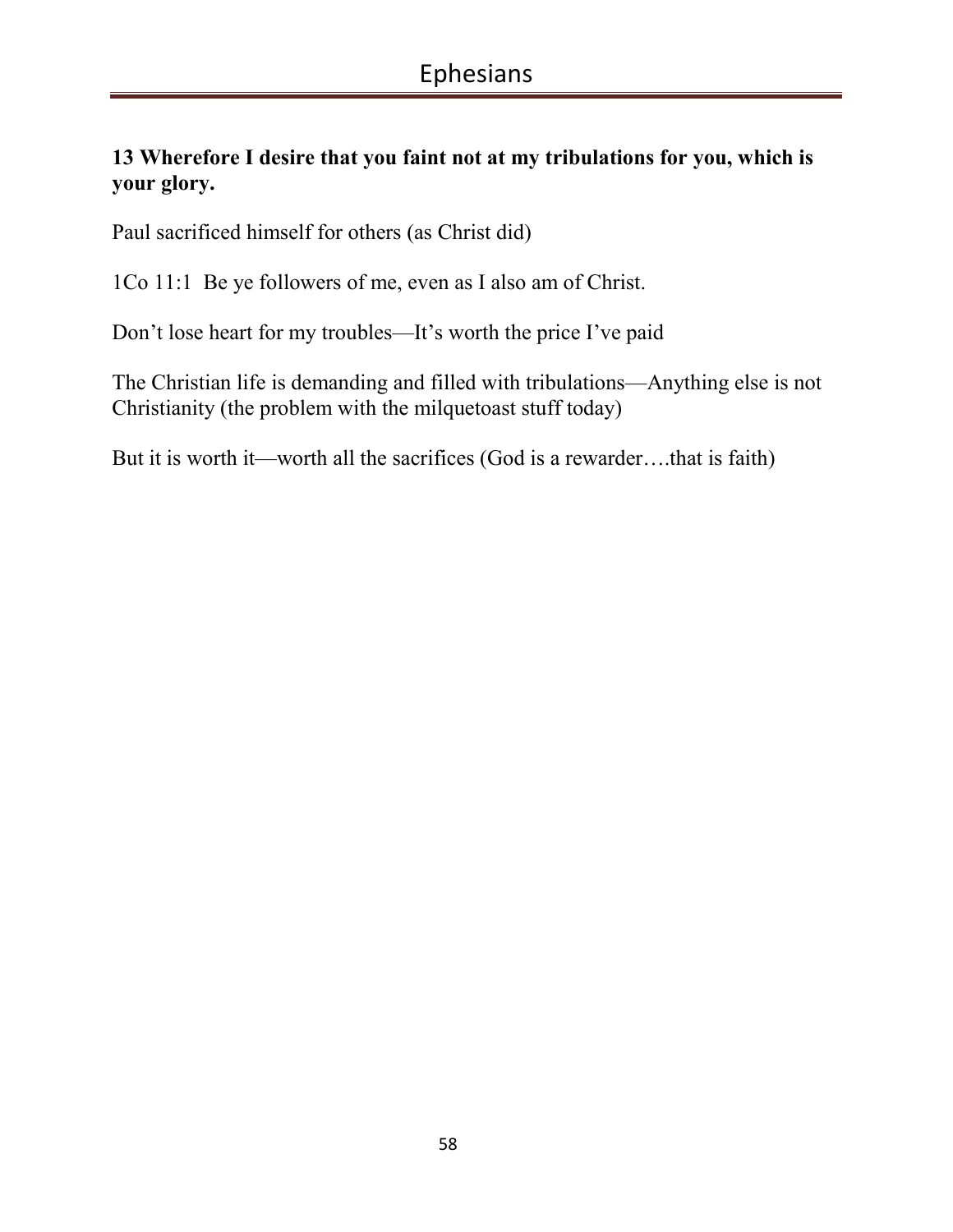**13 Wherefore I desire that you faint not at my tribulations for you, which is your glory.**

Paul sacrificed himself for others (as Christ did)

1Co 11:1  Be ye followers of me, even as I also am of Christ.

Don't lose heart for my troubles—It's worth the price I've paid

The Christian life is demanding and filled with tribulations—Anything else is not Christianity (the problem with the milquetoast stuff today)

But it is worth it—worth all the sacrifices (God is a rewarder….that is faith)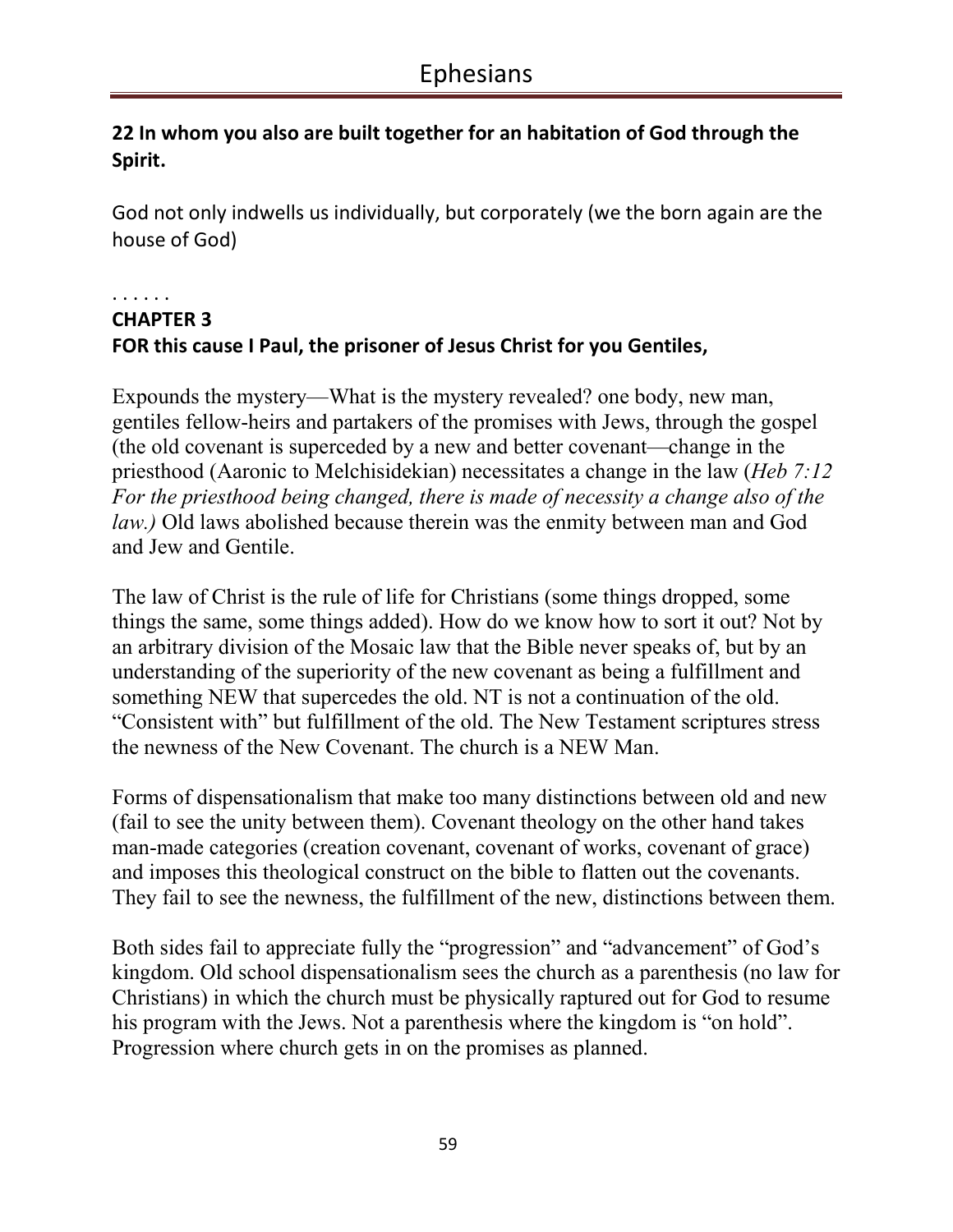**22 In whom you also are built together for an habitation of God through the Spirit.**

God not only indwells us individually, but corporately (we the born again are the house of God)

. . . . . .

**CHAPTER 3**

**FOR this cause I Paul, the prisoner of Jesus Christ for you Gentiles,**

Expounds the mystery—What is the mystery revealed? one body, new man, gentiles fellow-heirs and partakers of the promises with Jews, through the gospel (the old covenant is superceded by a new and better covenant—change in the priesthood (Aaronic to Melchisidekian) necessitates a change in the law (*Heb 7:12 For the priesthood being changed, there is made of necessity a change also of the law.)* Old laws abolished because therein was the enmity between man and God and Jew and Gentile.

The law of Christ is the rule of life for Christians (some things dropped, some things the same, some things added). How do we know how to sort it out? Not by an arbitrary division of the Mosaic law that the Bible never speaks of, but by an understanding of the superiority of the new covenant as being a fulfillment and something NEW that supercedes the old. NT is not a continuation of the old. "Consistent with" but fulfillment of the old. The New Testament scriptures stress the newness of the New Covenant. The church is a NEW Man.

Forms of dispensationalism that make too many distinctions between old and new (fail to see the unity between them). Covenant theology on the other hand takes man-made categories (creation covenant, covenant of works, covenant of grace) and imposes this theological construct on the bible to flatten out the covenants. They fail to see the newness, the fulfillment of the new, distinctions between them.

Both sides fail to appreciate fully the "progression" and "advancement" of God's kingdom. Old school dispensationalism sees the church as a parenthesis (no law for Christians) in which the church must be physically raptured out for God to resume his program with the Jews. Not a parenthesis where the kingdom is "on hold". Progression where church gets in on the promises as planned.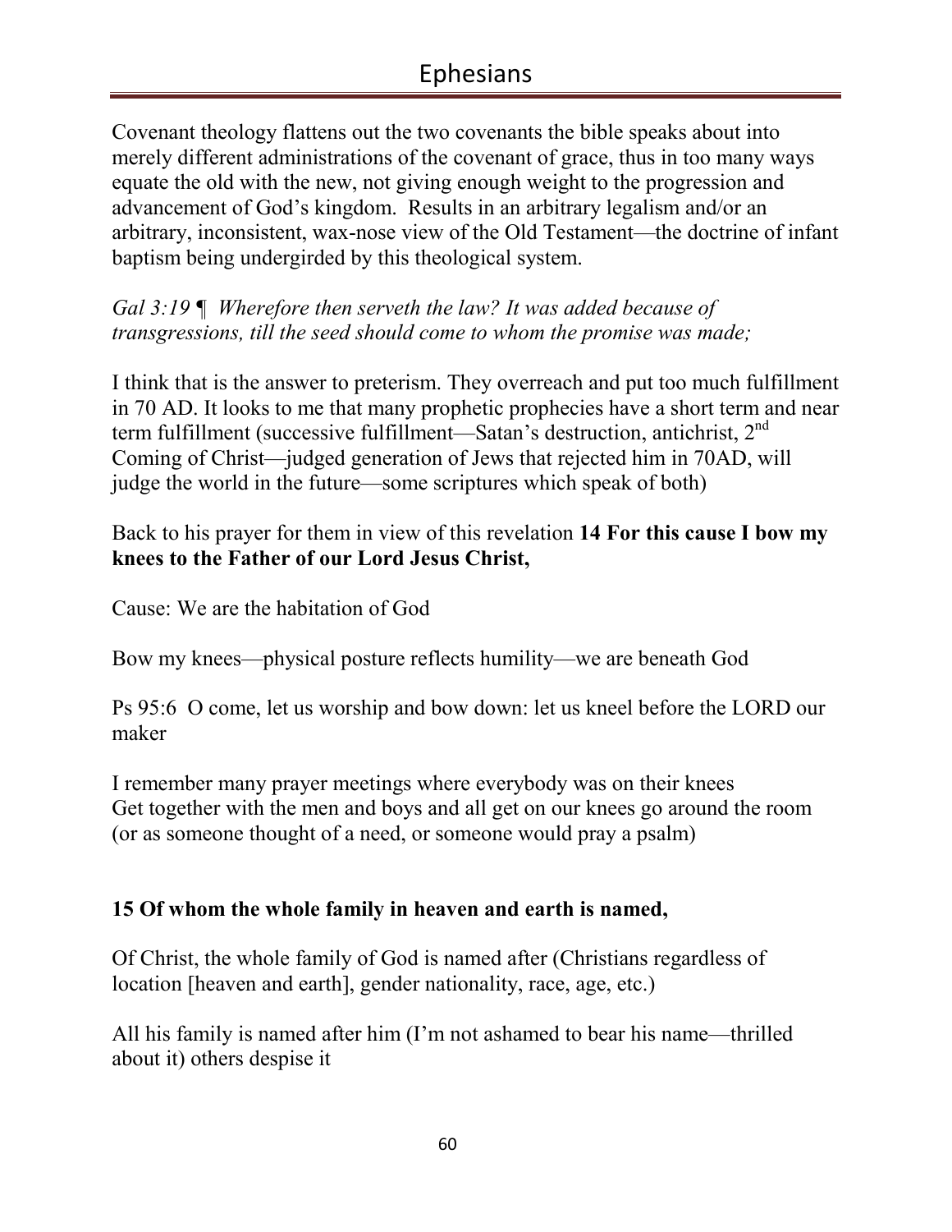Covenant theology flattens out the two covenants the bible speaks about into merely different administrations of the covenant of grace, thus in too many ways equate the old with the new, not giving enough weight to the progression and advancement of God's kingdom. Results in an arbitrary legalism and/or an arbitrary, inconsistent, wax-nose view of the Old Testament—the doctrine of infant baptism being undergirded by this theological system.

*Gal 3:19 ¶ Wherefore then serveth the law? It was added because of transgressions, till the seed should come to whom the promise was made;*

I think that is the answer to preterism. They overreach and put too much fulfillment in 70 AD. It looks to me that many prophetic prophecies have a short term and near term fulfillment (successive fulfillment—Satan's destruction, antichrist, 2nd Coming of Christ—judged generation of Jews that rejected him in 70AD, will judge the world in the future—some scriptures which speak of both)

Back to his prayer for them in view of this revelation **14 For this cause I bow my knees to the Father of our Lord Jesus Christ,**

Cause: We are the habitation of God

Bow my knees—physical posture reflects humility—we are beneath God

Ps 95:6 O come, let us worship and bow down: let us kneel before the LORD our maker

I remember many prayer meetings where everybody was on their knees
Get together with the men and boys and all get on our knees go around the room (or as someone thought of a need, or someone would pray a psalm)

**15 Of whom the whole family in heaven and earth is named,**

Of Christ, the whole family of God is named after (Christians regardless of location [heaven and earth], gender nationality, race, age, etc.)

All his family is named after him (I'm not ashamed to bear his name—thrilled about it) others despise it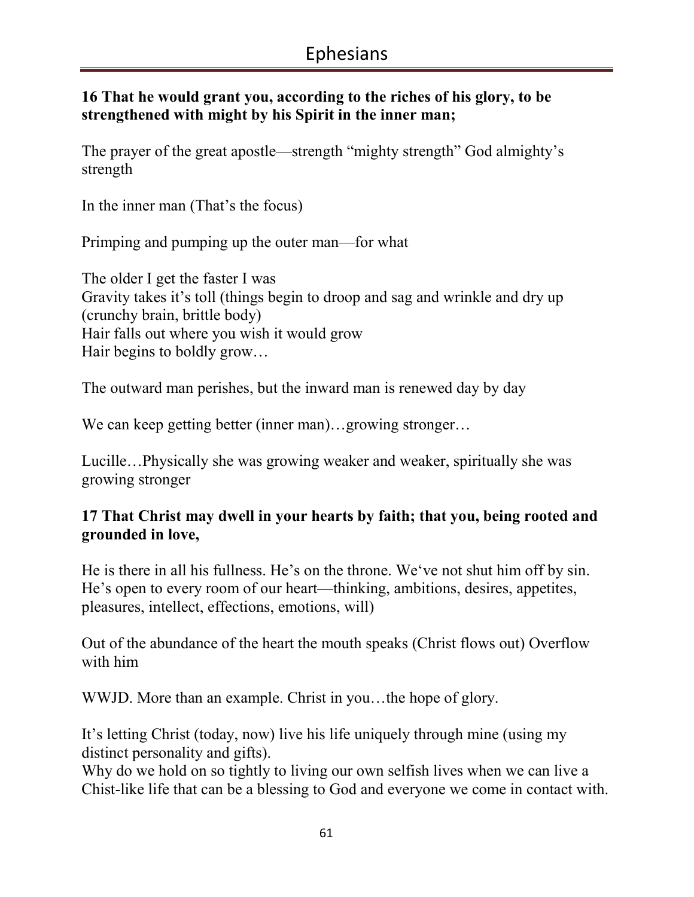**16 That he would grant you, according to the riches of his glory, to be strengthened with might by his Spirit in the inner man;**

The prayer of the great apostle—strength "mighty strength" God almighty's strength

In the inner man (That's the focus)

Primping and pumping up the outer man—for what

The older I get the faster I was
Gravity takes it's toll (things begin to droop and sag and wrinkle and dry up (crunchy brain, brittle body)
Hair falls out where you wish it would grow
Hair begins to boldly grow…

The outward man perishes, but the inward man is renewed day by day

We can keep getting better (inner man)…growing stronger…

Lucille…Physically she was growing weaker and weaker, spiritually she was growing stronger

**17 That Christ may dwell in your hearts by faith; that you, being rooted and grounded in love,**

He is there in all his fullness. He's on the throne. We've not shut him off by sin. He's open to every room of our heart—thinking, ambitions, desires, appetites, pleasures, intellect, effections, emotions, will)

Out of the abundance of the heart the mouth speaks (Christ flows out) Overflow with him

WWJD. More than an example. Christ in you…the hope of glory.

It's letting Christ (today, now) live his life uniquely through mine (using my distinct personality and gifts).
Why do we hold on so tightly to living our own selfish lives when we can live a Chist-like life that can be a blessing to God and everyone we come in contact with.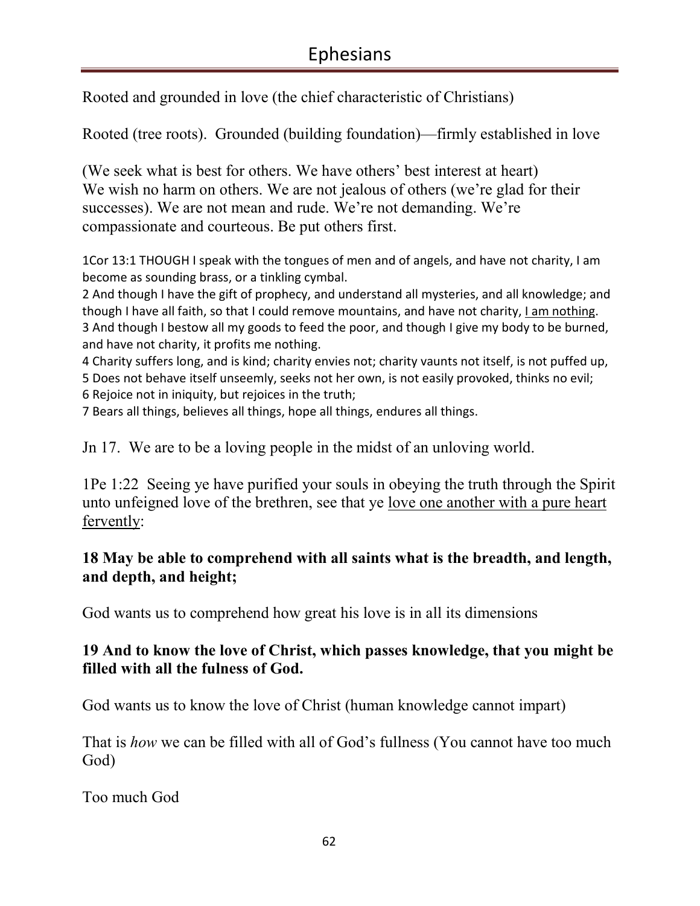Rooted and grounded in love (the chief characteristic of Christians)

Rooted (tree roots). Grounded (building foundation)—firmly established in love

(We seek what is best for others. We have others' best interest at heart)
We wish no harm on others. We are not jealous of others (we're glad for their successes). We are not mean and rude. We're not demanding. We're compassionate and courteous. Be put others first.

1Cor 13:1 THOUGH I speak with the tongues of men and of angels, and have not charity, I am become as sounding brass, or a tinkling cymbal.
2 And though I have the gift of prophecy, and understand all mysteries, and all knowledge; and though I have all faith, so that I could remove mountains, and have not charity, <u>I am nothing</u>.
3 And though I bestow all my goods to feed the poor, and though I give my body to be burned, and have not charity, it profits me nothing.
4 Charity suffers long, and is kind; charity envies not; charity vaunts not itself, is not puffed up,
5 Does not behave itself unseemly, seeks not her own, is not easily provoked, thinks no evil;
6 Rejoice not in iniquity, but rejoices in the truth;
7 Bears all things, believes all things, hope all things, endures all things.

Jn 17. We are to be a loving people in the midst of an unloving world.

1Pe 1:22 Seeing ye have purified your souls in obeying the truth through the Spirit unto unfeigned love of the brethren, see that ye <u>love one another with a pure heart fervently</u>:

**18 May be able to comprehend with all saints what is the breadth, and length, and depth, and height;**

God wants us to comprehend how great his love is in all its dimensions

**19 And to know the love of Christ, which passes knowledge, that you might be filled with all the fulness of God.**

God wants us to know the love of Christ (human knowledge cannot impart)

That is *how* we can be filled with all of God's fullness (You cannot have too much God)

Too much God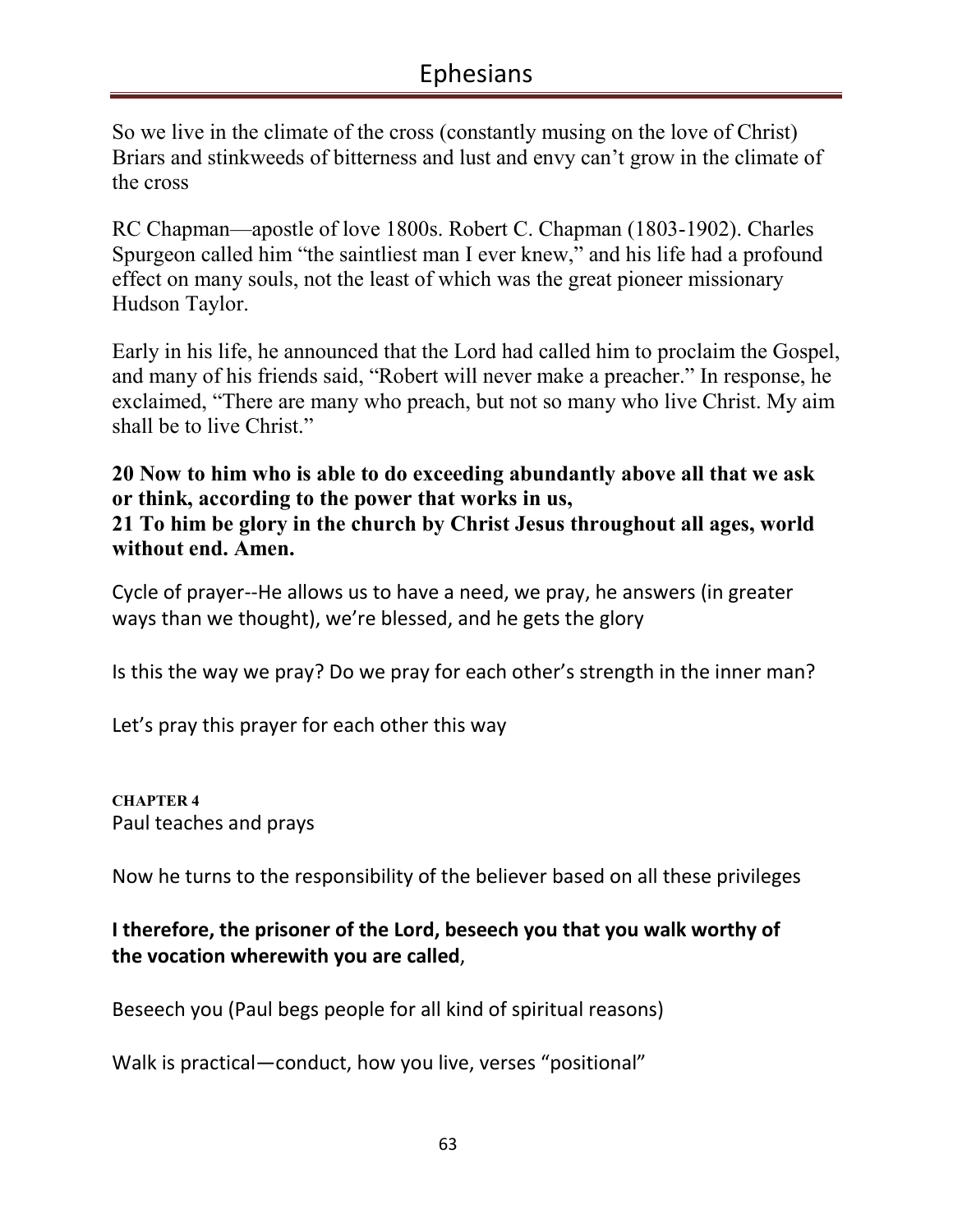So we live in the climate of the cross (constantly musing on the love of Christ) Briars and stinkweeds of bitterness and lust and envy can't grow in the climate of the cross

RC Chapman—apostle of love 1800s. Robert C. Chapman (1803-1902). Charles Spurgeon called him "the saintliest man I ever knew," and his life had a profound effect on many souls, not the least of which was the great pioneer missionary Hudson Taylor.

Early in his life, he announced that the Lord had called him to proclaim the Gospel, and many of his friends said, "Robert will never make a preacher." In response, he exclaimed, "There are many who preach, but not so many who live Christ. My aim shall be to live Christ."

**20 Now to him who is able to do exceeding abundantly above all that we ask or think, according to the power that works in us,**
**21 To him be glory in the church by Christ Jesus throughout all ages, world without end. Amen.**

Cycle of prayer--He allows us to have a need, we pray, he answers (in greater ways than we thought), we're blessed, and he gets the glory

Is this the way we pray? Do we pray for each other's strength in the inner man?

Let's pray this prayer for each other this way

**CHAPTER 4**
Paul teaches and prays

Now he turns to the responsibility of the believer based on all these privileges

**I therefore, the prisoner of the Lord, beseech you that you walk worthy of the vocation wherewith you are called**,

Beseech you (Paul begs people for all kind of spiritual reasons)

Walk is practical—conduct, how you live, verses "positional"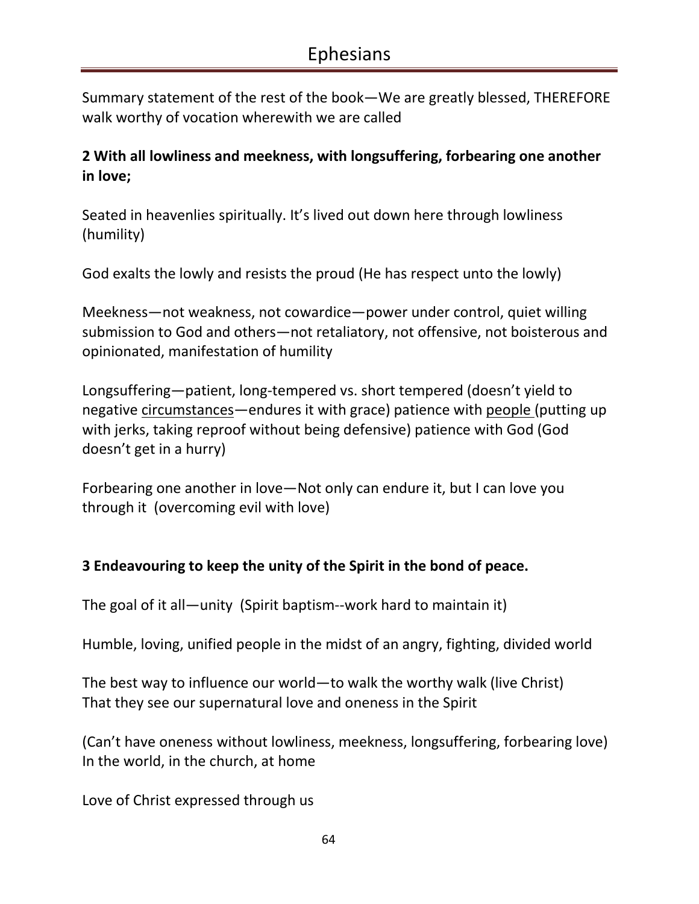Summary statement of the rest of the book—We are greatly blessed, THEREFORE walk worthy of vocation wherewith we are called

**2 With all lowliness and meekness, with longsuffering, forbearing one another in love;**

Seated in heavenlies spiritually. It's lived out down here through lowliness (humility)

God exalts the lowly and resists the proud (He has respect unto the lowly)

Meekness—not weakness, not cowardice—power under control, quiet willing submission to God and others—not retaliatory, not offensive, not boisterous and opinionated, manifestation of humility

Longsuffering—patient, long-tempered vs. short tempered (doesn't yield to negative <u>circumstances</u>—endures it with grace) patience with <u>people</u> (putting up with jerks, taking reproof without being defensive) patience with God (God doesn't get in a hurry)

Forbearing one another in love—Not only can endure it, but I can love you through it (overcoming evil with love)

**3 Endeavouring to keep the unity of the Spirit in the bond of peace.**

The goal of it all—unity (Spirit baptism--work hard to maintain it)

Humble, loving, unified people in the midst of an angry, fighting, divided world

The best way to influence our world—to walk the worthy walk (live Christ)
That they see our supernatural love and oneness in the Spirit

(Can't have oneness without lowliness, meekness, longsuffering, forbearing love)
In the world, in the church, at home

Love of Christ expressed through us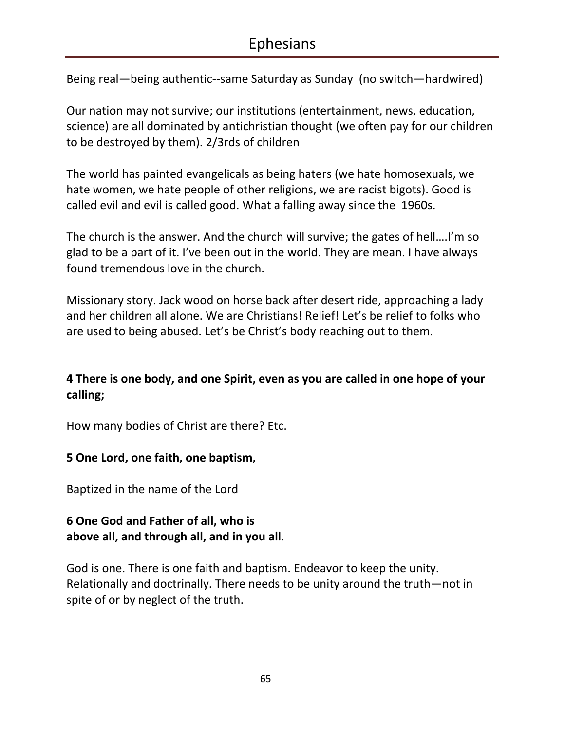Being real—being authentic--same Saturday as Sunday  (no switch—hardwired)

Our nation may not survive; our institutions (entertainment, news, education, science) are all dominated by antichristian thought (we often pay for our children to be destroyed by them). 2/3rds of children

The world has painted evangelicals as being haters (we hate homosexuals, we hate women, we hate people of other religions, we are racist bigots). Good is called evil and evil is called good. What a falling away since the  1960s.

The church is the answer. And the church will survive; the gates of hell….I'm so glad to be a part of it. I've been out in the world. They are mean. I have always found tremendous love in the church.

Missionary story. Jack wood on horse back after desert ride, approaching a lady and her children all alone. We are Christians! Relief! Let's be relief to folks who are used to being abused. Let's be Christ's body reaching out to them.

**4 There is one body, and one Spirit, even as you are called in one hope of your calling;**

How many bodies of Christ are there? Etc.

**5 One Lord, one faith, one baptism,**

Baptized in the name of the Lord

**6 One God and Father of all, who is above all, and through all, and in you all**.

God is one. There is one faith and baptism. Endeavor to keep the unity. Relationally and doctrinally. There needs to be unity around the truth—not in spite of or by neglect of the truth.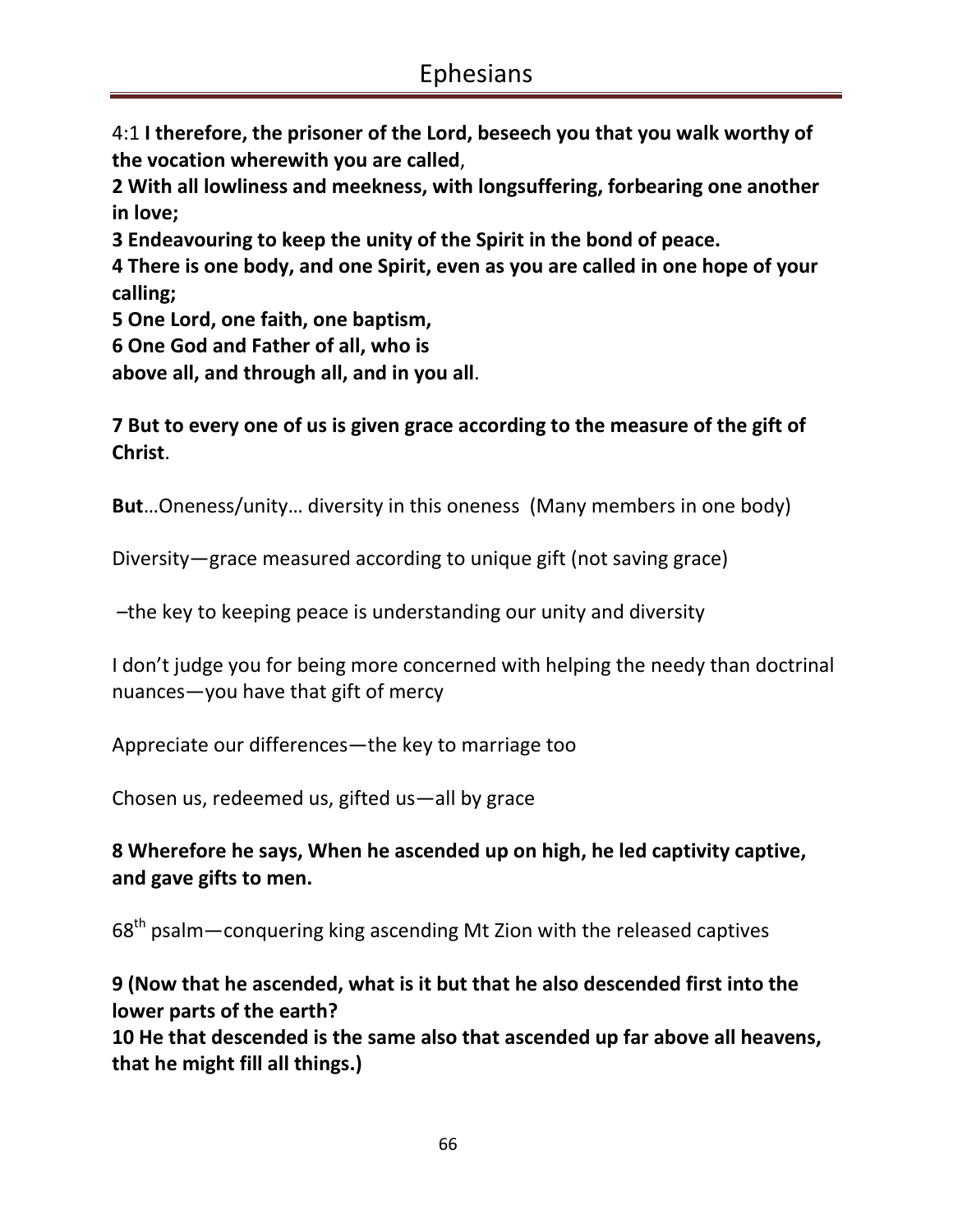4:1 **I therefore, the prisoner of the Lord, beseech you that you walk worthy of the vocation wherewith you are called**,
**2 With all lowliness and meekness, with longsuffering, forbearing one another in love;**
**3 Endeavouring to keep the unity of the Spirit in the bond of peace.**
**4 There is one body, and one Spirit, even as you are called in one hope of your calling;**
**5 One Lord, one faith, one baptism,**
**6 One God and Father of all, who is**
**above all, and through all, and in you all**.

**7 But to every one of us is given grace according to the measure of the gift of Christ**.

**But**…Oneness/unity… diversity in this oneness (Many members in one body)

Diversity—grace measured according to unique gift (not saving grace)

–the key to keeping peace is understanding our unity and diversity

I don't judge you for being more concerned with helping the needy than doctrinal nuances—you have that gift of mercy

Appreciate our differences—the key to marriage too

Chosen us, redeemed us, gifted us—all by grace

**8 Wherefore he says, When he ascended up on high, he led captivity captive, and gave gifts to men.**

68th psalm—conquering king ascending Mt Zion with the released captives

**9 (Now that he ascended, what is it but that he also descended first into the lower parts of the earth?**
**10 He that descended is the same also that ascended up far above all heavens, that he might fill all things.)**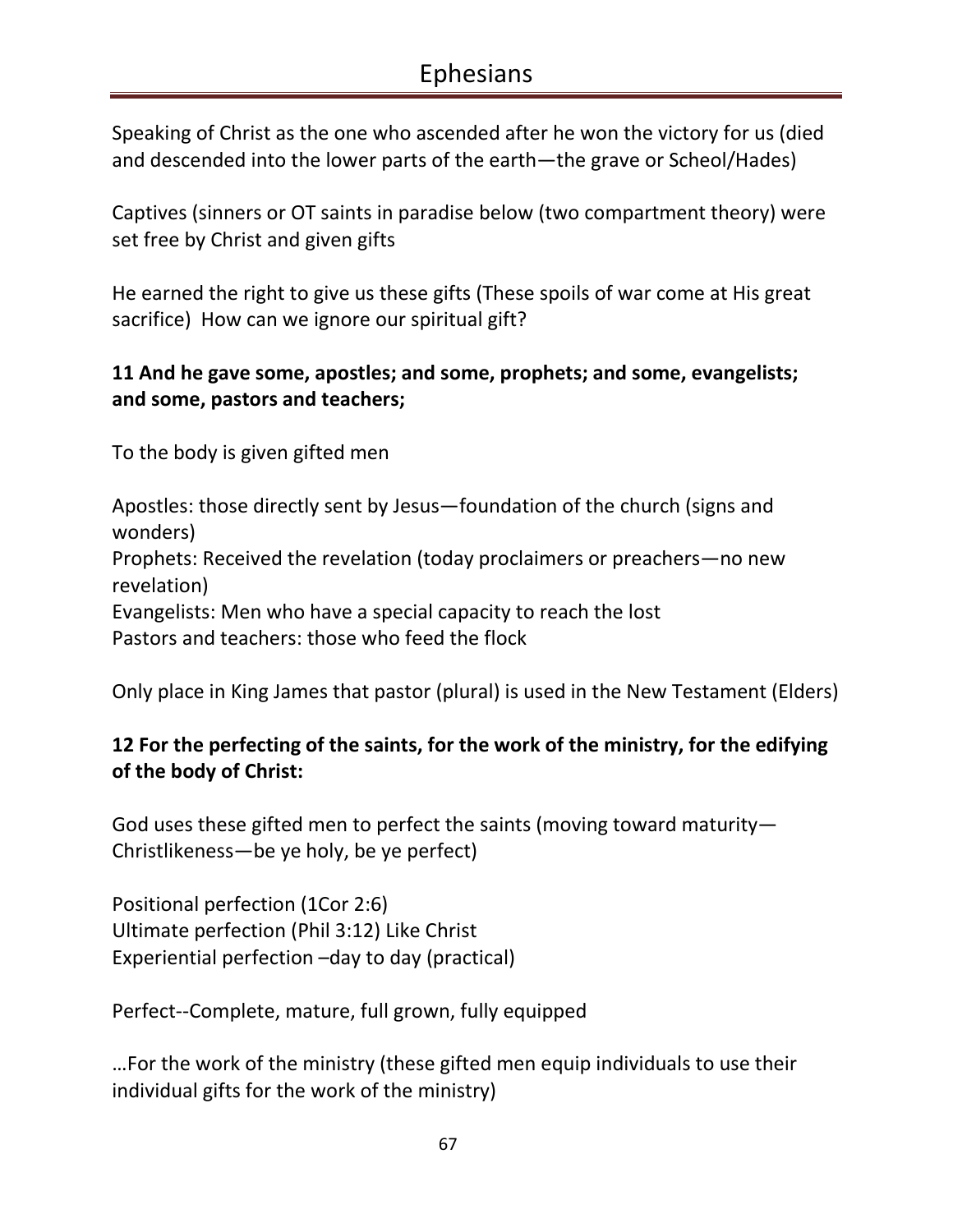Speaking of Christ as the one who ascended after he won the victory for us (died and descended into the lower parts of the earth—the grave or Scheol/Hades)

Captives (sinners or OT saints in paradise below (two compartment theory) were set free by Christ and given gifts

He earned the right to give us these gifts (These spoils of war come at His great sacrifice)  How can we ignore our spiritual gift?

**11 And he gave some, apostles; and some, prophets; and some, evangelists; and some, pastors and teachers;**

To the body is given gifted men

Apostles: those directly sent by Jesus—foundation of the church (signs and wonders)
Prophets: Received the revelation (today proclaimers or preachers—no new revelation)
Evangelists: Men who have a special capacity to reach the lost
Pastors and teachers: those who feed the flock

Only place in King James that pastor (plural) is used in the New Testament (Elders)

**12 For the perfecting of the saints, for the work of the ministry, for the edifying of the body of Christ:**

God uses these gifted men to perfect the saints (moving toward maturity—Christlikeness—be ye holy, be ye perfect)

Positional perfection (1Cor 2:6)
Ultimate perfection (Phil 3:12) Like Christ
Experiential perfection –day to day (practical)

Perfect--Complete, mature, full grown, fully equipped

…For the work of the ministry (these gifted men equip individuals to use their individual gifts for the work of the ministry)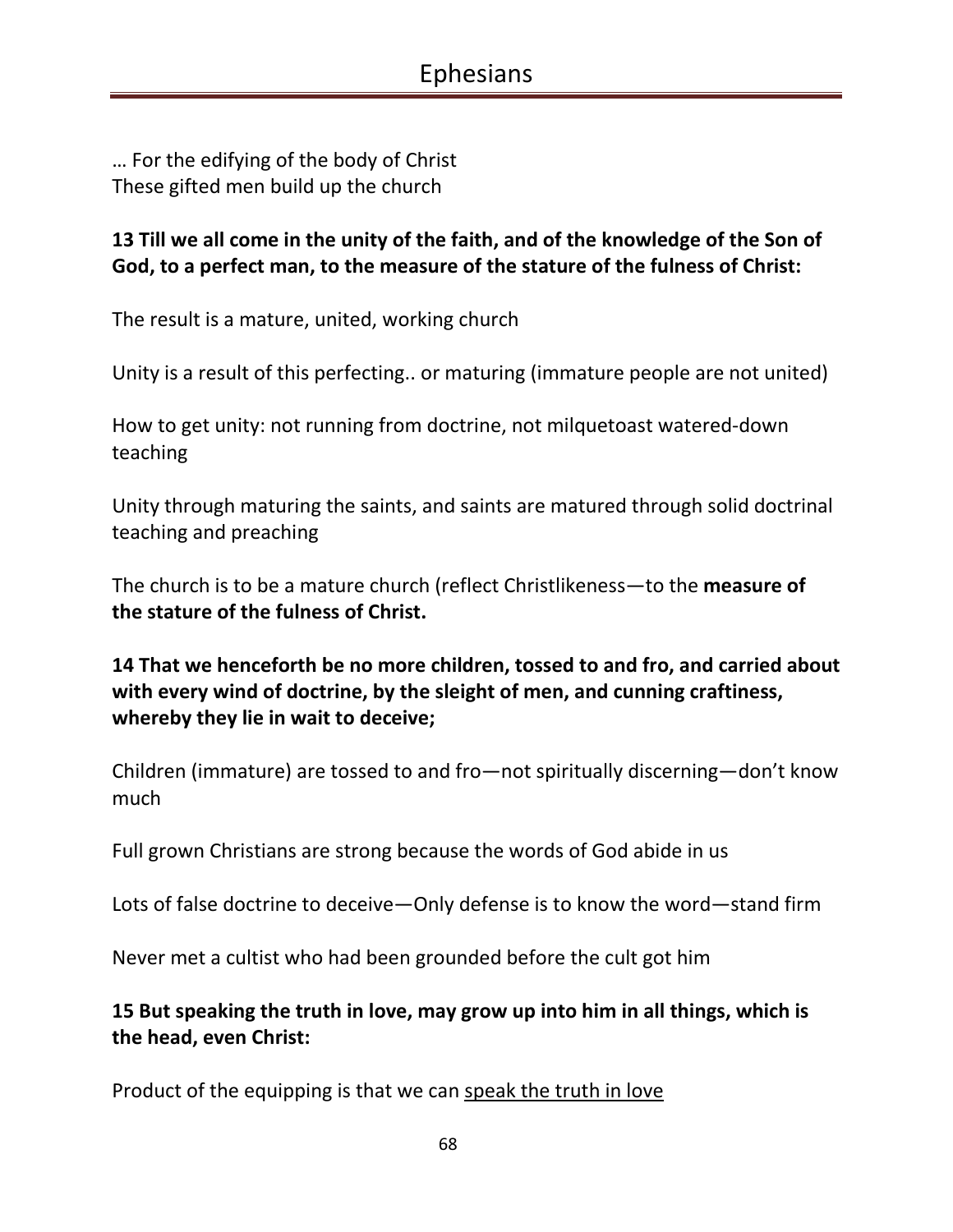… For the edifying of the body of Christ
These gifted men build up the church

**13 Till we all come in the unity of the faith, and of the knowledge of the Son of God, to a perfect man, to the measure of the stature of the fulness of Christ:**

The result is a mature, united, working church

Unity is a result of this perfecting.. or maturing (immature people are not united)

How to get unity: not running from doctrine, not milquetoast watered-down teaching

Unity through maturing the saints, and saints are matured through solid doctrinal teaching and preaching

The church is to be a mature church (reflect Christlikeness—to the **measure of the stature of the fulness of Christ.**

**14 That we henceforth be no more children, tossed to and fro, and carried about with every wind of doctrine, by the sleight of men, and cunning craftiness, whereby they lie in wait to deceive;**

Children (immature) are tossed to and fro—not spiritually discerning—don't know much

Full grown Christians are strong because the words of God abide in us

Lots of false doctrine to deceive—Only defense is to know the word—stand firm

Never met a cultist who had been grounded before the cult got him

**15 But speaking the truth in love, may grow up into him in all things, which is the head, even Christ:**

Product of the equipping is that we can <u>speak the truth in love</u>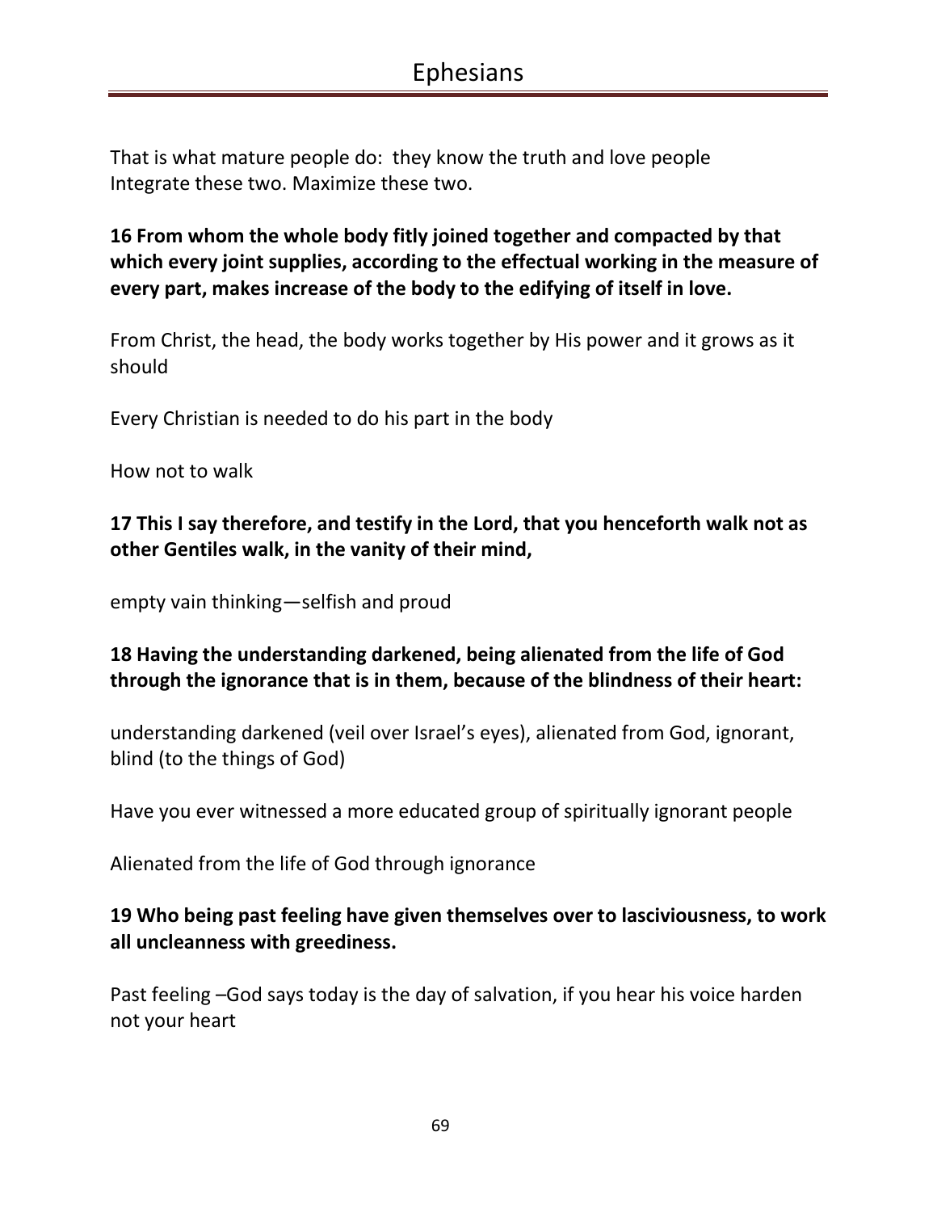That is what mature people do: they know the truth and love people
Integrate these two. Maximize these two.

**16 From whom the whole body fitly joined together and compacted by that which every joint supplies, according to the effectual working in the measure of every part, makes increase of the body to the edifying of itself in love.**

From Christ, the head, the body works together by His power and it grows as it should

Every Christian is needed to do his part in the body

How not to walk

**17 This I say therefore, and testify in the Lord, that you henceforth walk not as other Gentiles walk, in the vanity of their mind,**

empty vain thinking—selfish and proud

**18 Having the understanding darkened, being alienated from the life of God through the ignorance that is in them, because of the blindness of their heart:**

understanding darkened (veil over Israel's eyes), alienated from God, ignorant, blind (to the things of God)

Have you ever witnessed a more educated group of spiritually ignorant people

Alienated from the life of God through ignorance

**19 Who being past feeling have given themselves over to lasciviousness, to work all uncleanness with greediness.**

Past feeling –God says today is the day of salvation, if you hear his voice harden not your heart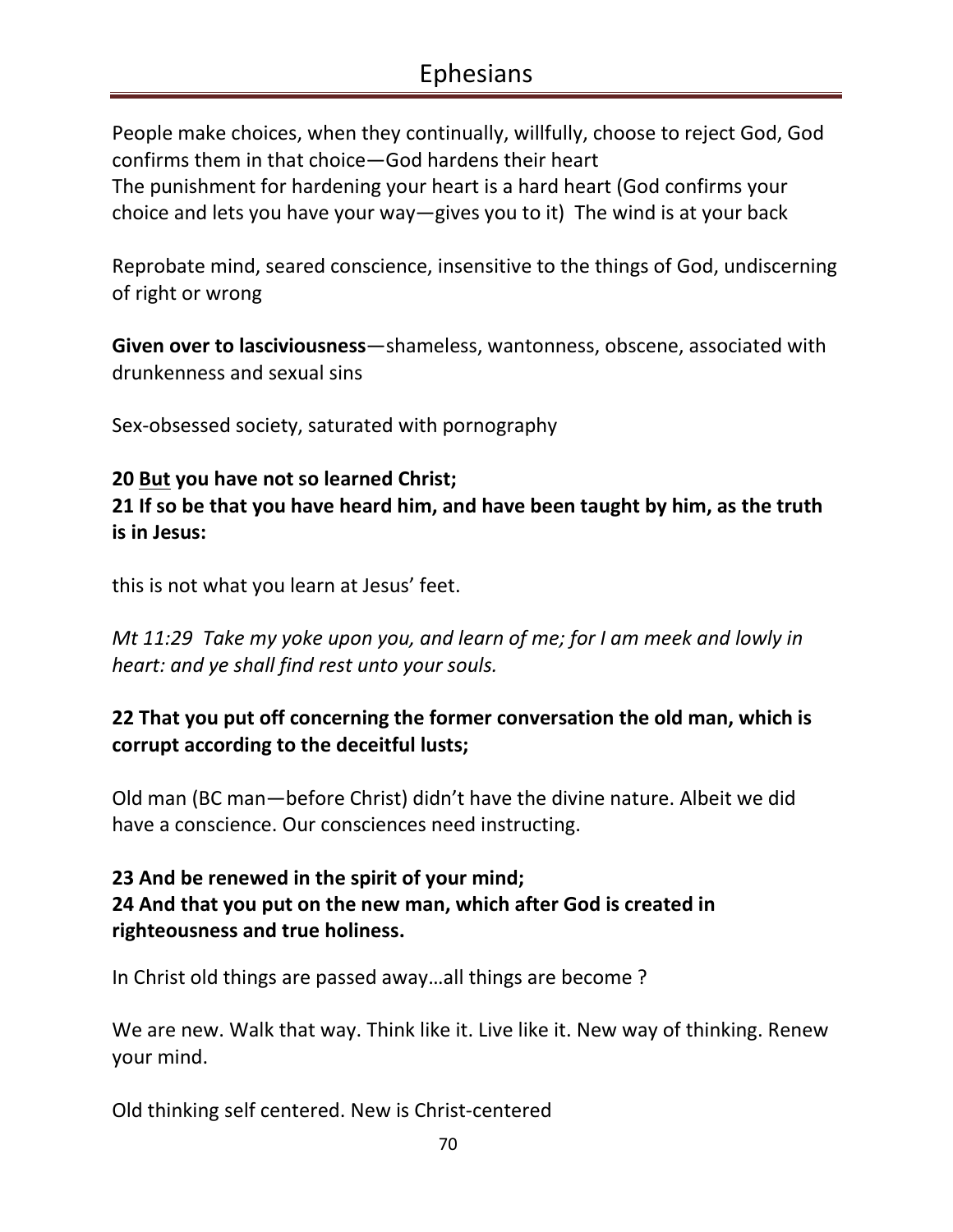People make choices, when they continually, willfully, choose to reject God, God confirms them in that choice—God hardens their heart
The punishment for hardening your heart is a hard heart (God confirms your choice and lets you have your way—gives you to it)  The wind is at your back

Reprobate mind, seared conscience, insensitive to the things of God, undiscerning of right or wrong

**Given over to lasciviousness**—shameless, wantonness, obscene, associated with drunkenness and sexual sins

Sex-obsessed society, saturated with pornography

**20 <u>But</u> you have not so learned Christ;**
**21 If so be that you have heard him, and have been taught by him, as the truth is in Jesus:**

this is not what you learn at Jesus' feet.

*Mt 11:29  Take my yoke upon you, and learn of me; for I am meek and lowly in heart: and ye shall find rest unto your souls.*

**22 That you put off concerning the former conversation the old man, which is corrupt according to the deceitful lusts;**

Old man (BC man—before Christ) didn't have the divine nature. Albeit we did have a conscience. Our consciences need instructing.

**23 And be renewed in the spirit of your mind;**
**24 And that you put on the new man, which after God is created in righteousness and true holiness.**

In Christ old things are passed away…all things are become ?

We are new. Walk that way. Think like it. Live like it. New way of thinking. Renew your mind.

Old thinking self centered. New is Christ-centered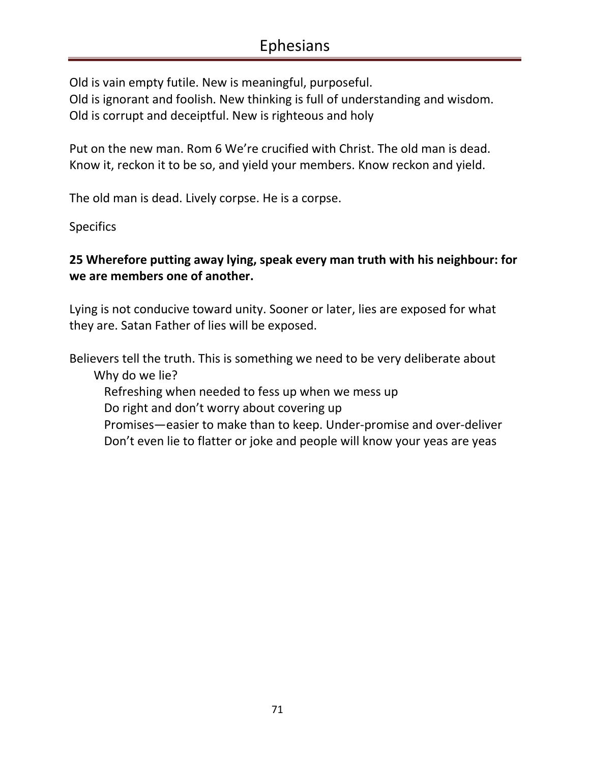Old is vain empty futile. New is meaningful, purposeful.
Old is ignorant and foolish. New thinking is full of understanding and wisdom.
Old is corrupt and deceiptful. New is righteous and holy

Put on the new man. Rom 6 We're crucified with Christ. The old man is dead. Know it, reckon it to be so, and yield your members. Know reckon and yield.

The old man is dead. Lively corpse. He is a corpse.

Specifics

**25 Wherefore putting away lying, speak every man truth with his neighbour: for we are members one of another.**

Lying is not conducive toward unity. Sooner or later, lies are exposed for what they are. Satan Father of lies will be exposed.

Believers tell the truth. This is something we need to be very deliberate about

- Why do we lie?
  - Refreshing when needed to fess up when we mess up
  - Do right and don't worry about covering up
  - Promises—easier to make than to keep. Under-promise and over-deliver
  - Don't even lie to flatter or joke and people will know your yeas are yeas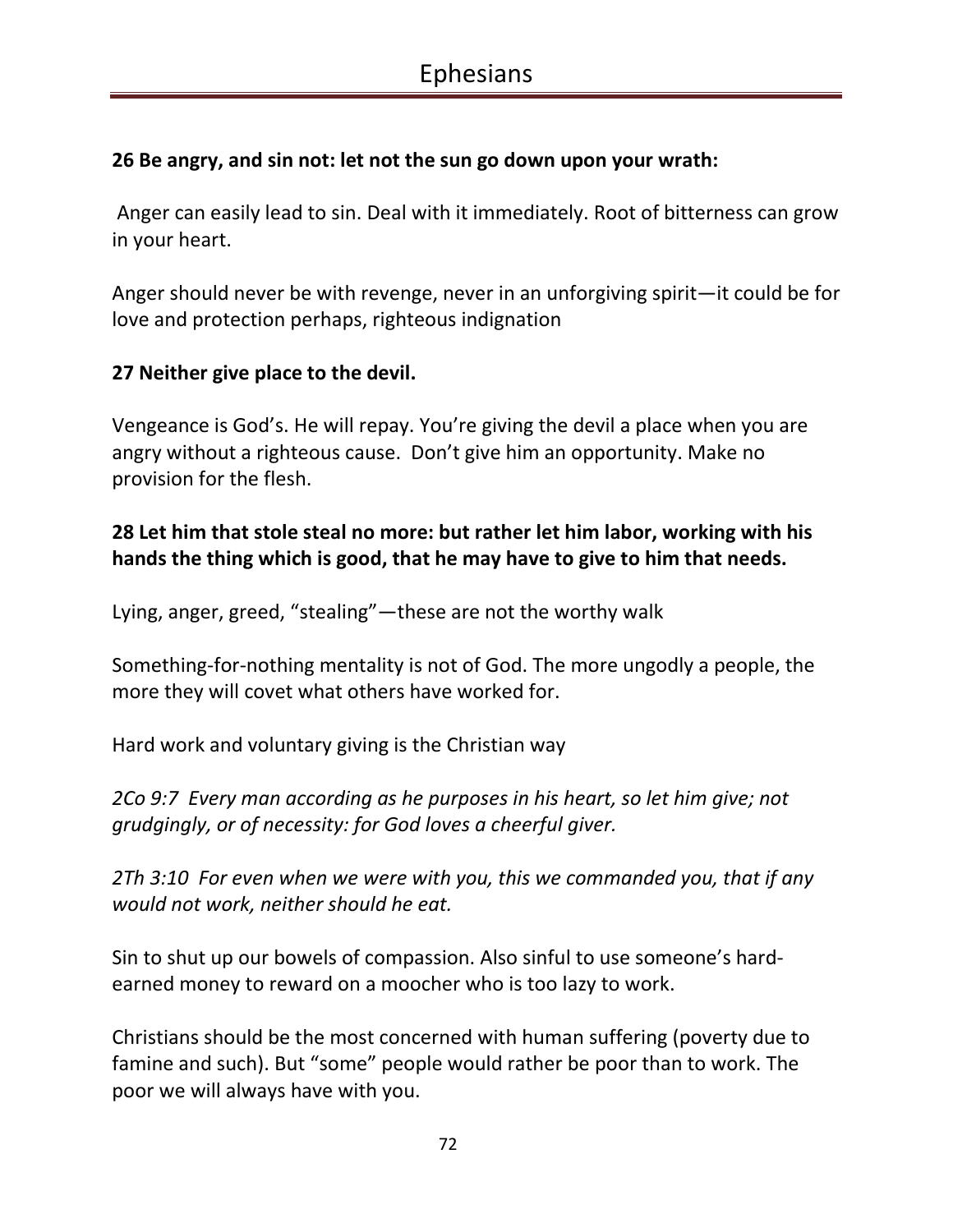**26 Be angry, and sin not: let not the sun go down upon your wrath:**

Anger can easily lead to sin. Deal with it immediately. Root of bitterness can grow in your heart.

Anger should never be with revenge, never in an unforgiving spirit—it could be for love and protection perhaps, righteous indignation

**27 Neither give place to the devil.**

Vengeance is God's. He will repay. You're giving the devil a place when you are angry without a righteous cause. Don't give him an opportunity. Make no provision for the flesh.

**28 Let him that stole steal no more: but rather let him labor, working with his hands the thing which is good, that he may have to give to him that needs.**

Lying, anger, greed, "stealing"—these are not the worthy walk

Something-for-nothing mentality is not of God. The more ungodly a people, the more they will covet what others have worked for.

Hard work and voluntary giving is the Christian way

*2Co 9:7 Every man according as he purposes in his heart, so let him give; not grudgingly, or of necessity: for God loves a cheerful giver.*

*2Th 3:10 For even when we were with you, this we commanded you, that if any would not work, neither should he eat.*

Sin to shut up our bowels of compassion. Also sinful to use someone's hard-earned money to reward on a moocher who is too lazy to work.

Christians should be the most concerned with human suffering (poverty due to famine and such). But "some" people would rather be poor than to work. The poor we will always have with you.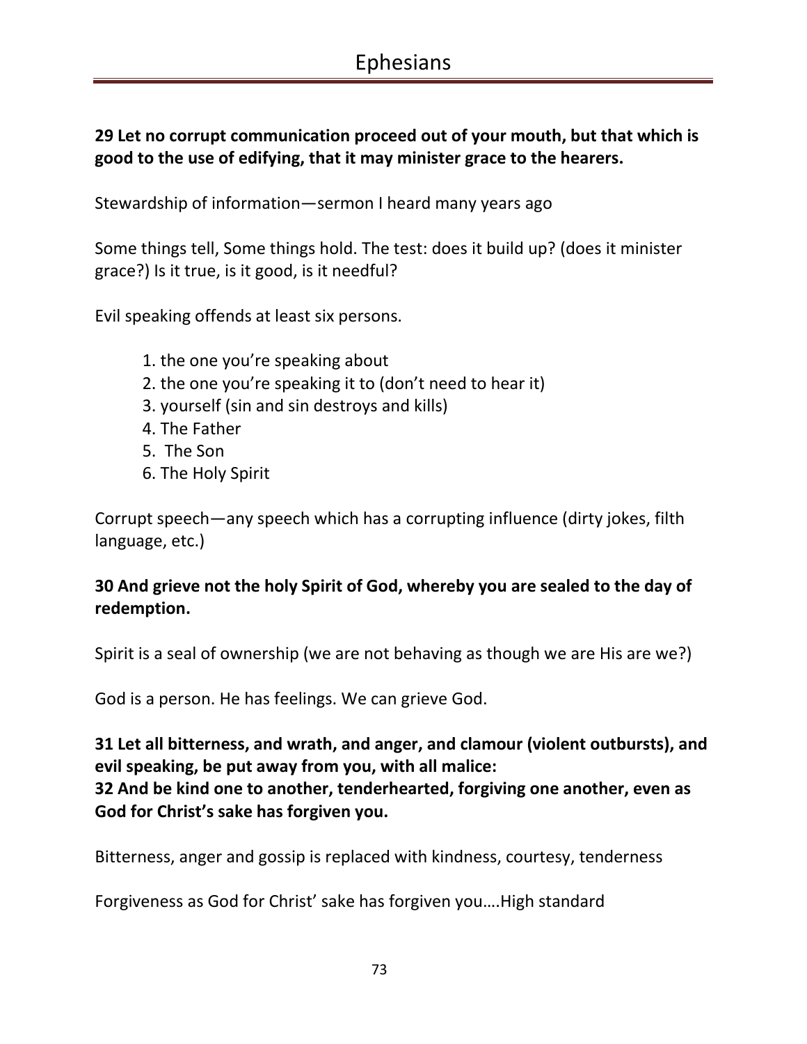**29 Let no corrupt communication proceed out of your mouth, but that which is good to the use of edifying, that it may minister grace to the hearers.**

Stewardship of information—sermon I heard many years ago

Some things tell, Some things hold. The test: does it build up? (does it minister grace?) Is it true, is it good, is it needful?

Evil speaking offends at least six persons.

1. the one you're speaking about
2. the one you're speaking it to (don't need to hear it)
3. yourself (sin and sin destroys and kills)
4. The Father
5. The Son
6. The Holy Spirit

Corrupt speech—any speech which has a corrupting influence (dirty jokes, filth language, etc.)

**30 And grieve not the holy Spirit of God, whereby you are sealed to the day of redemption.**

Spirit is a seal of ownership (we are not behaving as though we are His are we?)

God is a person. He has feelings. We can grieve God.

**31 Let all bitterness, and wrath, and anger, and clamour (violent outbursts), and evil speaking, be put away from you, with all malice:**
**32 And be kind one to another, tenderhearted, forgiving one another, even as God for Christ's sake has forgiven you.**

Bitterness, anger and gossip is replaced with kindness, courtesy, tenderness

Forgiveness as God for Christ' sake has forgiven you….High standard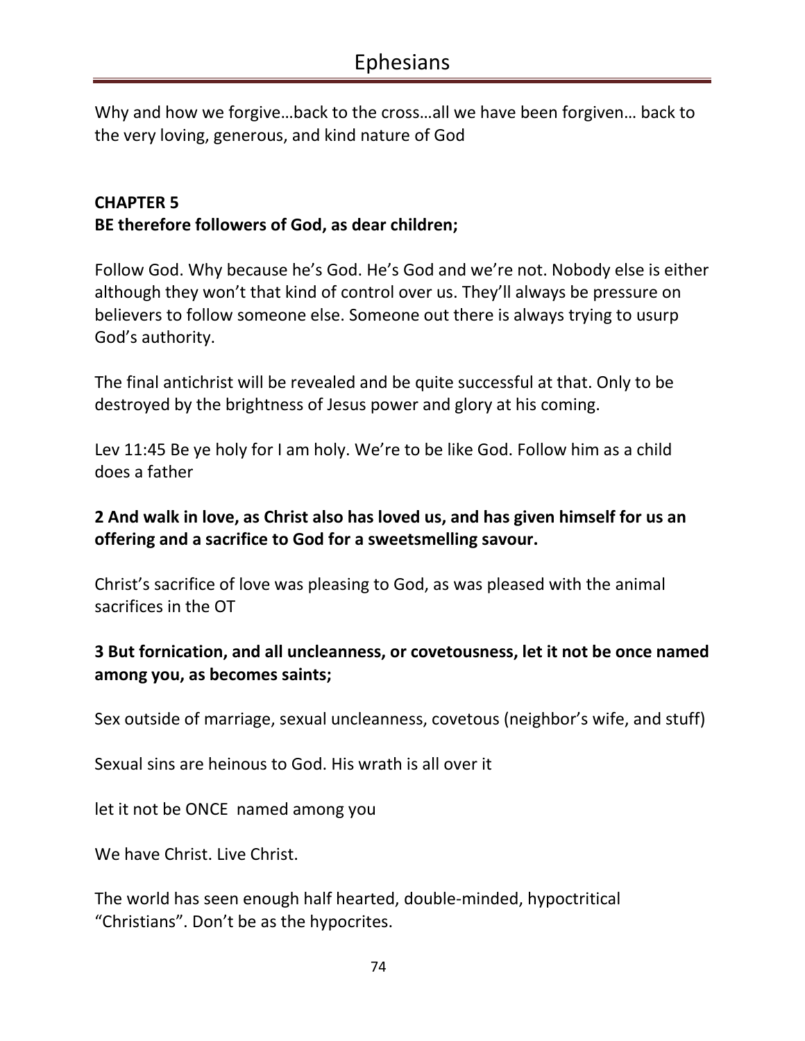Why and how we forgive…back to the cross…all we have been forgiven… back to the very loving, generous, and kind nature of God

**CHAPTER 5**
**BE therefore followers of God, as dear children;**

Follow God. Why because he's God. He's God and we're not. Nobody else is either although they won't that kind of control over us. They'll always be pressure on believers to follow someone else. Someone out there is always trying to usurp God's authority.

The final antichrist will be revealed and be quite successful at that. Only to be destroyed by the brightness of Jesus power and glory at his coming.

Lev 11:45 Be ye holy for I am holy. We're to be like God. Follow him as a child does a father

**2 And walk in love, as Christ also has loved us, and has given himself for us an offering and a sacrifice to God for a sweetsmelling savour.**

Christ's sacrifice of love was pleasing to God, as was pleased with the animal sacrifices in the OT

**3 But fornication, and all uncleanness, or covetousness, let it not be once named among you, as becomes saints;**

Sex outside of marriage, sexual uncleanness, covetous (neighbor's wife, and stuff)

Sexual sins are heinous to God. His wrath is all over it

let it not be ONCE named among you

We have Christ. Live Christ.

The world has seen enough half hearted, double-minded, hypoctritical "Christians". Don't be as the hypocrites.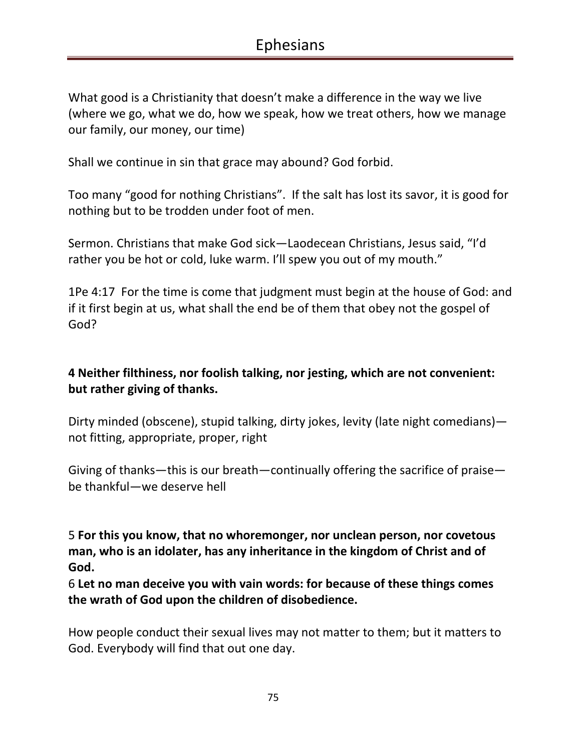What good is a Christianity that doesn't make a difference in the way we live (where we go, what we do, how we speak, how we treat others, how we manage our family, our money, our time)

Shall we continue in sin that grace may abound? God forbid.

Too many "good for nothing Christians". If the salt has lost its savor, it is good for nothing but to be trodden under foot of men.

Sermon. Christians that make God sick—Laodecean Christians, Jesus said, "I'd rather you be hot or cold, luke warm. I'll spew you out of my mouth."

1Pe 4:17 For the time is come that judgment must begin at the house of God: and if it first begin at us, what shall the end be of them that obey not the gospel of God?

**4 Neither filthiness, nor foolish talking, nor jesting, which are not convenient: but rather giving of thanks.**

Dirty minded (obscene), stupid talking, dirty jokes, levity (late night comedians)—not fitting, appropriate, proper, right

Giving of thanks—this is our breath—continually offering the sacrifice of praise—be thankful—we deserve hell

5 **For this you know, that no whoremonger, nor unclean person, nor covetous man, who is an idolater, has any inheritance in the kingdom of Christ and of God.**

6 **Let no man deceive you with vain words: for because of these things comes the wrath of God upon the children of disobedience.**

How people conduct their sexual lives may not matter to them; but it matters to God. Everybody will find that out one day.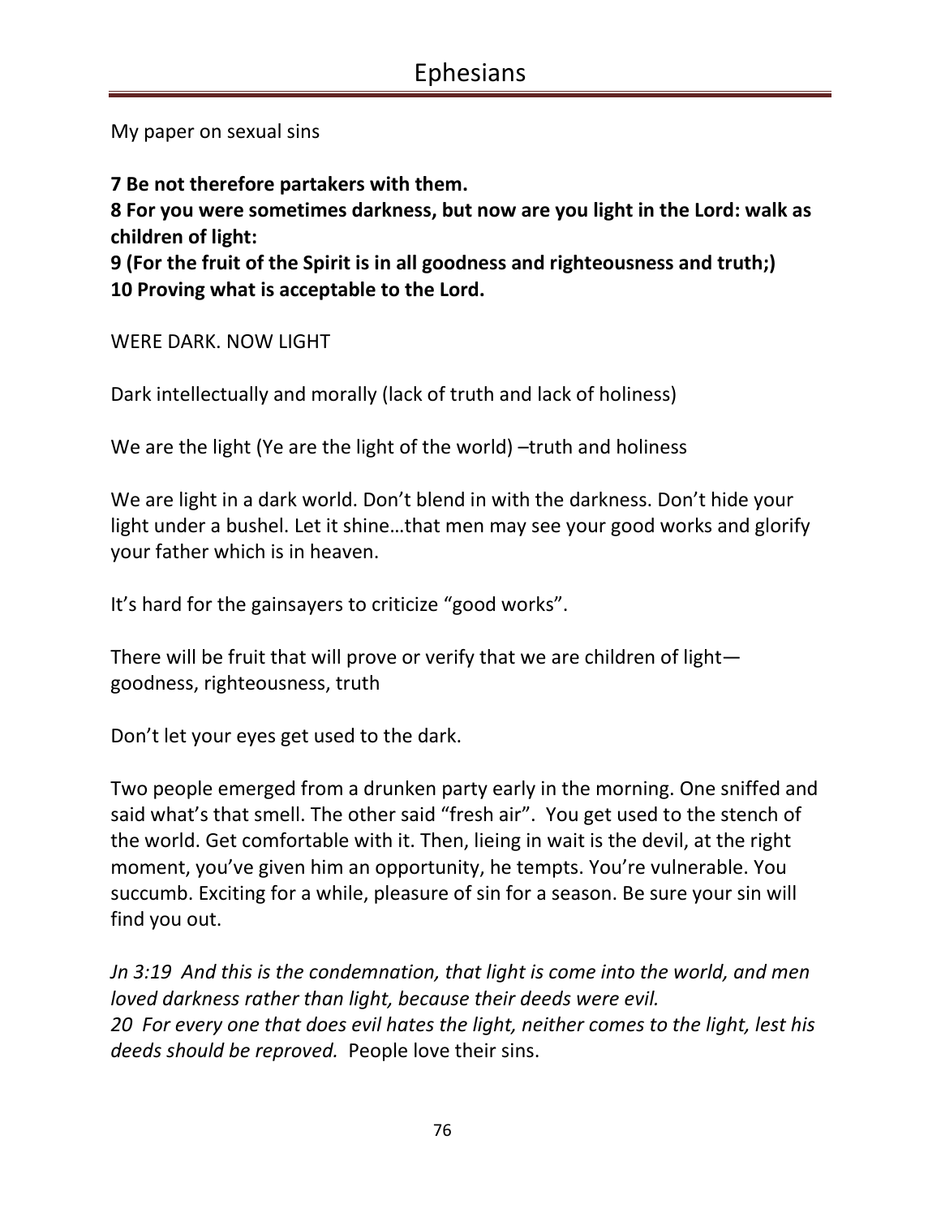My paper on sexual sins

**7 Be not therefore partakers with them.**
**8 For you were sometimes darkness, but now are you light in the Lord: walk as children of light:**
**9 (For the fruit of the Spirit is in all goodness and righteousness and truth;)**
**10 Proving what is acceptable to the Lord.**

WERE DARK. NOW LIGHT

Dark intellectually and morally (lack of truth and lack of holiness)

We are the light (Ye are the light of the world) –truth and holiness

We are light in a dark world. Don't blend in with the darkness. Don't hide your light under a bushel. Let it shine…that men may see your good works and glorify your father which is in heaven.

It's hard for the gainsayers to criticize "good works".

There will be fruit that will prove or verify that we are children of light—goodness, righteousness, truth

Don't let your eyes get used to the dark.

Two people emerged from a drunken party early in the morning. One sniffed and said what's that smell. The other said "fresh air". You get used to the stench of the world. Get comfortable with it. Then, lieing in wait is the devil, at the right moment, you've given him an opportunity, he tempts. You're vulnerable. You succumb. Exciting for a while, pleasure of sin for a season. Be sure your sin will find you out.

*Jn 3:19 And this is the condemnation, that light is come into the world, and men loved darkness rather than light, because their deeds were evil.*
*20 For every one that does evil hates the light, neither comes to the light, lest his deeds should be reproved.* People love their sins.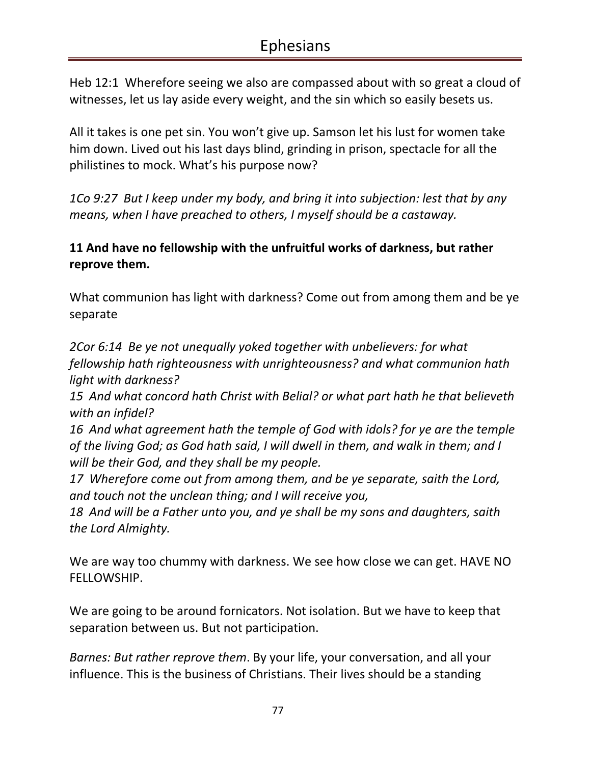Heb 12:1 Wherefore seeing we also are compassed about with so great a cloud of witnesses, let us lay aside every weight, and the sin which so easily besets us.

All it takes is one pet sin. You won't give up. Samson let his lust for women take him down. Lived out his last days blind, grinding in prison, spectacle for all the philistines to mock. What's his purpose now?

*1Co 9:27 But I keep under my body, and bring it into subjection: lest that by any means, when I have preached to others, I myself should be a castaway.*

**11 And have no fellowship with the unfruitful works of darkness, but rather reprove them.**

What communion has light with darkness? Come out from among them and be ye separate

*2Cor 6:14 Be ye not unequally yoked together with unbelievers: for what fellowship hath righteousness with unrighteousness? and what communion hath light with darkness?*
*15 And what concord hath Christ with Belial? or what part hath he that believeth with an infidel?*
*16 And what agreement hath the temple of God with idols? for ye are the temple of the living God; as God hath said, I will dwell in them, and walk in them; and I will be their God, and they shall be my people.*
*17 Wherefore come out from among them, and be ye separate, saith the Lord, and touch not the unclean thing; and I will receive you,*
*18 And will be a Father unto you, and ye shall be my sons and daughters, saith the Lord Almighty.*

We are way too chummy with darkness. We see how close we can get. HAVE NO FELLOWSHIP.

We are going to be around fornicators. Not isolation. But we have to keep that separation between us. But not participation.

*Barnes: But rather reprove them*. By your life, your conversation, and all your influence. This is the business of Christians. Their lives should be a standing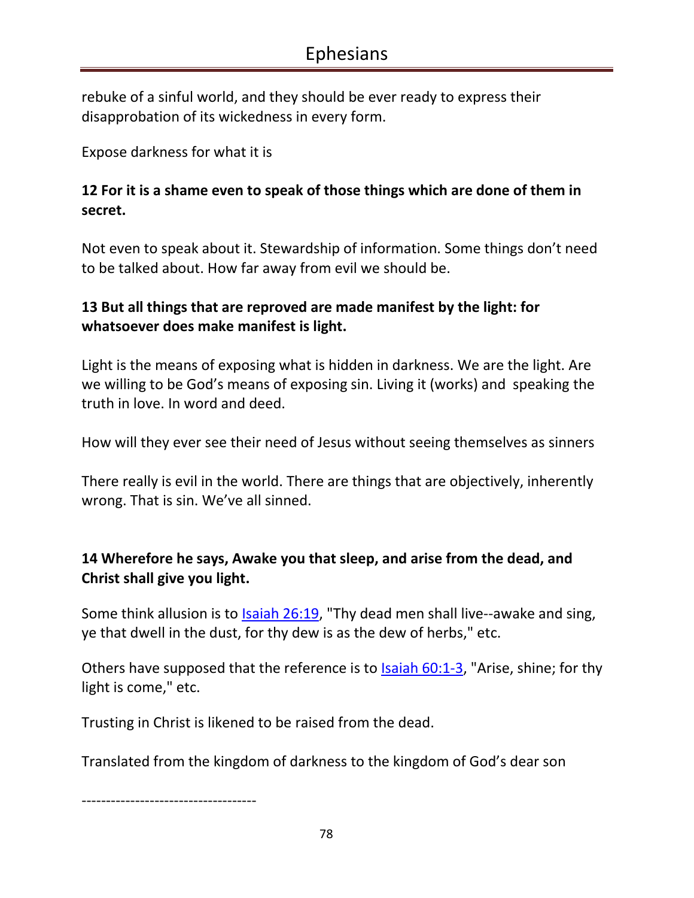rebuke of a sinful world, and they should be ever ready to express their disapprobation of its wickedness in every form.

Expose darkness for what it is

**12 For it is a shame even to speak of those things which are done of them in secret.**

Not even to speak about it. Stewardship of information. Some things don't need to be talked about. How far away from evil we should be.

**13 But all things that are reproved are made manifest by the light: for whatsoever does make manifest is light.**

Light is the means of exposing what is hidden in darkness. We are the light. Are we willing to be God's means of exposing sin. Living it (works) and speaking the truth in love. In word and deed.

How will they ever see their need of Jesus without seeing themselves as sinners

There really is evil in the world. There are things that are objectively, inherently wrong. That is sin. We've all sinned.

**14 Wherefore he says, Awake you that sleep, and arise from the dead, and Christ shall give you light.**

Some think allusion is to Isaiah 26:19, "Thy dead men shall live--awake and sing, ye that dwell in the dust, for thy dew is as the dew of herbs," etc.

Others have supposed that the reference is to Isaiah 60:1-3, "Arise, shine; for thy light is come," etc.

Trusting in Christ is likened to be raised from the dead.

Translated from the kingdom of darkness to the kingdom of God's dear son

-----------------------------------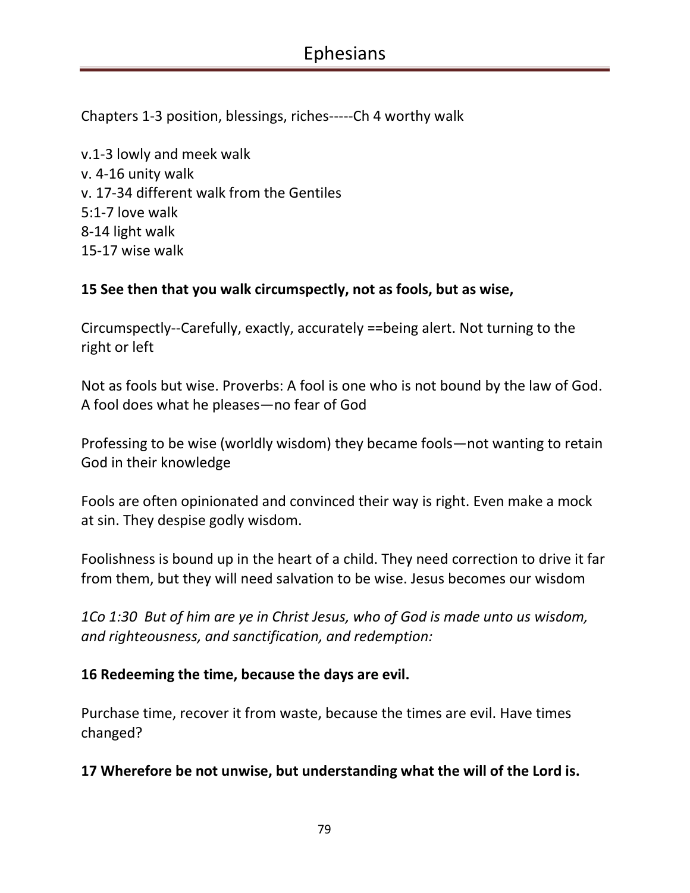Chapters 1-3 position, blessings, riches-----Ch 4 worthy walk

v.1-3 lowly and meek walk
v. 4-16 unity walk
v. 17-34 different walk from the Gentiles
5:1-7 love walk
8-14 light walk
15-17 wise walk

**15 See then that you walk circumspectly, not as fools, but as wise,**

Circumspectly--Carefully, exactly, accurately ==being alert. Not turning to the right or left

Not as fools but wise. Proverbs: A fool is one who is not bound by the law of God. A fool does what he pleases—no fear of God

Professing to be wise (worldly wisdom) they became fools—not wanting to retain God in their knowledge

Fools are often opinionated and convinced their way is right. Even make a mock at sin. They despise godly wisdom.

Foolishness is bound up in the heart of a child. They need correction to drive it far from them, but they will need salvation to be wise. Jesus becomes our wisdom

*1Co 1:30 But of him are ye in Christ Jesus, who of God is made unto us wisdom, and righteousness, and sanctification, and redemption:*

**16 Redeeming the time, because the days are evil.**

Purchase time, recover it from waste, because the times are evil. Have times changed?

**17 Wherefore be not unwise, but understanding what the will of the Lord is.**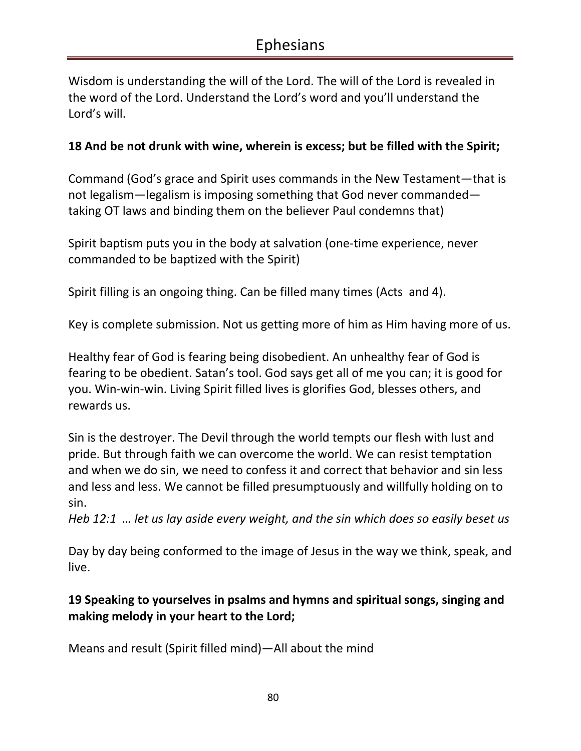Wisdom is understanding the will of the Lord. The will of the Lord is revealed in the word of the Lord. Understand the Lord's word and you'll understand the Lord's will.

**18 And be not drunk with wine, wherein is excess; but be filled with the Spirit;**

Command (God's grace and Spirit uses commands in the New Testament—that is not legalism—legalism is imposing something that God never commanded—taking OT laws and binding them on the believer Paul condemns that)

Spirit baptism puts you in the body at salvation (one-time experience, never commanded to be baptized with the Spirit)

Spirit filling is an ongoing thing. Can be filled many times (Acts  and 4).

Key is complete submission. Not us getting more of him as Him having more of us.

Healthy fear of God is fearing being disobedient. An unhealthy fear of God is fearing to be obedient. Satan's tool. God says get all of me you can; it is good for you. Win-win-win. Living Spirit filled lives is glorifies God, blesses others, and rewards us.

Sin is the destroyer. The Devil through the world tempts our flesh with lust and pride. But through faith we can overcome the world. We can resist temptation and when we do sin, we need to confess it and correct that behavior and sin less and less and less. We cannot be filled presumptuously and willfully holding on to sin.
*Heb 12:1  … let us lay aside every weight, and the sin which does so easily beset us*

Day by day being conformed to the image of Jesus in the way we think, speak, and live.

**19 Speaking to yourselves in psalms and hymns and spiritual songs, singing and making melody in your heart to the Lord;**

Means and result (Spirit filled mind)—All about the mind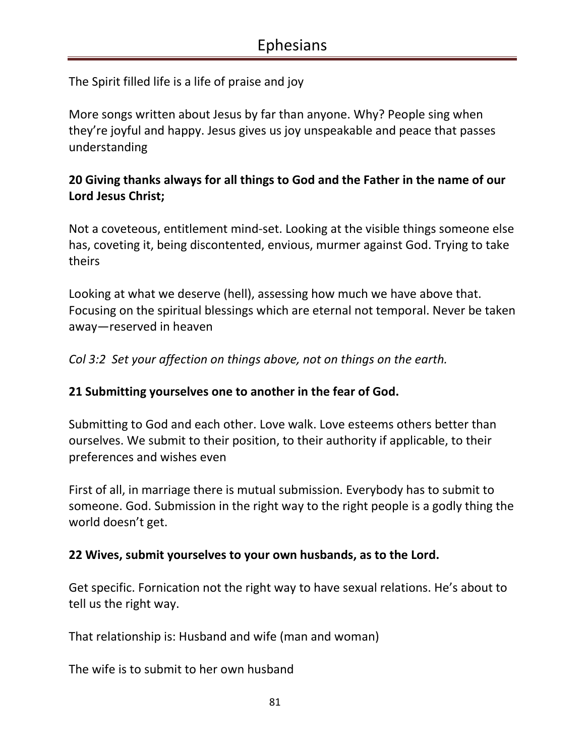The Spirit filled life is a life of praise and joy

More songs written about Jesus by far than anyone. Why? People sing when they're joyful and happy. Jesus gives us joy unspeakable and peace that passes understanding

**20 Giving thanks always for all things to God and the Father in the name of our Lord Jesus Christ;**

Not a coveteous, entitlement mind-set. Looking at the visible things someone else has, coveting it, being discontented, envious, murmer against God. Trying to take theirs

Looking at what we deserve (hell), assessing how much we have above that. Focusing on the spiritual blessings which are eternal not temporal. Never be taken away—reserved in heaven

*Col 3:2 Set your affection on things above, not on things on the earth.*

**21 Submitting yourselves one to another in the fear of God.**

Submitting to God and each other. Love walk. Love esteems others better than ourselves. We submit to their position, to their authority if applicable, to their preferences and wishes even

First of all, in marriage there is mutual submission. Everybody has to submit to someone. God. Submission in the right way to the right people is a godly thing the world doesn't get.

**22 Wives, submit yourselves to your own husbands, as to the Lord.**

Get specific. Fornication not the right way to have sexual relations. He's about to tell us the right way.

That relationship is: Husband and wife (man and woman)

The wife is to submit to her own husband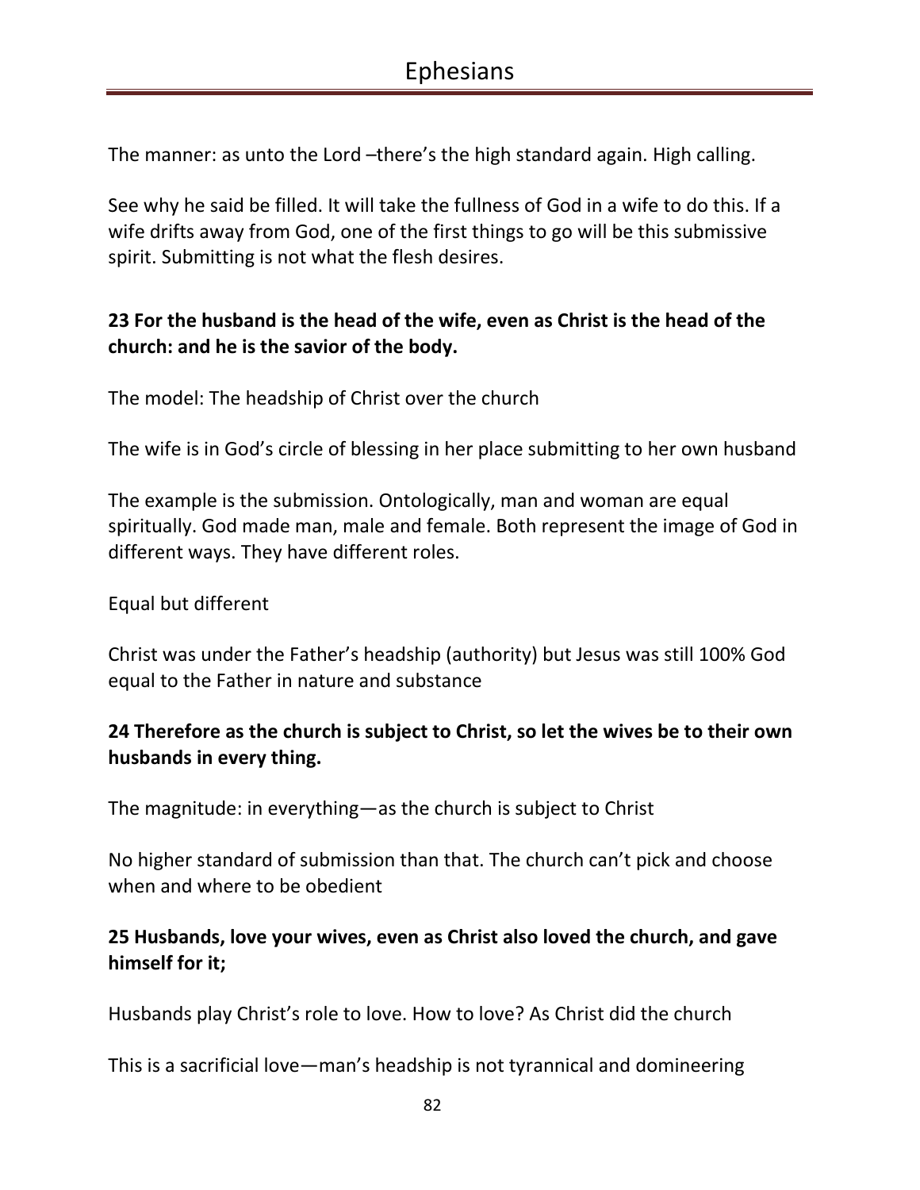The manner: as unto the Lord –there's the high standard again. High calling.

See why he said be filled. It will take the fullness of God in a wife to do this. If a wife drifts away from God, one of the first things to go will be this submissive spirit. Submitting is not what the flesh desires.

**23 For the husband is the head of the wife, even as Christ is the head of the church: and he is the savior of the body.**

The model: The headship of Christ over the church

The wife is in God's circle of blessing in her place submitting to her own husband

The example is the submission. Ontologically, man and woman are equal spiritually. God made man, male and female. Both represent the image of God in different ways. They have different roles.

Equal but different

Christ was under the Father's headship (authority) but Jesus was still 100% God equal to the Father in nature and substance

**24 Therefore as the church is subject to Christ, so let the wives be to their own husbands in every thing.**

The magnitude: in everything—as the church is subject to Christ

No higher standard of submission than that. The church can't pick and choose when and where to be obedient

**25 Husbands, love your wives, even as Christ also loved the church, and gave himself for it;**

Husbands play Christ's role to love. How to love? As Christ did the church

This is a sacrificial love—man's headship is not tyrannical and domineering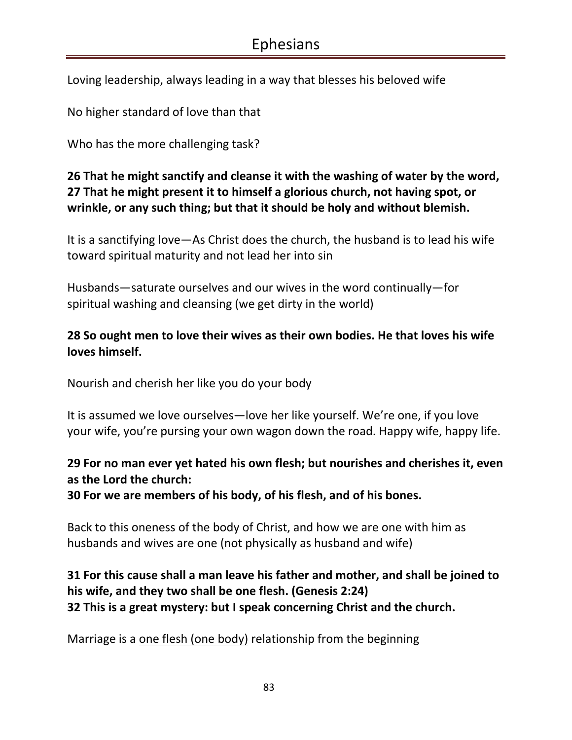Loving leadership, always leading in a way that blesses his beloved wife

No higher standard of love than that

Who has the more challenging task?

**26 That he might sanctify and cleanse it with the washing of water by the word, 27 That he might present it to himself a glorious church, not having spot, or wrinkle, or any such thing; but that it should be holy and without blemish.**

It is a sanctifying love—As Christ does the church, the husband is to lead his wife toward spiritual maturity and not lead her into sin

Husbands—saturate ourselves and our wives in the word continually—for spiritual washing and cleansing (we get dirty in the world)

**28 So ought men to love their wives as their own bodies. He that loves his wife loves himself.**

Nourish and cherish her like you do your body

It is assumed we love ourselves—love her like yourself. We're one, if you love your wife, you're pursing your own wagon down the road. Happy wife, happy life.

**29 For no man ever yet hated his own flesh; but nourishes and cherishes it, even as the Lord the church:**
**30 For we are members of his body, of his flesh, and of his bones.**

Back to this oneness of the body of Christ, and how we are one with him as husbands and wives are one (not physically as husband and wife)

**31 For this cause shall a man leave his father and mother, and shall be joined to his wife, and they two shall be one flesh. (Genesis 2:24)**
**32 This is a great mystery: but I speak concerning Christ and the church.**

Marriage is a <u>one flesh (one body)</u> relationship from the beginning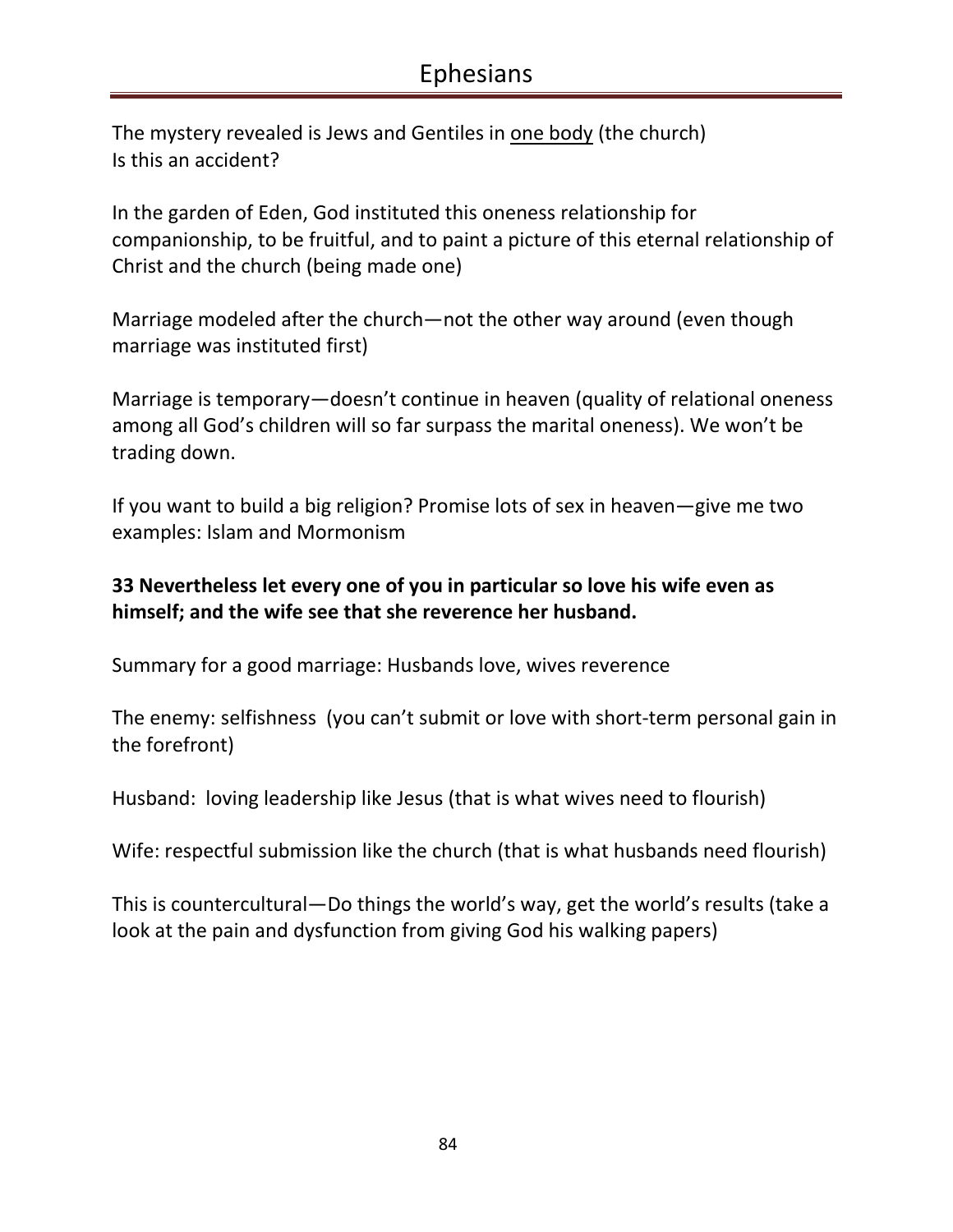The mystery revealed is Jews and Gentiles in <u>one body</u> (the church)
Is this an accident?

In the garden of Eden, God instituted this oneness relationship for companionship, to be fruitful, and to paint a picture of this eternal relationship of Christ and the church (being made one)

Marriage modeled after the church—not the other way around (even though marriage was instituted first)

Marriage is temporary—doesn't continue in heaven (quality of relational oneness among all God's children will so far surpass the marital oneness). We won't be trading down.

If you want to build a big religion? Promise lots of sex in heaven—give me two examples: Islam and Mormonism

**33 Nevertheless let every one of you in particular so love his wife even as himself; and the wife see that she reverence her husband.**

Summary for a good marriage: Husbands love, wives reverence

The enemy: selfishness (you can't submit or love with short-term personal gain in the forefront)

Husband: loving leadership like Jesus (that is what wives need to flourish)

Wife: respectful submission like the church (that is what husbands need flourish)

This is countercultural—Do things the world's way, get the world's results (take a look at the pain and dysfunction from giving God his walking papers)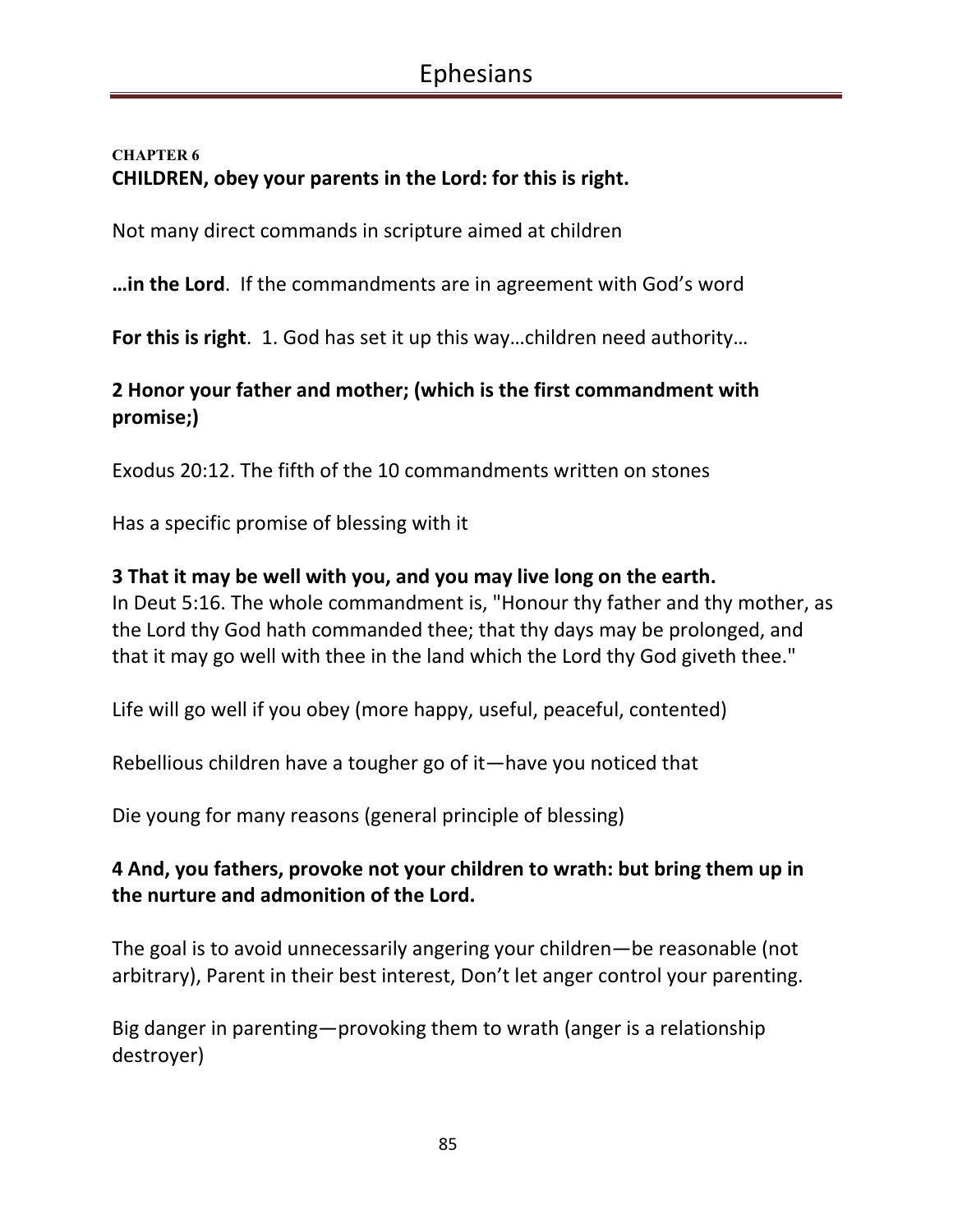**CHAPTER 6**

**CHILDREN, obey your parents in the Lord: for this is right.**

Not many direct commands in scripture aimed at children

**…in the Lord**. If the commandments are in agreement with God's word

**For this is right**. 1. God has set it up this way…children need authority…

**2 Honor your father and mother; (which is the first commandment with promise;)**

Exodus 20:12. The fifth of the 10 commandments written on stones

Has a specific promise of blessing with it

**3 That it may be well with you, and you may live long on the earth.**
In Deut 5:16. The whole commandment is, "Honour thy father and thy mother, as the Lord thy God hath commanded thee; that thy days may be prolonged, and that it may go well with thee in the land which the Lord thy God giveth thee."

Life will go well if you obey (more happy, useful, peaceful, contented)

Rebellious children have a tougher go of it—have you noticed that

Die young for many reasons (general principle of blessing)

**4 And, you fathers, provoke not your children to wrath: but bring them up in the nurture and admonition of the Lord.**

The goal is to avoid unnecessarily angering your children—be reasonable (not arbitrary), Parent in their best interest, Don't let anger control your parenting.

Big danger in parenting—provoking them to wrath (anger is a relationship destroyer)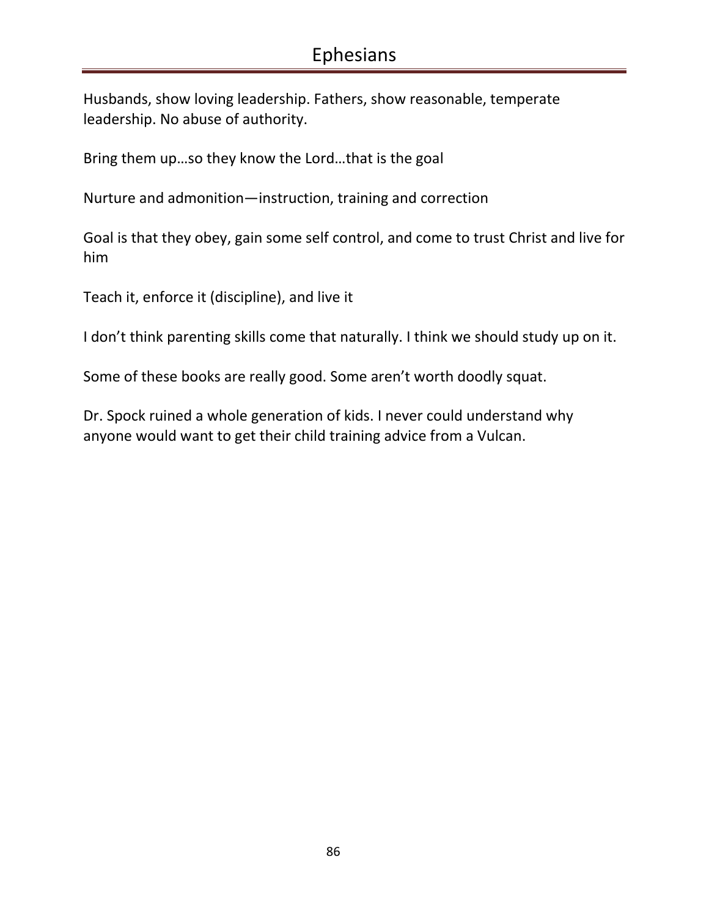Husbands, show loving leadership. Fathers, show reasonable, temperate leadership. No abuse of authority.

Bring them up…so they know the Lord…that is the goal

Nurture and admonition—instruction, training and correction

Goal is that they obey, gain some self control, and come to trust Christ and live for him

Teach it, enforce it (discipline), and live it

I don't think parenting skills come that naturally. I think we should study up on it.

Some of these books are really good. Some aren't worth doodly squat.

Dr. Spock ruined a whole generation of kids. I never could understand why anyone would want to get their child training advice from a Vulcan.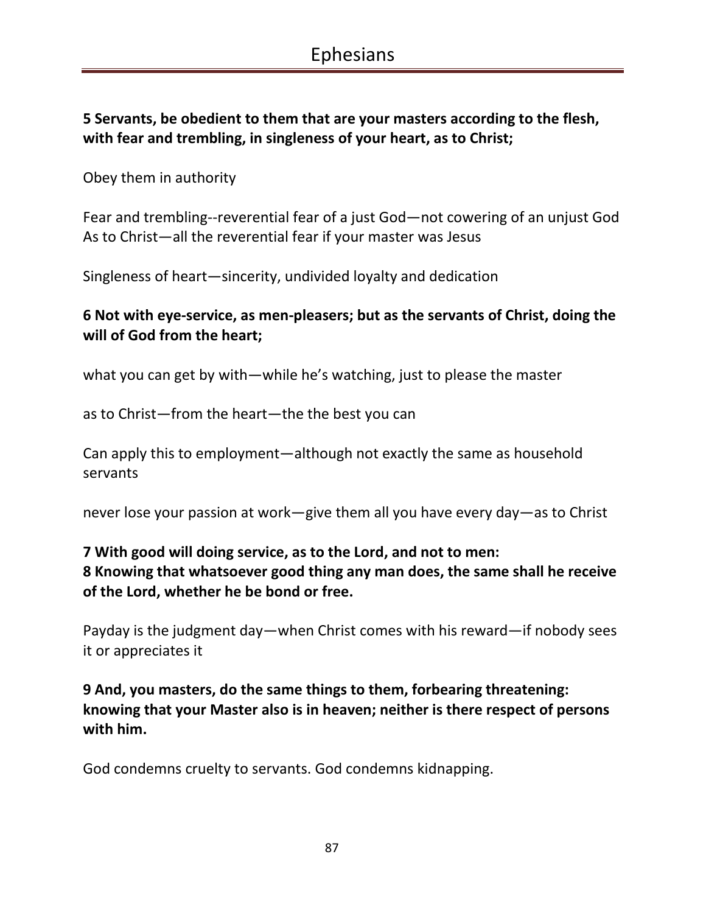**5 Servants, be obedient to them that are your masters according to the flesh, with fear and trembling, in singleness of your heart, as to Christ;**

Obey them in authority

Fear and trembling--reverential fear of a just God—not cowering of an unjust God
As to Christ—all the reverential fear if your master was Jesus

Singleness of heart—sincerity, undivided loyalty and dedication

**6 Not with eye-service, as men-pleasers; but as the servants of Christ, doing the will of God from the heart;**

what you can get by with—while he's watching, just to please the master

as to Christ—from the heart—the the best you can

Can apply this to employment—although not exactly the same as household servants

never lose your passion at work—give them all you have every day—as to Christ

**7 With good will doing service, as to the Lord, and not to men:**
**8 Knowing that whatsoever good thing any man does, the same shall he receive of the Lord, whether he be bond or free.**

Payday is the judgment day—when Christ comes with his reward—if nobody sees it or appreciates it

**9 And, you masters, do the same things to them, forbearing threatening: knowing that your Master also is in heaven; neither is there respect of persons with him.**

God condemns cruelty to servants. God condemns kidnapping.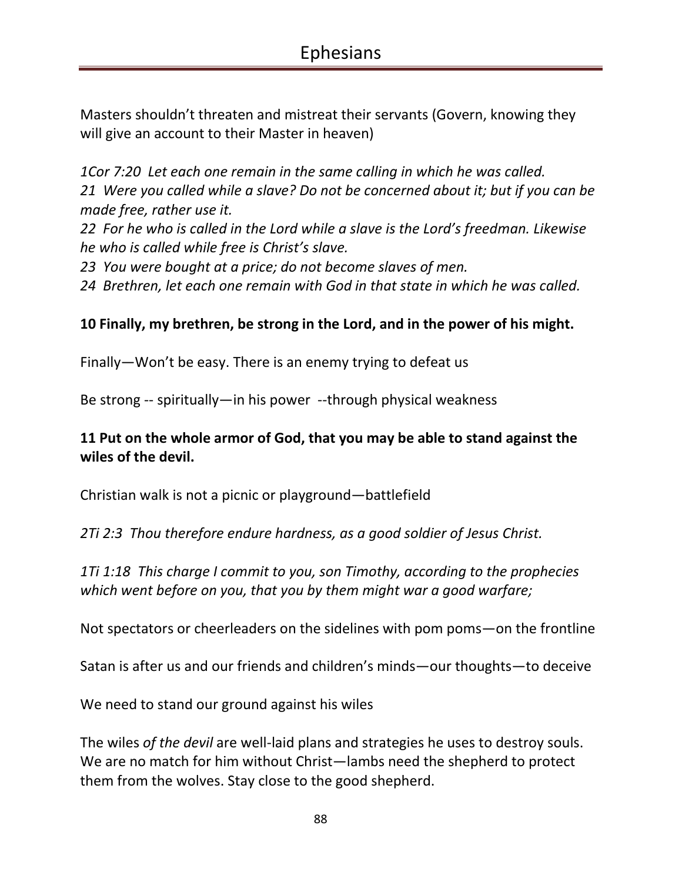Masters shouldn't threaten and mistreat their servants (Govern, knowing they will give an account to their Master in heaven)

*1Cor 7:20  Let each one remain in the same calling in which he was called.*
*21  Were you called while a slave? Do not be concerned about it; but if you can be made free, rather use it.*
*22  For he who is called in the Lord while a slave is the Lord's freedman. Likewise he who is called while free is Christ's slave.*
*23  You were bought at a price; do not become slaves of men.*
*24  Brethren, let each one remain with God in that state in which he was called.*

**10 Finally, my brethren, be strong in the Lord, and in the power of his might.**

Finally—Won't be easy. There is an enemy trying to defeat us

Be strong -- spiritually—in his power  --through physical weakness

**11 Put on the whole armor of God, that you may be able to stand against the wiles of the devil.**

Christian walk is not a picnic or playground—battlefield

*2Ti 2:3  Thou therefore endure hardness, as a good soldier of Jesus Christ.*

*1Ti 1:18  This charge I commit to you, son Timothy, according to the prophecies which went before on you, that you by them might war a good warfare;*

Not spectators or cheerleaders on the sidelines with pom poms—on the frontline

Satan is after us and our friends and children's minds—our thoughts—to deceive

We need to stand our ground against his wiles

The wiles *of the devil* are well-laid plans and strategies he uses to destroy souls. We are no match for him without Christ—lambs need the shepherd to protect them from the wolves. Stay close to the good shepherd.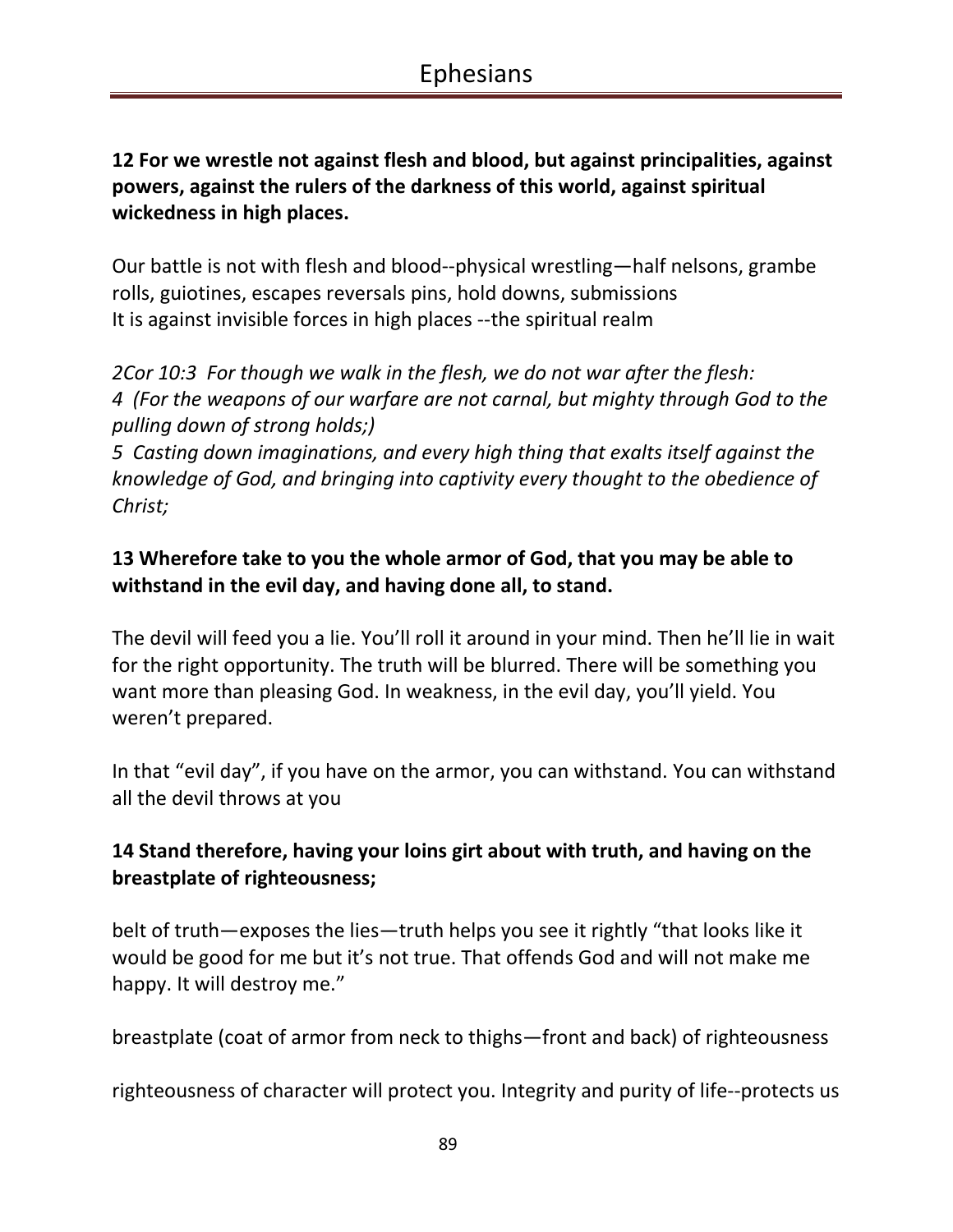**12 For we wrestle not against flesh and blood, but against principalities, against powers, against the rulers of the darkness of this world, against spiritual wickedness in high places.**

Our battle is not with flesh and blood--physical wrestling—half nelsons, grambe rolls, guiotines, escapes reversals pins, hold downs, submissions
It is against invisible forces in high places --the spiritual realm

*2Cor 10:3 For though we walk in the flesh, we do not war after the flesh:*
*4 (For the weapons of our warfare are not carnal, but mighty through God to the pulling down of strong holds;)*
*5 Casting down imaginations, and every high thing that exalts itself against the knowledge of God, and bringing into captivity every thought to the obedience of Christ;*

**13 Wherefore take to you the whole armor of God, that you may be able to withstand in the evil day, and having done all, to stand.**

The devil will feed you a lie. You'll roll it around in your mind. Then he'll lie in wait for the right opportunity. The truth will be blurred. There will be something you want more than pleasing God. In weakness, in the evil day, you'll yield. You weren't prepared.

In that "evil day", if you have on the armor, you can withstand. You can withstand all the devil throws at you

**14 Stand therefore, having your loins girt about with truth, and having on the breastplate of righteousness;**

belt of truth—exposes the lies—truth helps you see it rightly "that looks like it would be good for me but it's not true. That offends God and will not make me happy. It will destroy me."

breastplate (coat of armor from neck to thighs—front and back) of righteousness

righteousness of character will protect you. Integrity and purity of life--protects us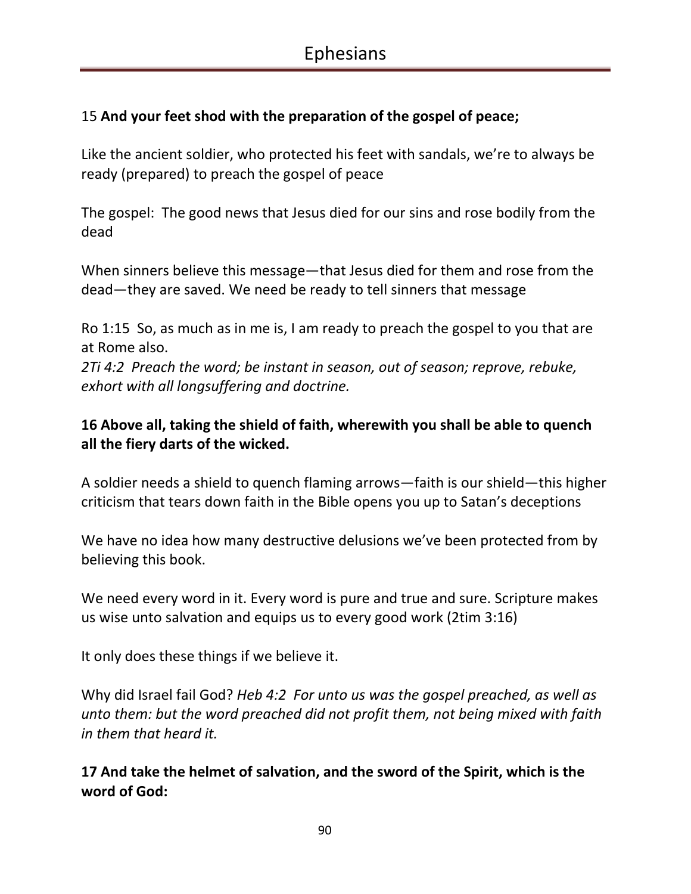15 **And your feet shod with the preparation of the gospel of peace;**

Like the ancient soldier, who protected his feet with sandals, we're to always be ready (prepared) to preach the gospel of peace

The gospel: The good news that Jesus died for our sins and rose bodily from the dead

When sinners believe this message—that Jesus died for them and rose from the dead—they are saved. We need be ready to tell sinners that message

Ro 1:15 So, as much as in me is, I am ready to preach the gospel to you that are at Rome also.
*2Ti 4:2 Preach the word; be instant in season, out of season; reprove, rebuke, exhort with all longsuffering and doctrine.*

**16 Above all, taking the shield of faith, wherewith you shall be able to quench all the fiery darts of the wicked.**

A soldier needs a shield to quench flaming arrows—faith is our shield—this higher criticism that tears down faith in the Bible opens you up to Satan's deceptions

We have no idea how many destructive delusions we've been protected from by believing this book.

We need every word in it. Every word is pure and true and sure. Scripture makes us wise unto salvation and equips us to every good work (2tim 3:16)

It only does these things if we believe it.

Why did Israel fail God? *Heb 4:2 For unto us was the gospel preached, as well as unto them: but the word preached did not profit them, not being mixed with faith in them that heard it.*

**17 And take the helmet of salvation, and the sword of the Spirit, which is the word of God:**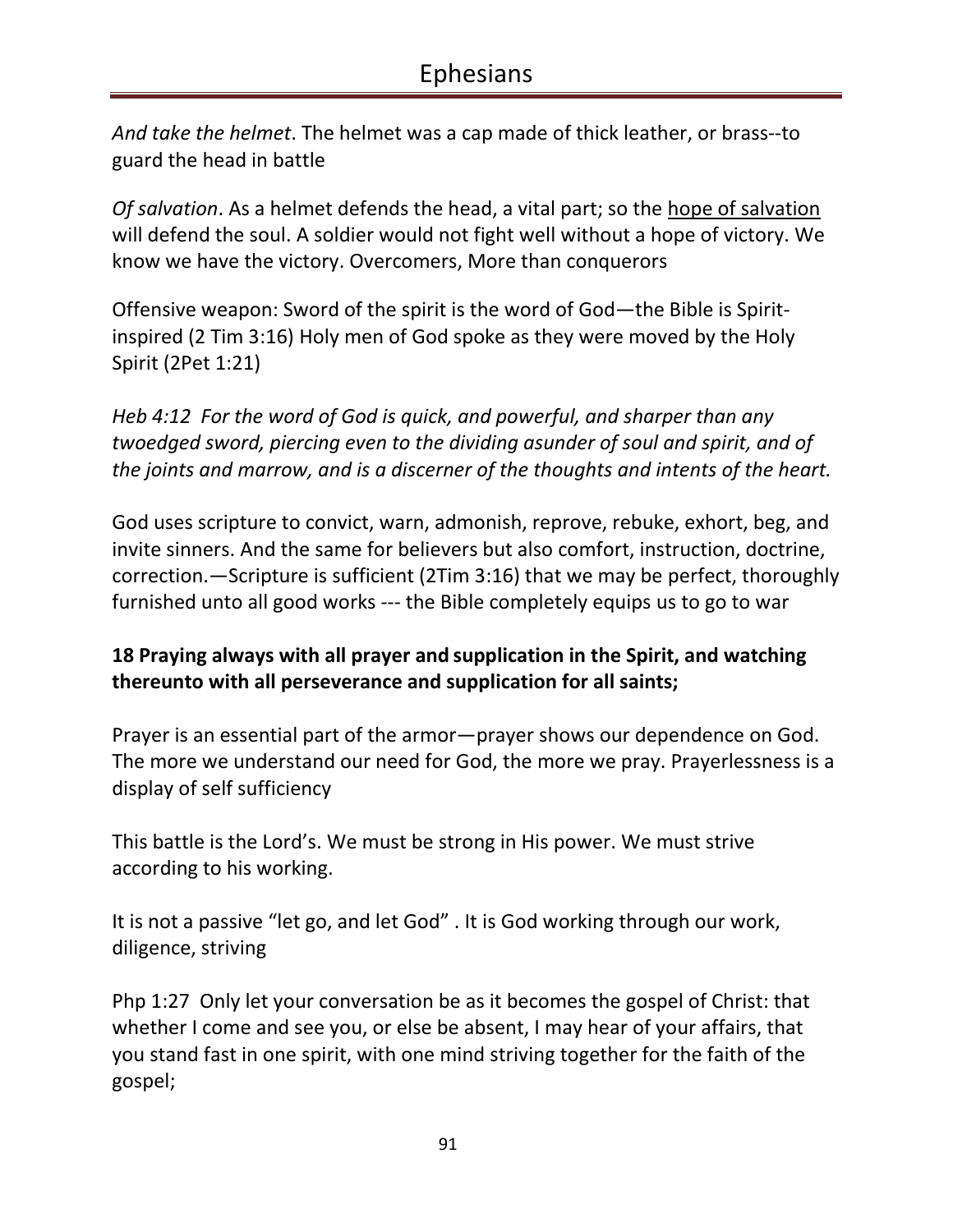*And take the helmet*. The helmet was a cap made of thick leather, or brass--to guard the head in battle

*Of salvation*. As a helmet defends the head, a vital part; so the <u>hope of salvation</u> will defend the soul. A soldier would not fight well without a hope of victory. We know we have the victory. Overcomers, More than conquerors

Offensive weapon: Sword of the spirit is the word of God—the Bible is Spirit-inspired (2 Tim 3:16) Holy men of God spoke as they were moved by the Holy Spirit (2Pet 1:21)

*Heb 4:12 For the word of God is quick, and powerful, and sharper than any twoedged sword, piercing even to the dividing asunder of soul and spirit, and of the joints and marrow, and is a discerner of the thoughts and intents of the heart.*

God uses scripture to convict, warn, admonish, reprove, rebuke, exhort, beg, and invite sinners. And the same for believers but also comfort, instruction, doctrine, correction.—Scripture is sufficient (2Tim 3:16) that we may be perfect, thoroughly furnished unto all good works --- the Bible completely equips us to go to war

**18 Praying always with all prayer and supplication in the Spirit, and watching thereunto with all perseverance and supplication for all saints;**

Prayer is an essential part of the armor—prayer shows our dependence on God. The more we understand our need for God, the more we pray. Prayerlessness is a display of self sufficiency

This battle is the Lord's. We must be strong in His power. We must strive according to his working.

It is not a passive "let go, and let God" . It is God working through our work, diligence, striving

Php 1:27 Only let your conversation be as it becomes the gospel of Christ: that whether I come and see you, or else be absent, I may hear of your affairs, that you stand fast in one spirit, with one mind striving together for the faith of the gospel;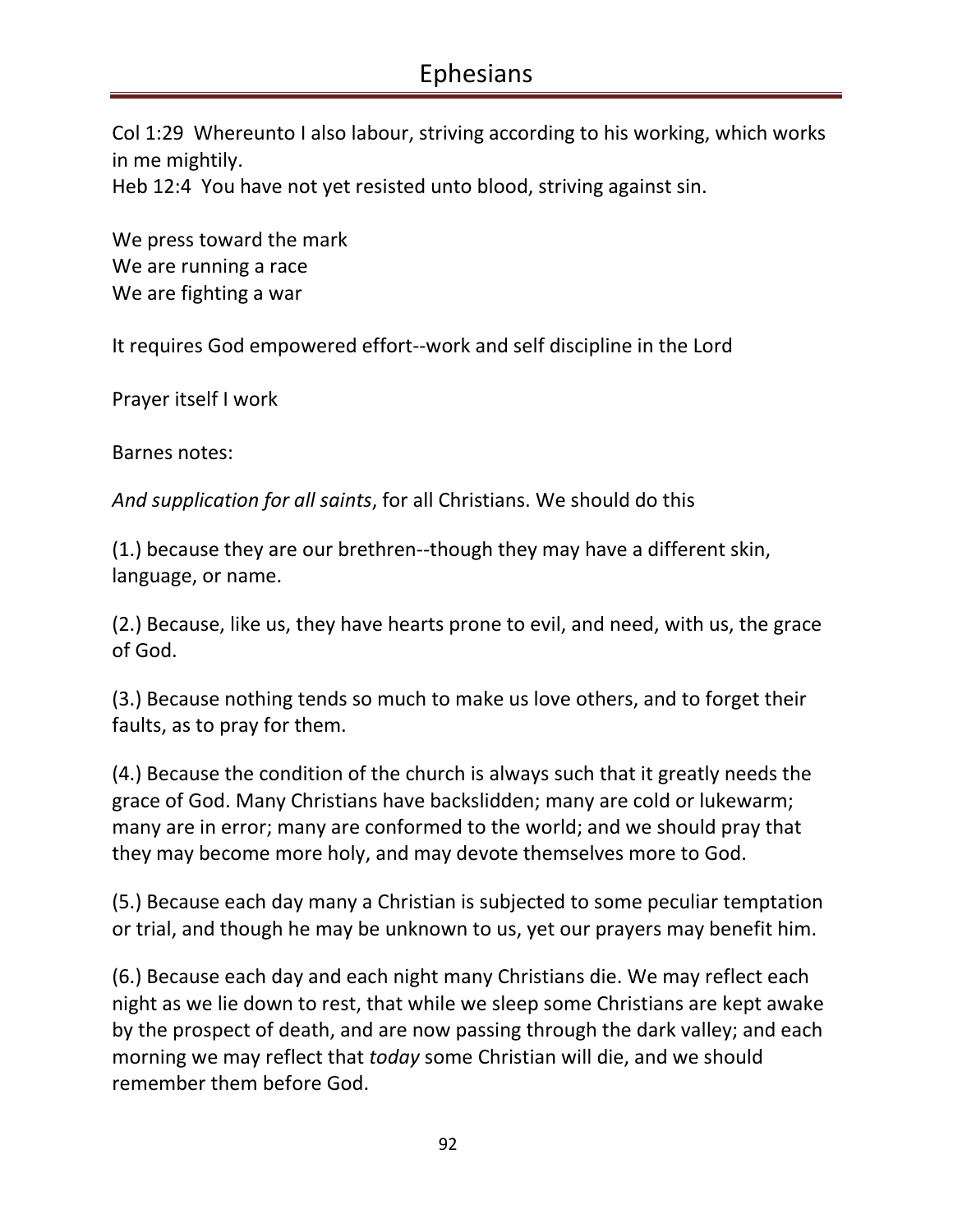Col 1:29  Whereunto I also labour, striving according to his working, which works in me mightily.
Heb 12:4  You have not yet resisted unto blood, striving against sin.

We press toward the mark
We are running a race
We are fighting a war

It requires God empowered effort--work and self discipline in the Lord

Prayer itself I work

Barnes notes:

*And supplication for all saints*, for all Christians. We should do this

(1.) because they are our brethren--though they may have a different skin, language, or name.

(2.) Because, like us, they have hearts prone to evil, and need, with us, the grace of God.

(3.) Because nothing tends so much to make us love others, and to forget their faults, as to pray for them.

(4.) Because the condition of the church is always such that it greatly needs the grace of God. Many Christians have backslidden; many are cold or lukewarm; many are in error; many are conformed to the world; and we should pray that they may become more holy, and may devote themselves more to God.

(5.) Because each day many a Christian is subjected to some peculiar temptation or trial, and though he may be unknown to us, yet our prayers may benefit him.

(6.) Because each day and each night many Christians die. We may reflect each night as we lie down to rest, that while we sleep some Christians are kept awake by the prospect of death, and are now passing through the dark valley; and each morning we may reflect that *today* some Christian will die, and we should remember them before God.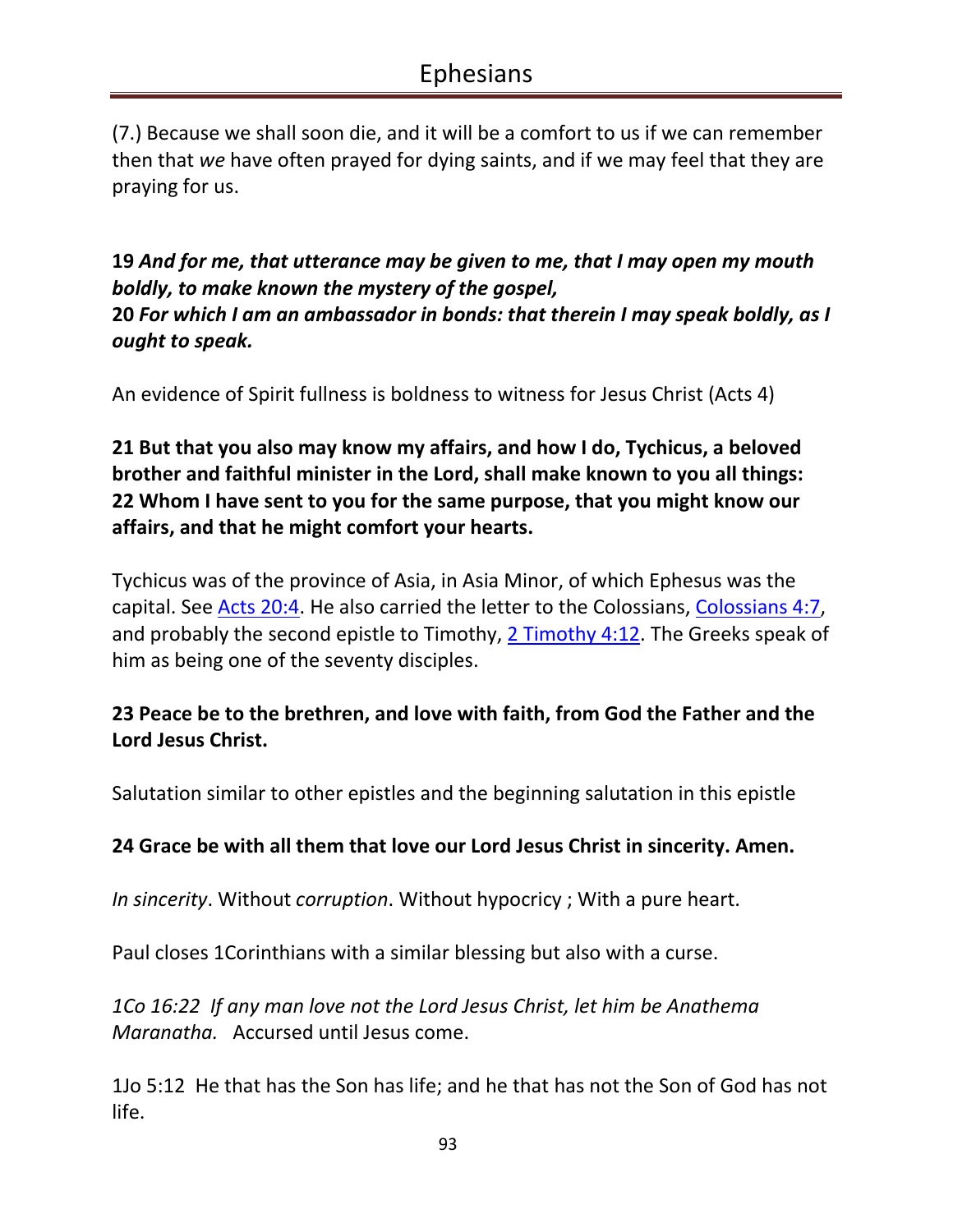(7.) Because we shall soon die, and it will be a comfort to us if we can remember then that *we* have often prayed for dying saints, and if we may feel that they are praying for us.

**19** ***And for me, that utterance may be given to me, that I may open my mouth boldly, to make known the mystery of the gospel,***
**20** ***For which I am an ambassador in bonds: that therein I may speak boldly, as I ought to speak.***

An evidence of Spirit fullness is boldness to witness for Jesus Christ (Acts 4)

**21 But that you also may know my affairs, and how I do, Tychicus, a beloved brother and faithful minister in the Lord, shall make known to you all things:**
**22 Whom I have sent to you for the same purpose, that you might know our affairs, and that he might comfort your hearts.**

Tychicus was of the province of Asia, in Asia Minor, of which Ephesus was the capital. See Acts 20:4. He also carried the letter to the Colossians, Colossians 4:7, and probably the second epistle to Timothy, 2 Timothy 4:12. The Greeks speak of him as being one of the seventy disciples.

**23 Peace be to the brethren, and love with faith, from God the Father and the Lord Jesus Christ.**

Salutation similar to other epistles and the beginning salutation in this epistle

**24 Grace be with all them that love our Lord Jesus Christ in sincerity. Amen.**

*In sincerity*. Without *corruption*. Without hypocricy ; With a pure heart.

Paul closes 1Corinthians with a similar blessing but also with a curse.

*1Co 16:22 If any man love not the Lord Jesus Christ, let him be Anathema Maranatha.* Accursed until Jesus come.

1Jo 5:12 He that has the Son has life; and he that has not the Son of God has not life.